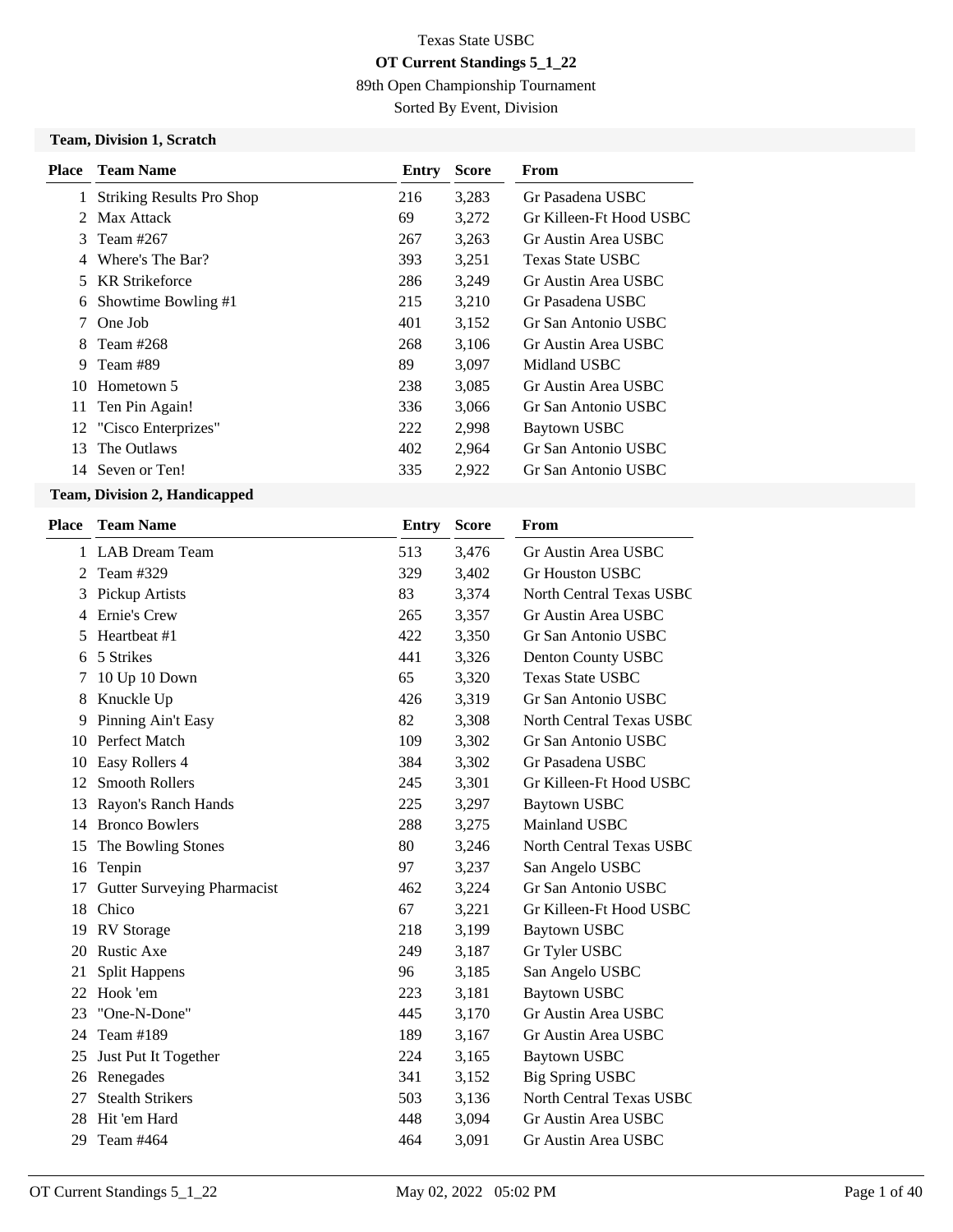Texas State USBC

**OT Current Standings 5_1_22**

89th Open Championship Tournament

Sorted By Event, Division

### Team, Division 1, Scratch

| Place | Team Name | Entry | Score | From |
|---|---|---|---|---|
| 1 | Striking Results Pro Shop | 216 | 3,283 | Gr Pasadena USBC |
| 2 | Max Attack | 69 | 3,272 | Gr Killeen-Ft Hood USBC |
| 3 | Team #267 | 267 | 3,263 | Gr Austin Area USBC |
| 4 | Where's The Bar? | 393 | 3,251 | Texas State USBC |
| 5 | KR Strikeforce | 286 | 3,249 | Gr Austin Area USBC |
| 6 | Showtime Bowling #1 | 215 | 3,210 | Gr Pasadena USBC |
| 7 | One Job | 401 | 3,152 | Gr San Antonio USBC |
| 8 | Team #268 | 268 | 3,106 | Gr Austin Area USBC |
| 9 | Team #89 | 89 | 3,097 | Midland USBC |
| 10 | Hometown 5 | 238 | 3,085 | Gr Austin Area USBC |
| 11 | Ten Pin Again! | 336 | 3,066 | Gr San Antonio USBC |
| 12 | "Cisco Enterprizes" | 222 | 2,998 | Baytown USBC |
| 13 | The Outlaws | 402 | 2,964 | Gr San Antonio USBC |
| 14 | Seven or Ten! | 335 | 2,922 | Gr San Antonio USBC |

### Team, Division 2, Handicapped

| Place | Team Name | Entry | Score | From |
|---|---|---|---|---|
| 1 | LAB Dream Team | 513 | 3,476 | Gr Austin Area USBC |
| 2 | Team #329 | 329 | 3,402 | Gr Houston USBC |
| 3 | Pickup Artists | 83 | 3,374 | North Central Texas USBC |
| 4 | Ernie's Crew | 265 | 3,357 | Gr Austin Area USBC |
| 5 | Heartbeat #1 | 422 | 3,350 | Gr San Antonio USBC |
| 6 | 5 Strikes | 441 | 3,326 | Denton County USBC |
| 7 | 10 Up 10 Down | 65 | 3,320 | Texas State USBC |
| 8 | Knuckle Up | 426 | 3,319 | Gr San Antonio USBC |
| 9 | Pinning Ain't Easy | 82 | 3,308 | North Central Texas USBC |
| 10 | Perfect Match | 109 | 3,302 | Gr San Antonio USBC |
| 10 | Easy Rollers 4 | 384 | 3,302 | Gr Pasadena USBC |
| 12 | Smooth Rollers | 245 | 3,301 | Gr Killeen-Ft Hood USBC |
| 13 | Rayon's Ranch Hands | 225 | 3,297 | Baytown USBC |
| 14 | Bronco Bowlers | 288 | 3,275 | Mainland USBC |
| 15 | The Bowling Stones | 80 | 3,246 | North Central Texas USBC |
| 16 | Tenpin | 97 | 3,237 | San Angelo USBC |
| 17 | Gutter Surveying Pharmacist | 462 | 3,224 | Gr San Antonio USBC |
| 18 | Chico | 67 | 3,221 | Gr Killeen-Ft Hood USBC |
| 19 | RV Storage | 218 | 3,199 | Baytown USBC |
| 20 | Rustic Axe | 249 | 3,187 | Gr Tyler USBC |
| 21 | Split Happens | 96 | 3,185 | San Angelo USBC |
| 22 | Hook 'em | 223 | 3,181 | Baytown USBC |
| 23 | "One-N-Done" | 445 | 3,170 | Gr Austin Area USBC |
| 24 | Team #189 | 189 | 3,167 | Gr Austin Area USBC |
| 25 | Just Put It Together | 224 | 3,165 | Baytown USBC |
| 26 | Renegades | 341 | 3,152 | Big Spring USBC |
| 27 | Stealth Strikers | 503 | 3,136 | North Central Texas USBC |
| 28 | Hit 'em Hard | 448 | 3,094 | Gr Austin Area USBC |
| 29 | Team #464 | 464 | 3,091 | Gr Austin Area USBC |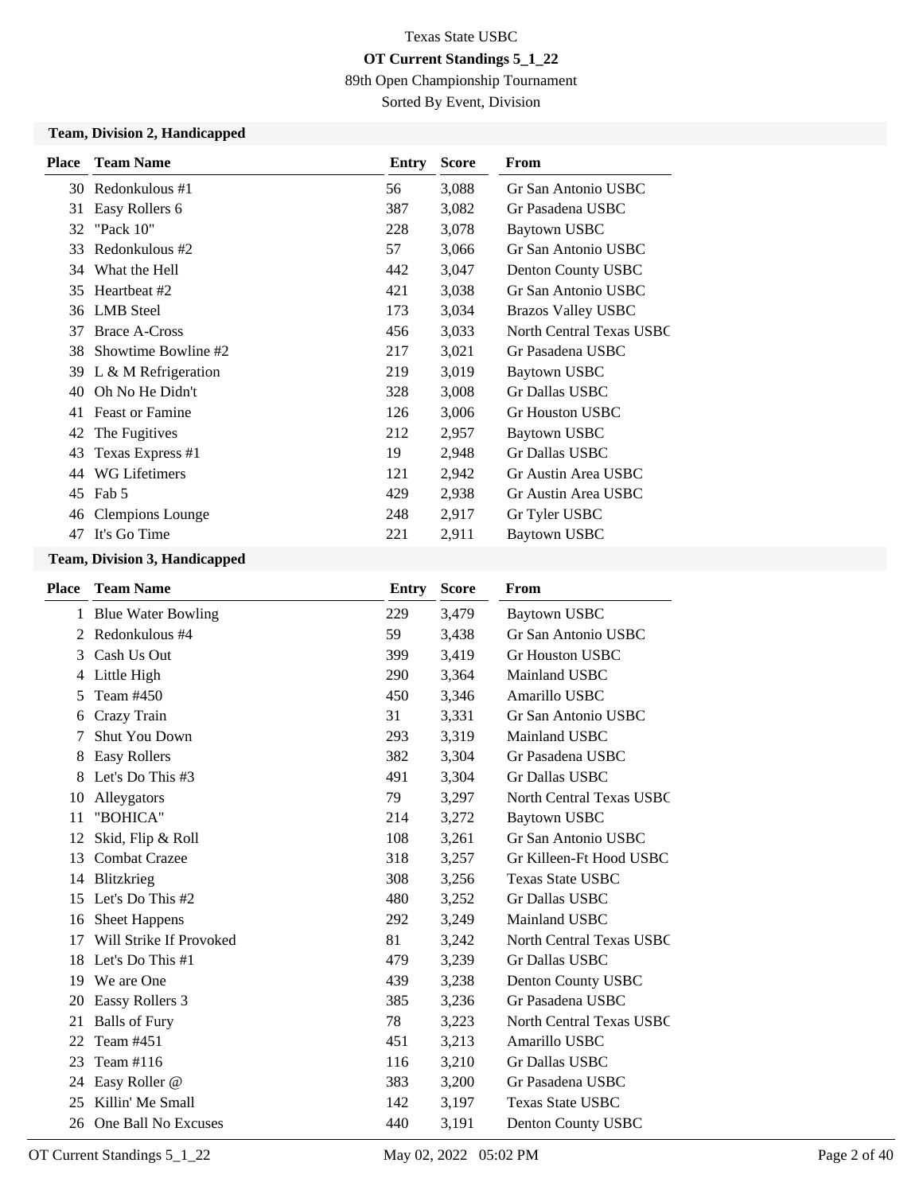Texas State USBC

**OT Current Standings 5_1_22**

89th Open Championship Tournament

Sorted By Event, Division

### Team, Division 2, Handicapped

| Place | Team Name | Entry | Score | From |
|---|---|---|---|---|
| 30 | Redonkulous #1 | 56 | 3,088 | Gr San Antonio USBC |
| 31 | Easy Rollers 6 | 387 | 3,082 | Gr Pasadena USBC |
| 32 | "Pack 10" | 228 | 3,078 | Baytown USBC |
| 33 | Redonkulous #2 | 57 | 3,066 | Gr San Antonio USBC |
| 34 | What the Hell | 442 | 3,047 | Denton County USBC |
| 35 | Heartbeat #2 | 421 | 3,038 | Gr San Antonio USBC |
| 36 | LMB Steel | 173 | 3,034 | Brazos Valley USBC |
| 37 | Brace A-Cross | 456 | 3,033 | North Central Texas USBC |
| 38 | Showtime Bowline #2 | 217 | 3,021 | Gr Pasadena USBC |
| 39 | L & M Refrigeration | 219 | 3,019 | Baytown USBC |
| 40 | Oh No He Didn't | 328 | 3,008 | Gr Dallas USBC |
| 41 | Feast or Famine | 126 | 3,006 | Gr Houston USBC |
| 42 | The Fugitives | 212 | 2,957 | Baytown USBC |
| 43 | Texas Express #1 | 19 | 2,948 | Gr Dallas USBC |
| 44 | WG Lifetimers | 121 | 2,942 | Gr Austin Area USBC |
| 45 | Fab 5 | 429 | 2,938 | Gr Austin Area USBC |
| 46 | Clempions Lounge | 248 | 2,917 | Gr Tyler USBC |
| 47 | It's Go Time | 221 | 2,911 | Baytown USBC |

### Team, Division 3, Handicapped

| Place | Team Name | Entry | Score | From |
|---|---|---|---|---|
| 1 | Blue Water Bowling | 229 | 3,479 | Baytown USBC |
| 2 | Redonkulous #4 | 59 | 3,438 | Gr San Antonio USBC |
| 3 | Cash Us Out | 399 | 3,419 | Gr Houston USBC |
| 4 | Little High | 290 | 3,364 | Mainland USBC |
| 5 | Team #450 | 450 | 3,346 | Amarillo USBC |
| 6 | Crazy Train | 31 | 3,331 | Gr San Antonio USBC |
| 7 | Shut You Down | 293 | 3,319 | Mainland USBC |
| 8 | Easy Rollers | 382 | 3,304 | Gr Pasadena USBC |
| 8 | Let's Do This #3 | 491 | 3,304 | Gr Dallas USBC |
| 10 | Alleygators | 79 | 3,297 | North Central Texas USBC |
| 11 | "BOHICA" | 214 | 3,272 | Baytown USBC |
| 12 | Skid, Flip & Roll | 108 | 3,261 | Gr San Antonio USBC |
| 13 | Combat Crazee | 318 | 3,257 | Gr Killeen-Ft Hood USBC |
| 14 | Blitzkrieg | 308 | 3,256 | Texas State USBC |
| 15 | Let's Do This #2 | 480 | 3,252 | Gr Dallas USBC |
| 16 | Sheet Happens | 292 | 3,249 | Mainland USBC |
| 17 | Will Strike If Provoked | 81 | 3,242 | North Central Texas USBC |
| 18 | Let's Do This #1 | 479 | 3,239 | Gr Dallas USBC |
| 19 | We are One | 439 | 3,238 | Denton County USBC |
| 20 | Eassy Rollers 3 | 385 | 3,236 | Gr Pasadena USBC |
| 21 | Balls of Fury | 78 | 3,223 | North Central Texas USBC |
| 22 | Team #451 | 451 | 3,213 | Amarillo USBC |
| 23 | Team #116 | 116 | 3,210 | Gr Dallas USBC |
| 24 | Easy Roller @ | 383 | 3,200 | Gr Pasadena USBC |
| 25 | Killin' Me Small | 142 | 3,197 | Texas State USBC |
| 26 | One Ball No Excuses | 440 | 3,191 | Denton County USBC |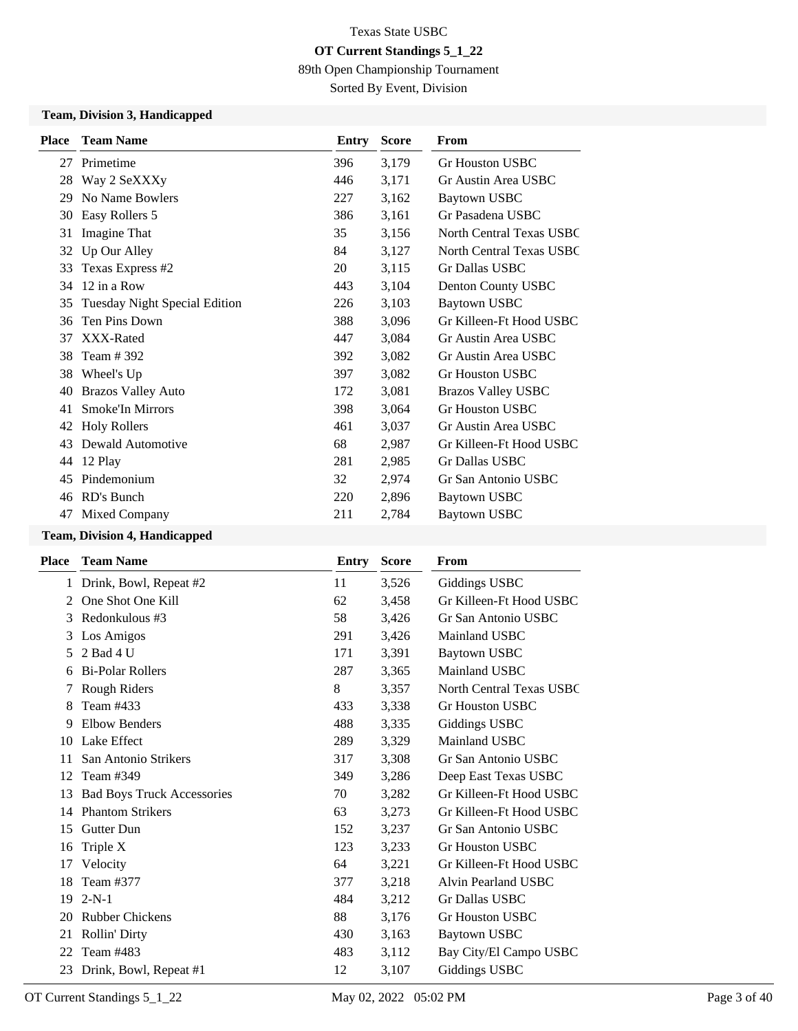Texas State USBC

**OT Current Standings 5_1_22**

89th Open Championship Tournament

Sorted By Event, Division

**Team, Division 3, Handicapped**

| Place | Team Name | Entry | Score | From |
|---|---|---|---|---|
| 27 | Primetime | 396 | 3,179 | Gr Houston USBC |
| 28 | Way 2 SeXXXy | 446 | 3,171 | Gr Austin Area USBC |
| 29 | No Name Bowlers | 227 | 3,162 | Baytown USBC |
| 30 | Easy Rollers 5 | 386 | 3,161 | Gr Pasadena USBC |
| 31 | Imagine That | 35 | 3,156 | North Central Texas USBC |
| 32 | Up Our Alley | 84 | 3,127 | North Central Texas USBC |
| 33 | Texas Express #2 | 20 | 3,115 | Gr Dallas USBC |
| 34 | 12 in a Row | 443 | 3,104 | Denton County USBC |
| 35 | Tuesday Night Special Edition | 226 | 3,103 | Baytown USBC |
| 36 | Ten Pins Down | 388 | 3,096 | Gr Killeen-Ft Hood USBC |
| 37 | XXX-Rated | 447 | 3,084 | Gr Austin Area USBC |
| 38 | Team # 392 | 392 | 3,082 | Gr Austin Area USBC |
| 38 | Wheel's Up | 397 | 3,082 | Gr Houston USBC |
| 40 | Brazos Valley Auto | 172 | 3,081 | Brazos Valley USBC |
| 41 | Smoke'In Mirrors | 398 | 3,064 | Gr Houston USBC |
| 42 | Holy Rollers | 461 | 3,037 | Gr Austin Area USBC |
| 43 | Dewald Automotive | 68 | 2,987 | Gr Killeen-Ft Hood USBC |
| 44 | 12 Play | 281 | 2,985 | Gr Dallas USBC |
| 45 | Pindemonium | 32 | 2,974 | Gr San Antonio USBC |
| 46 | RD's Bunch | 220 | 2,896 | Baytown USBC |
| 47 | Mixed Company | 211 | 2,784 | Baytown USBC |

**Team, Division 4, Handicapped**

| Place | Team Name | Entry | Score | From |
|---|---|---|---|---|
| 1 | Drink, Bowl, Repeat #2 | 11 | 3,526 | Giddings USBC |
| 2 | One Shot One Kill | 62 | 3,458 | Gr Killeen-Ft Hood USBC |
| 3 | Redonkulous #3 | 58 | 3,426 | Gr San Antonio USBC |
| 3 | Los Amigos | 291 | 3,426 | Mainland USBC |
| 5 | 2 Bad 4 U | 171 | 3,391 | Baytown USBC |
| 6 | Bi-Polar Rollers | 287 | 3,365 | Mainland USBC |
| 7 | Rough Riders | 8 | 3,357 | North Central Texas USBC |
| 8 | Team #433 | 433 | 3,338 | Gr Houston USBC |
| 9 | Elbow Benders | 488 | 3,335 | Giddings USBC |
| 10 | Lake Effect | 289 | 3,329 | Mainland USBC |
| 11 | San Antonio Strikers | 317 | 3,308 | Gr San Antonio USBC |
| 12 | Team #349 | 349 | 3,286 | Deep East Texas USBC |
| 13 | Bad Boys Truck Accessories | 70 | 3,282 | Gr Killeen-Ft Hood USBC |
| 14 | Phantom Strikers | 63 | 3,273 | Gr Killeen-Ft Hood USBC |
| 15 | Gutter Dun | 152 | 3,237 | Gr San Antonio USBC |
| 16 | Triple X | 123 | 3,233 | Gr Houston USBC |
| 17 | Velocity | 64 | 3,221 | Gr Killeen-Ft Hood USBC |
| 18 | Team #377 | 377 | 3,218 | Alvin Pearland USBC |
| 19 | 2-N-1 | 484 | 3,212 | Gr Dallas USBC |
| 20 | Rubber Chickens | 88 | 3,176 | Gr Houston USBC |
| 21 | Rollin' Dirty | 430 | 3,163 | Baytown USBC |
| 22 | Team #483 | 483 | 3,112 | Bay City/El Campo USBC |
| 23 | Drink, Bowl, Repeat #1 | 12 | 3,107 | Giddings USBC |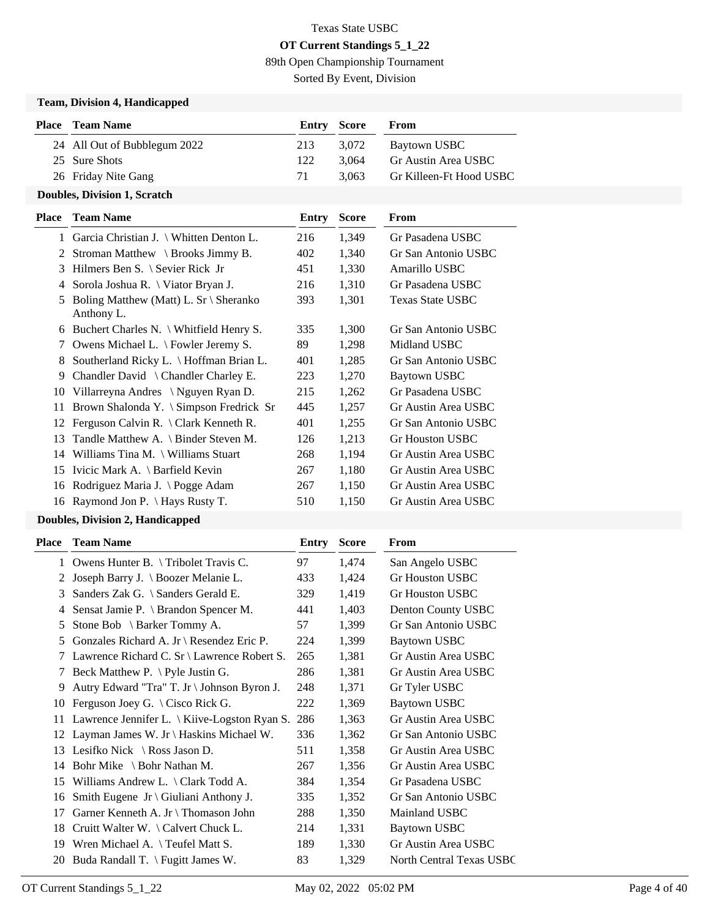Texas State USBC

**OT Current Standings 5_1_22**

89th Open Championship Tournament

Sorted By Event, Division

### Team, Division 4, Handicapped

| Place | Team Name | Entry | Score | From |
|---|---|---|---|---|
| 24 | All Out of Bubblegum 2022 | 213 | 3,072 | Baytown USBC |
| 25 | Sure Shots | 122 | 3,064 | Gr Austin Area USBC |
| 26 | Friday Nite Gang | 71 | 3,063 | Gr Killeen-Ft Hood USBC |

### Doubles, Division 1, Scratch

| Place | Team Name | Entry | Score | From |
|---|---|---|---|---|
| 1 | Garcia Christian J. \ Whitten Denton L. | 216 | 1,349 | Gr Pasadena USBC |
| 2 | Stroman Matthew \ Brooks Jimmy B. | 402 | 1,340 | Gr San Antonio USBC |
| 3 | Hilmers Ben S. \ Sevier Rick Jr | 451 | 1,330 | Amarillo USBC |
| 4 | Sorola Joshua R. \ Viator Bryan J. | 216 | 1,310 | Gr Pasadena USBC |
| 5 | Boling Matthew (Matt) L. Sr \ Sheranko Anthony L. | 393 | 1,301 | Texas State USBC |
| 6 | Buchert Charles N. \ Whitfield Henry S. | 335 | 1,300 | Gr San Antonio USBC |
| 7 | Owens Michael L. \ Fowler Jeremy S. | 89 | 1,298 | Midland USBC |
| 8 | Southerland Ricky L. \ Hoffman Brian L. | 401 | 1,285 | Gr San Antonio USBC |
| 9 | Chandler David \ Chandler Charley E. | 223 | 1,270 | Baytown USBC |
| 10 | Villarreyna Andres \ Nguyen Ryan D. | 215 | 1,262 | Gr Pasadena USBC |
| 11 | Brown Shalonda Y. \ Simpson Fredrick Sr | 445 | 1,257 | Gr Austin Area USBC |
| 12 | Ferguson Calvin R. \ Clark Kenneth R. | 401 | 1,255 | Gr San Antonio USBC |
| 13 | Tandle Matthew A. \ Binder Steven M. | 126 | 1,213 | Gr Houston USBC |
| 14 | Williams Tina M. \ Williams Stuart | 268 | 1,194 | Gr Austin Area USBC |
| 15 | Ivicic Mark A. \ Barfield Kevin | 267 | 1,180 | Gr Austin Area USBC |
| 16 | Rodriguez Maria J. \ Pogge Adam | 267 | 1,150 | Gr Austin Area USBC |
| 16 | Raymond Jon P. \ Hays Rusty T. | 510 | 1,150 | Gr Austin Area USBC |

### Doubles, Division 2, Handicapped

| Place | Team Name | Entry | Score | From |
|---|---|---|---|---|
| 1 | Owens Hunter B. \ Tribolet Travis C. | 97 | 1,474 | San Angelo USBC |
| 2 | Joseph Barry J. \ Boozer Melanie L. | 433 | 1,424 | Gr Houston USBC |
| 3 | Sanders Zak G. \ Sanders Gerald E. | 329 | 1,419 | Gr Houston USBC |
| 4 | Sensat Jamie P. \ Brandon Spencer M. | 441 | 1,403 | Denton County USBC |
| 5 | Stone Bob \ Barker Tommy A. | 57 | 1,399 | Gr San Antonio USBC |
| 5 | Gonzales Richard A. Jr \ Resendez Eric P. | 224 | 1,399 | Baytown USBC |
| 7 | Lawrence Richard C. Sr \ Lawrence Robert S. | 265 | 1,381 | Gr Austin Area USBC |
| 7 | Beck Matthew P. \ Pyle Justin G. | 286 | 1,381 | Gr Austin Area USBC |
| 9 | Autry Edward "Tra" T. Jr \ Johnson Byron J. | 248 | 1,371 | Gr Tyler USBC |
| 10 | Ferguson Joey G. \ Cisco Rick G. | 222 | 1,369 | Baytown USBC |
| 11 | Lawrence Jennifer L. \ Kiive-Logston Ryan S. | 286 | 1,363 | Gr Austin Area USBC |
| 12 | Layman James W. Jr \ Haskins Michael W. | 336 | 1,362 | Gr San Antonio USBC |
| 13 | Lesifko Nick \ Ross Jason D. | 511 | 1,358 | Gr Austin Area USBC |
| 14 | Bohr Mike \ Bohr Nathan M. | 267 | 1,356 | Gr Austin Area USBC |
| 15 | Williams Andrew L. \ Clark Todd A. | 384 | 1,354 | Gr Pasadena USBC |
| 16 | Smith Eugene Jr \ Giuliani Anthony J. | 335 | 1,352 | Gr San Antonio USBC |
| 17 | Garner Kenneth A. Jr \ Thomason John | 288 | 1,350 | Mainland USBC |
| 18 | Cruitt Walter W. \ Calvert Chuck L. | 214 | 1,331 | Baytown USBC |
| 19 | Wren Michael A. \ Teufel Matt S. | 189 | 1,330 | Gr Austin Area USBC |
| 20 | Buda Randall T. \ Fugitt James W. | 83 | 1,329 | North Central Texas USBC |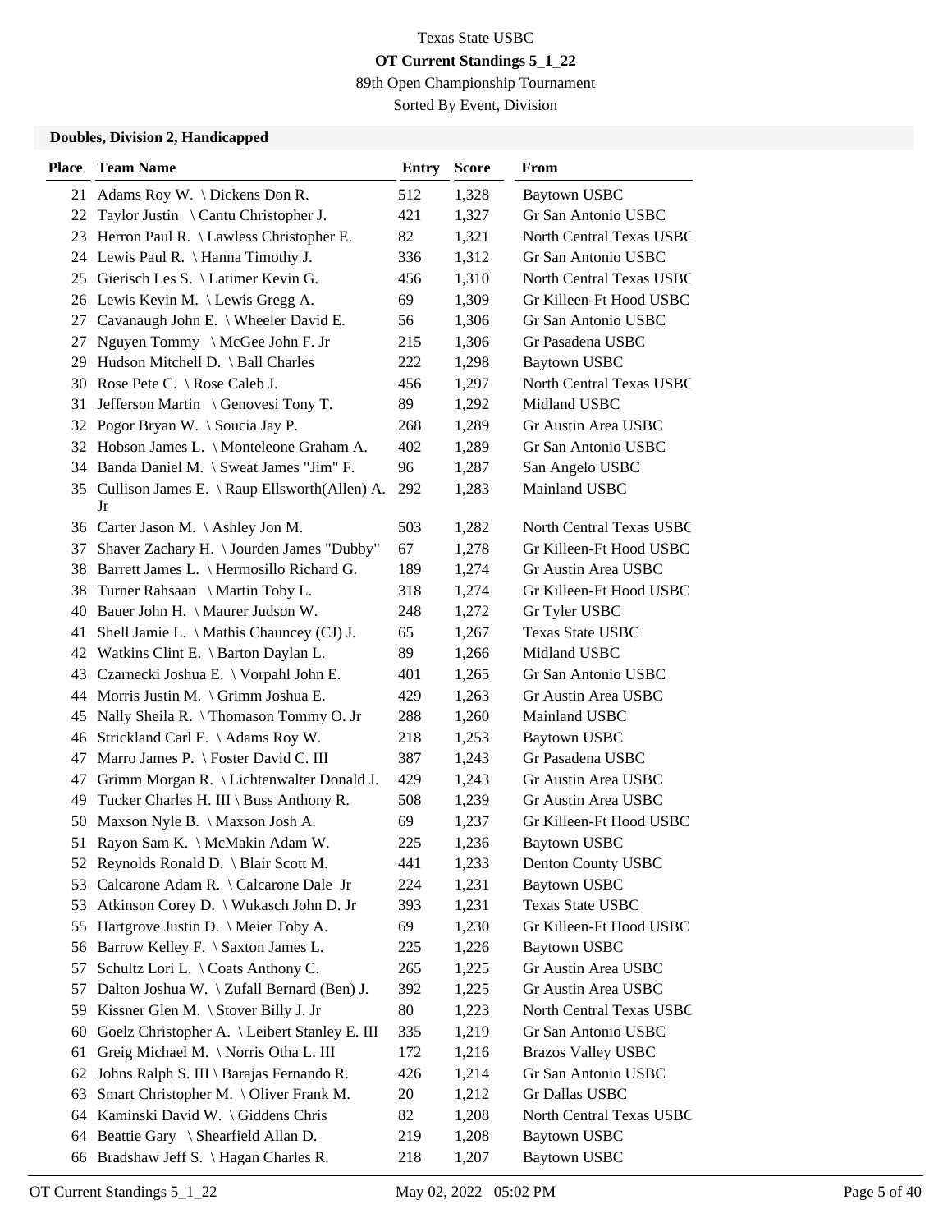Texas State USBC

**OT Current Standings 5_1_22**

89th Open Championship Tournament

Sorted By Event, Division

### Doubles, Division 2, Handicapped

| Place | Team Name | Entry | Score | From |
|---|---|---|---|---|
| 21 | Adams Roy W. \ Dickens Don R. | 512 | 1,328 | Baytown USBC |
| 22 | Taylor Justin \ Cantu Christopher J. | 421 | 1,327 | Gr San Antonio USBC |
| 23 | Herron Paul R. \ Lawless Christopher E. | 82 | 1,321 | North Central Texas USBC |
| 24 | Lewis Paul R. \ Hanna Timothy J. | 336 | 1,312 | Gr San Antonio USBC |
| 25 | Gierisch Les S. \ Latimer Kevin G. | 456 | 1,310 | North Central Texas USBC |
| 26 | Lewis Kevin M. \ Lewis Gregg A. | 69 | 1,309 | Gr Killeen-Ft Hood USBC |
| 27 | Cavanaugh John E. \ Wheeler David E. | 56 | 1,306 | Gr San Antonio USBC |
| 27 | Nguyen Tommy \ McGee John F. Jr | 215 | 1,306 | Gr Pasadena USBC |
| 29 | Hudson Mitchell D. \ Ball Charles | 222 | 1,298 | Baytown USBC |
| 30 | Rose Pete C. \ Rose Caleb J. | 456 | 1,297 | North Central Texas USBC |
| 31 | Jefferson Martin \ Genovesi Tony T. | 89 | 1,292 | Midland USBC |
| 32 | Pogor Bryan W. \ Soucia Jay P. | 268 | 1,289 | Gr Austin Area USBC |
| 32 | Hobson James L. \ Monteleone Graham A. | 402 | 1,289 | Gr San Antonio USBC |
| 34 | Banda Daniel M. \ Sweat James "Jim" F. | 96 | 1,287 | San Angelo USBC |
| 35 | Cullison James E. \ Raup Ellsworth(Allen) A. Jr | 292 | 1,283 | Mainland USBC |
| 36 | Carter Jason M. \ Ashley Jon M. | 503 | 1,282 | North Central Texas USBC |
| 37 | Shaver Zachary H. \ Jourden James "Dubby" | 67 | 1,278 | Gr Killeen-Ft Hood USBC |
| 38 | Barrett James L. \ Hermosillo Richard G. | 189 | 1,274 | Gr Austin Area USBC |
| 38 | Turner Rahsaan \ Martin Toby L. | 318 | 1,274 | Gr Killeen-Ft Hood USBC |
| 40 | Bauer John H. \ Maurer Judson W. | 248 | 1,272 | Gr Tyler USBC |
| 41 | Shell Jamie L. \ Mathis Chauncey (CJ) J. | 65 | 1,267 | Texas State USBC |
| 42 | Watkins Clint E. \ Barton Daylan L. | 89 | 1,266 | Midland USBC |
| 43 | Czarnecki Joshua E. \ Vorpahl John E. | 401 | 1,265 | Gr San Antonio USBC |
| 44 | Morris Justin M. \ Grimm Joshua E. | 429 | 1,263 | Gr Austin Area USBC |
| 45 | Nally Sheila R. \ Thomason Tommy O. Jr | 288 | 1,260 | Mainland USBC |
| 46 | Strickland Carl E. \ Adams Roy W. | 218 | 1,253 | Baytown USBC |
| 47 | Marro James P. \ Foster David C. III | 387 | 1,243 | Gr Pasadena USBC |
| 47 | Grimm Morgan R. \ Lichtenwalter Donald J. | 429 | 1,243 | Gr Austin Area USBC |
| 49 | Tucker Charles H. III \ Buss Anthony R. | 508 | 1,239 | Gr Austin Area USBC |
| 50 | Maxson Nyle B. \ Maxson Josh A. | 69 | 1,237 | Gr Killeen-Ft Hood USBC |
| 51 | Rayon Sam K. \ McMakin Adam W. | 225 | 1,236 | Baytown USBC |
| 52 | Reynolds Ronald D. \ Blair Scott M. | 441 | 1,233 | Denton County USBC |
| 53 | Calcarone Adam R. \ Calcarone Dale Jr | 224 | 1,231 | Baytown USBC |
| 53 | Atkinson Corey D. \ Wukasch John D. Jr | 393 | 1,231 | Texas State USBC |
| 55 | Hartgrove Justin D. \ Meier Toby A. | 69 | 1,230 | Gr Killeen-Ft Hood USBC |
| 56 | Barrow Kelley F. \ Saxton James L. | 225 | 1,226 | Baytown USBC |
| 57 | Schultz Lori L. \ Coats Anthony C. | 265 | 1,225 | Gr Austin Area USBC |
| 57 | Dalton Joshua W. \ Zufall Bernard (Ben) J. | 392 | 1,225 | Gr Austin Area USBC |
| 59 | Kissner Glen M. \ Stover Billy J. Jr | 80 | 1,223 | North Central Texas USBC |
| 60 | Goelz Christopher A. \ Leibert Stanley E. III | 335 | 1,219 | Gr San Antonio USBC |
| 61 | Greig Michael M. \ Norris Otha L. III | 172 | 1,216 | Brazos Valley USBC |
| 62 | Johns Ralph S. III \ Barajas Fernando R. | 426 | 1,214 | Gr San Antonio USBC |
| 63 | Smart Christopher M. \ Oliver Frank M. | 20 | 1,212 | Gr Dallas USBC |
| 64 | Kaminski David W. \ Giddens Chris | 82 | 1,208 | North Central Texas USBC |
| 64 | Beattie Gary \ Shearfield Allan D. | 219 | 1,208 | Baytown USBC |
| 66 | Bradshaw Jeff S. \ Hagan Charles R. | 218 | 1,207 | Baytown USBC |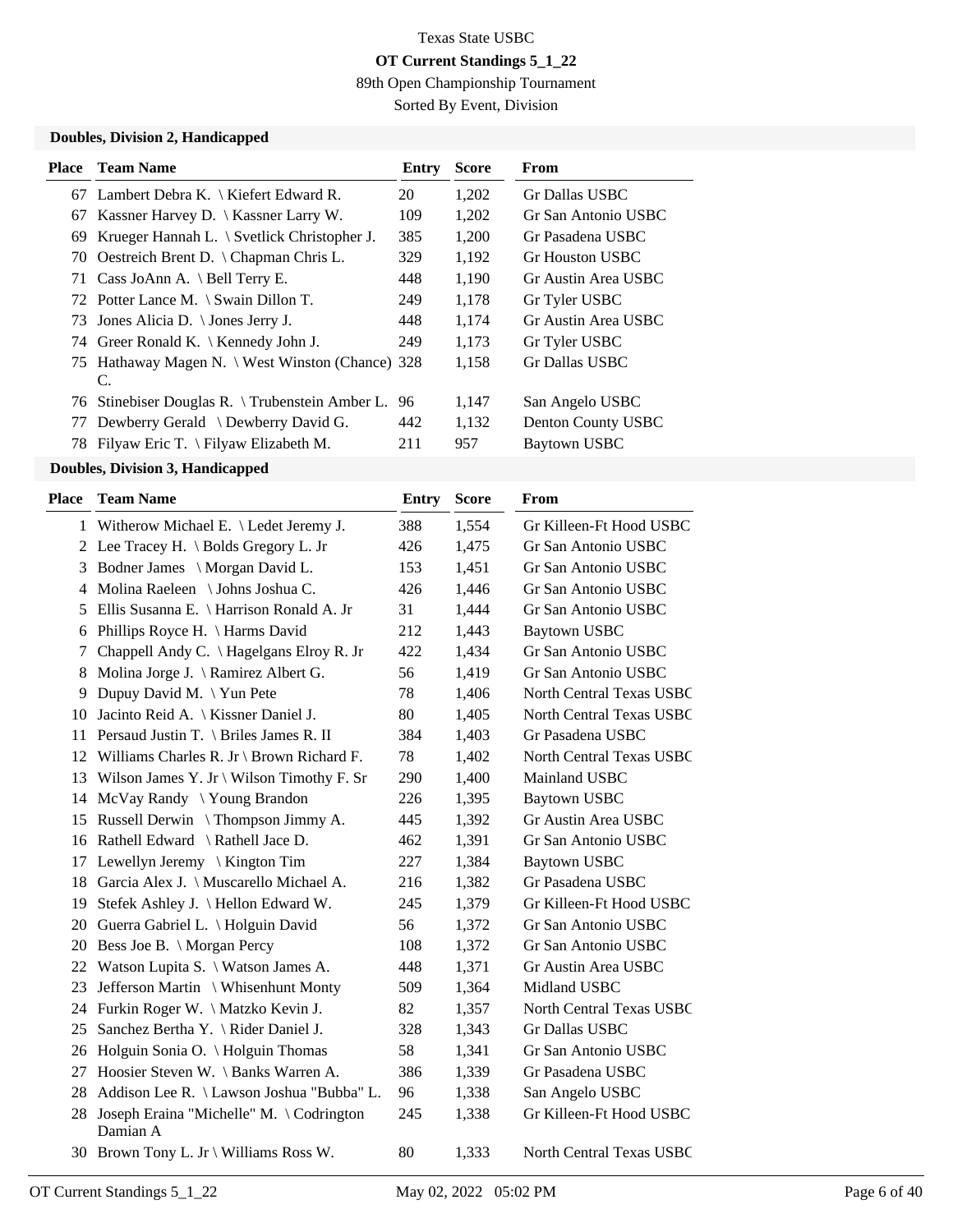Texas State USBC

**OT Current Standings 5_1_22**

89th Open Championship Tournament

Sorted By Event, Division

### Doubles, Division 2, Handicapped

| Place | Team Name | Entry | Score | From |
|---|---|---|---|---|
| 67 | Lambert Debra K. \ Kiefert Edward R. | 20 | 1,202 | Gr Dallas USBC |
| 67 | Kassner Harvey D. \ Kassner Larry W. | 109 | 1,202 | Gr San Antonio USBC |
| 69 | Krueger Hannah L. \ Svetlick Christopher J. | 385 | 1,200 | Gr Pasadena USBC |
| 70 | Oestreich Brent D. \ Chapman Chris L. | 329 | 1,192 | Gr Houston USBC |
| 71 | Cass JoAnn A. \ Bell Terry E. | 448 | 1,190 | Gr Austin Area USBC |
| 72 | Potter Lance M. \ Swain Dillon T. | 249 | 1,178 | Gr Tyler USBC |
| 73 | Jones Alicia D. \ Jones Jerry J. | 448 | 1,174 | Gr Austin Area USBC |
| 74 | Greer Ronald K. \ Kennedy John J. | 249 | 1,173 | Gr Tyler USBC |
| 75 | Hathaway Magen N. \ West Winston (Chance) C. | 328 | 1,158 | Gr Dallas USBC |
| 76 | Stinebiser Douglas R. \ Trubenstein Amber L. | 96 | 1,147 | San Angelo USBC |
| 77 | Dewberry Gerald \ Dewberry David G. | 442 | 1,132 | Denton County USBC |
| 78 | Filyaw Eric T. \ Filyaw Elizabeth M. | 211 | 957 | Baytown USBC |

### Doubles, Division 3, Handicapped

| Place | Team Name | Entry | Score | From |
|---|---|---|---|---|
| 1 | Witherow Michael E. \ Ledet Jeremy J. | 388 | 1,554 | Gr Killeen-Ft Hood USBC |
| 2 | Lee Tracey H. \ Bolds Gregory L. Jr | 426 | 1,475 | Gr San Antonio USBC |
| 3 | Bodner James \ Morgan David L. | 153 | 1,451 | Gr San Antonio USBC |
| 4 | Molina Raeleen \ Johns Joshua C. | 426 | 1,446 | Gr San Antonio USBC |
| 5 | Ellis Susanna E. \ Harrison Ronald A. Jr | 31 | 1,444 | Gr San Antonio USBC |
| 6 | Phillips Royce H. \ Harms David | 212 | 1,443 | Baytown USBC |
| 7 | Chappell Andy C. \ Hagelgans Elroy R. Jr | 422 | 1,434 | Gr San Antonio USBC |
| 8 | Molina Jorge J. \ Ramirez Albert G. | 56 | 1,419 | Gr San Antonio USBC |
| 9 | Dupuy David M. \ Yun Pete | 78 | 1,406 | North Central Texas USBC |
| 10 | Jacinto Reid A. \ Kissner Daniel J. | 80 | 1,405 | North Central Texas USBC |
| 11 | Persaud Justin T. \ Briles James R. II | 384 | 1,403 | Gr Pasadena USBC |
| 12 | Williams Charles R. Jr \ Brown Richard F. | 78 | 1,402 | North Central Texas USBC |
| 13 | Wilson James Y. Jr \ Wilson Timothy F. Sr | 290 | 1,400 | Mainland USBC |
| 14 | McVay Randy \ Young Brandon | 226 | 1,395 | Baytown USBC |
| 15 | Russell Derwin \ Thompson Jimmy A. | 445 | 1,392 | Gr Austin Area USBC |
| 16 | Rathell Edward \ Rathell Jace D. | 462 | 1,391 | Gr San Antonio USBC |
| 17 | Lewellyn Jeremy \ Kington Tim | 227 | 1,384 | Baytown USBC |
| 18 | Garcia Alex J. \ Muscarello Michael A. | 216 | 1,382 | Gr Pasadena USBC |
| 19 | Stefek Ashley J. \ Hellon Edward W. | 245 | 1,379 | Gr Killeen-Ft Hood USBC |
| 20 | Guerra Gabriel L. \ Holguin David | 56 | 1,372 | Gr San Antonio USBC |
| 20 | Bess Joe B. \ Morgan Percy | 108 | 1,372 | Gr San Antonio USBC |
| 22 | Watson Lupita S. \ Watson James A. | 448 | 1,371 | Gr Austin Area USBC |
| 23 | Jefferson Martin \ Whisenhunt Monty | 509 | 1,364 | Midland USBC |
| 24 | Furkin Roger W. \ Matzko Kevin J. | 82 | 1,357 | North Central Texas USBC |
| 25 | Sanchez Bertha Y. \ Rider Daniel J. | 328 | 1,343 | Gr Dallas USBC |
| 26 | Holguin Sonia O. \ Holguin Thomas | 58 | 1,341 | Gr San Antonio USBC |
| 27 | Hoosier Steven W. \ Banks Warren A. | 386 | 1,339 | Gr Pasadena USBC |
| 28 | Addison Lee R. \ Lawson Joshua "Bubba" L. | 96 | 1,338 | San Angelo USBC |
| 28 | Joseph Eraina "Michelle" M. \ Codrington Damian A | 245 | 1,338 | Gr Killeen-Ft Hood USBC |
| 30 | Brown Tony L. Jr \ Williams Ross W. | 80 | 1,333 | North Central Texas USBC |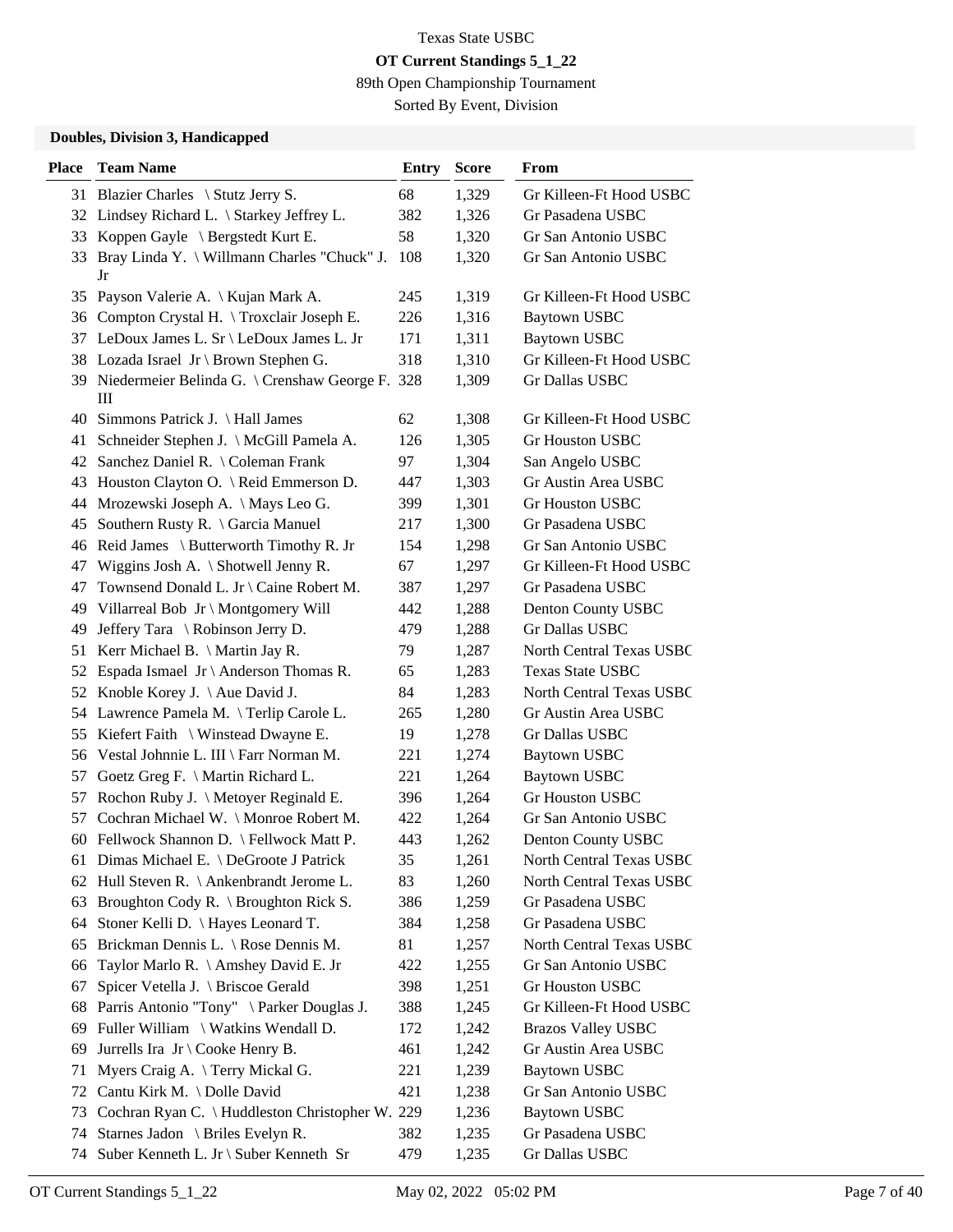Texas State USBC

**OT Current Standings 5_1_22**

89th Open Championship Tournament

Sorted By Event, Division

### Doubles, Division 3, Handicapped

| Place | Team Name | Entry | Score | From |
|---|---|---|---|---|
| 31 | Blazier Charles \ Stutz Jerry S. | 68 | 1,329 | Gr Killeen-Ft Hood USBC |
| 32 | Lindsey Richard L. \ Starkey Jeffrey L. | 382 | 1,326 | Gr Pasadena USBC |
| 33 | Koppen Gayle \ Bergstedt Kurt E. | 58 | 1,320 | Gr San Antonio USBC |
| 33 | Bray Linda Y. \ Willmann Charles "Chuck" J. Jr | 108 | 1,320 | Gr San Antonio USBC |
| 35 | Payson Valerie A. \ Kujan Mark A. | 245 | 1,319 | Gr Killeen-Ft Hood USBC |
| 36 | Compton Crystal H. \ Troxclair Joseph E. | 226 | 1,316 | Baytown USBC |
| 37 | LeDoux James L. Sr \ LeDoux James L. Jr | 171 | 1,311 | Baytown USBC |
| 38 | Lozada Israel Jr \ Brown Stephen G. | 318 | 1,310 | Gr Killeen-Ft Hood USBC |
| 39 | Niedermeier Belinda G. \ Crenshaw George F. III | 328 | 1,309 | Gr Dallas USBC |
| 40 | Simmons Patrick J. \ Hall James | 62 | 1,308 | Gr Killeen-Ft Hood USBC |
| 41 | Schneider Stephen J. \ McGill Pamela A. | 126 | 1,305 | Gr Houston USBC |
| 42 | Sanchez Daniel R. \ Coleman Frank | 97 | 1,304 | San Angelo USBC |
| 43 | Houston Clayton O. \ Reid Emmerson D. | 447 | 1,303 | Gr Austin Area USBC |
| 44 | Mrozewski Joseph A. \ Mays Leo G. | 399 | 1,301 | Gr Houston USBC |
| 45 | Southern Rusty R. \ Garcia Manuel | 217 | 1,300 | Gr Pasadena USBC |
| 46 | Reid James \ Butterworth Timothy R. Jr | 154 | 1,298 | Gr San Antonio USBC |
| 47 | Wiggins Josh A. \ Shotwell Jenny R. | 67 | 1,297 | Gr Killeen-Ft Hood USBC |
| 47 | Townsend Donald L. Jr \ Caine Robert M. | 387 | 1,297 | Gr Pasadena USBC |
| 49 | Villarreal Bob Jr \ Montgomery Will | 442 | 1,288 | Denton County USBC |
| 49 | Jeffery Tara \ Robinson Jerry D. | 479 | 1,288 | Gr Dallas USBC |
| 51 | Kerr Michael B. \ Martin Jay R. | 79 | 1,287 | North Central Texas USBC |
| 52 | Espada Ismael Jr \ Anderson Thomas R. | 65 | 1,283 | Texas State USBC |
| 52 | Knoble Korey J. \ Aue David J. | 84 | 1,283 | North Central Texas USBC |
| 54 | Lawrence Pamela M. \ Terlip Carole L. | 265 | 1,280 | Gr Austin Area USBC |
| 55 | Kiefert Faith \ Winstead Dwayne E. | 19 | 1,278 | Gr Dallas USBC |
| 56 | Vestal Johnnie L. III \ Farr Norman M. | 221 | 1,274 | Baytown USBC |
| 57 | Goetz Greg F. \ Martin Richard L. | 221 | 1,264 | Baytown USBC |
| 57 | Rochon Ruby J. \ Metoyer Reginald E. | 396 | 1,264 | Gr Houston USBC |
| 57 | Cochran Michael W. \ Monroe Robert M. | 422 | 1,264 | Gr San Antonio USBC |
| 60 | Fellwock Shannon D. \ Fellwock Matt P. | 443 | 1,262 | Denton County USBC |
| 61 | Dimas Michael E. \ DeGroote J Patrick | 35 | 1,261 | North Central Texas USBC |
| 62 | Hull Steven R. \ Ankenbrandt Jerome L. | 83 | 1,260 | North Central Texas USBC |
| 63 | Broughton Cody R. \ Broughton Rick S. | 386 | 1,259 | Gr Pasadena USBC |
| 64 | Stoner Kelli D. \ Hayes Leonard T. | 384 | 1,258 | Gr Pasadena USBC |
| 65 | Brickman Dennis L. \ Rose Dennis M. | 81 | 1,257 | North Central Texas USBC |
| 66 | Taylor Marlo R. \ Amshey David E. Jr | 422 | 1,255 | Gr San Antonio USBC |
| 67 | Spicer Vetella J. \ Briscoe Gerald | 398 | 1,251 | Gr Houston USBC |
| 68 | Parris Antonio "Tony" \ Parker Douglas J. | 388 | 1,245 | Gr Killeen-Ft Hood USBC |
| 69 | Fuller William \ Watkins Wendall D. | 172 | 1,242 | Brazos Valley USBC |
| 69 | Jurrells Ira Jr \ Cooke Henry B. | 461 | 1,242 | Gr Austin Area USBC |
| 71 | Myers Craig A. \ Terry Mickal G. | 221 | 1,239 | Baytown USBC |
| 72 | Cantu Kirk M. \ Dolle David | 421 | 1,238 | Gr San Antonio USBC |
| 73 | Cochran Ryan C. \ Huddleston Christopher W. | 229 | 1,236 | Baytown USBC |
| 74 | Starnes Jadon \ Briles Evelyn R. | 382 | 1,235 | Gr Pasadena USBC |
| 74 | Suber Kenneth L. Jr \ Suber Kenneth Sr | 479 | 1,235 | Gr Dallas USBC |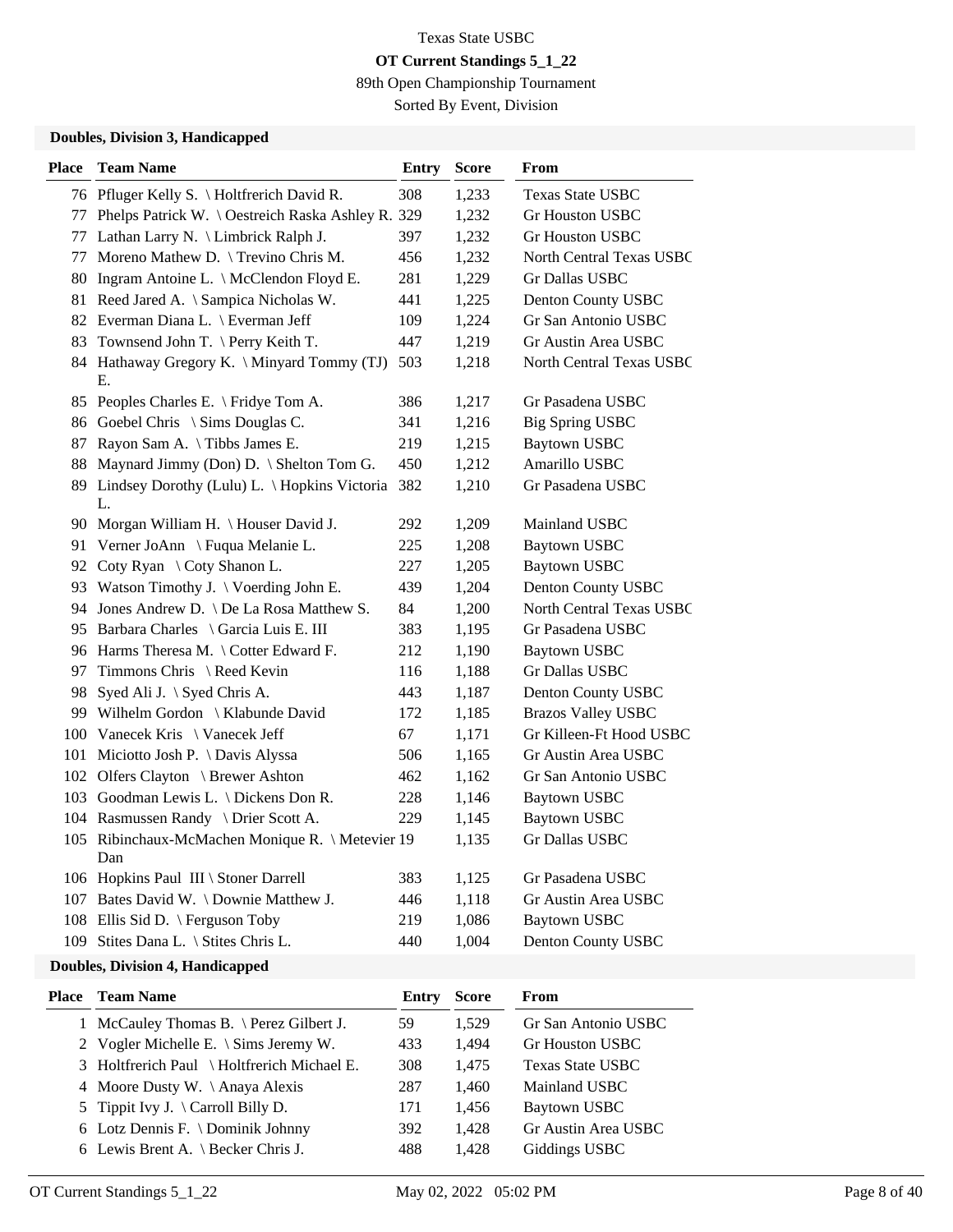# Texas State USBC

**OT Current Standings 5_1_22**

89th Open Championship Tournament

Sorted By Event, Division

### Doubles, Division 3, Handicapped

| Place | Team Name | Entry | Score | From |
|---|---|---|---|---|
| 76 | Pfluger Kelly S. \ Holtfrerich David R. | 308 | 1,233 | Texas State USBC |
| 77 | Phelps Patrick W. \ Oestreich Raska Ashley R. | 329 | 1,232 | Gr Houston USBC |
| 77 | Lathan Larry N. \ Limbrick Ralph J. | 397 | 1,232 | Gr Houston USBC |
| 77 | Moreno Mathew D. \ Trevino Chris M. | 456 | 1,232 | North Central Texas USBC |
| 80 | Ingram Antoine L. \ McClendon Floyd E. | 281 | 1,229 | Gr Dallas USBC |
| 81 | Reed Jared A. \ Sampica Nicholas W. | 441 | 1,225 | Denton County USBC |
| 82 | Everman Diana L. \ Everman Jeff | 109 | 1,224 | Gr San Antonio USBC |
| 83 | Townsend John T. \ Perry Keith T. | 447 | 1,219 | Gr Austin Area USBC |
| 84 | Hathaway Gregory K. \ Minyard Tommy (TJ) E. | 503 | 1,218 | North Central Texas USBC |
| 85 | Peoples Charles E. \ Fridye Tom A. | 386 | 1,217 | Gr Pasadena USBC |
| 86 | Goebel Chris \ Sims Douglas C. | 341 | 1,216 | Big Spring USBC |
| 87 | Rayon Sam A. \ Tibbs James E. | 219 | 1,215 | Baytown USBC |
| 88 | Maynard Jimmy (Don) D. \ Shelton Tom G. | 450 | 1,212 | Amarillo USBC |
| 89 | Lindsey Dorothy (Lulu) L. \ Hopkins Victoria L. | 382 | 1,210 | Gr Pasadena USBC |
| 90 | Morgan William H. \ Houser David J. | 292 | 1,209 | Mainland USBC |
| 91 | Verner JoAnn \ Fuqua Melanie L. | 225 | 1,208 | Baytown USBC |
| 92 | Coty Ryan \ Coty Shanon L. | 227 | 1,205 | Baytown USBC |
| 93 | Watson Timothy J. \ Voerding John E. | 439 | 1,204 | Denton County USBC |
| 94 | Jones Andrew D. \ De La Rosa Matthew S. | 84 | 1,200 | North Central Texas USBC |
| 95 | Barbara Charles \ Garcia Luis E. III | 383 | 1,195 | Gr Pasadena USBC |
| 96 | Harms Theresa M. \ Cotter Edward F. | 212 | 1,190 | Baytown USBC |
| 97 | Timmons Chris \ Reed Kevin | 116 | 1,188 | Gr Dallas USBC |
| 98 | Syed Ali J. \ Syed Chris A. | 443 | 1,187 | Denton County USBC |
| 99 | Wilhelm Gordon \ Klabunde David | 172 | 1,185 | Brazos Valley USBC |
| 100 | Vanecek Kris \ Vanecek Jeff | 67 | 1,171 | Gr Killeen-Ft Hood USBC |
| 101 | Miciotto Josh P. \ Davis Alyssa | 506 | 1,165 | Gr Austin Area USBC |
| 102 | Olfers Clayton \ Brewer Ashton | 462 | 1,162 | Gr San Antonio USBC |
| 103 | Goodman Lewis L. \ Dickens Don R. | 228 | 1,146 | Baytown USBC |
| 104 | Rasmussen Randy \ Drier Scott A. | 229 | 1,145 | Baytown USBC |
| 105 | Ribinchaux-McMachen Monique R. \ Metevier Dan | 19 | 1,135 | Gr Dallas USBC |
| 106 | Hopkins Paul III \ Stoner Darrell | 383 | 1,125 | Gr Pasadena USBC |
| 107 | Bates David W. \ Downie Matthew J. | 446 | 1,118 | Gr Austin Area USBC |
| 108 | Ellis Sid D. \ Ferguson Toby | 219 | 1,086 | Baytown USBC |
| 109 | Stites Dana L. \ Stites Chris L. | 440 | 1,004 | Denton County USBC |

### Doubles, Division 4, Handicapped

| Place | Team Name | Entry | Score | From |
|---|---|---|---|---|
| 1 | McCauley Thomas B. \ Perez Gilbert J. | 59 | 1,529 | Gr San Antonio USBC |
| 2 | Vogler Michelle E. \ Sims Jeremy W. | 433 | 1,494 | Gr Houston USBC |
| 3 | Holtfrerich Paul \ Holtfrerich Michael E. | 308 | 1,475 | Texas State USBC |
| 4 | Moore Dusty W. \ Anaya Alexis | 287 | 1,460 | Mainland USBC |
| 5 | Tippit Ivy J. \ Carroll Billy D. | 171 | 1,456 | Baytown USBC |
| 6 | Lotz Dennis F. \ Dominik Johnny | 392 | 1,428 | Gr Austin Area USBC |
| 6 | Lewis Brent A. \ Becker Chris J. | 488 | 1,428 | Giddings USBC |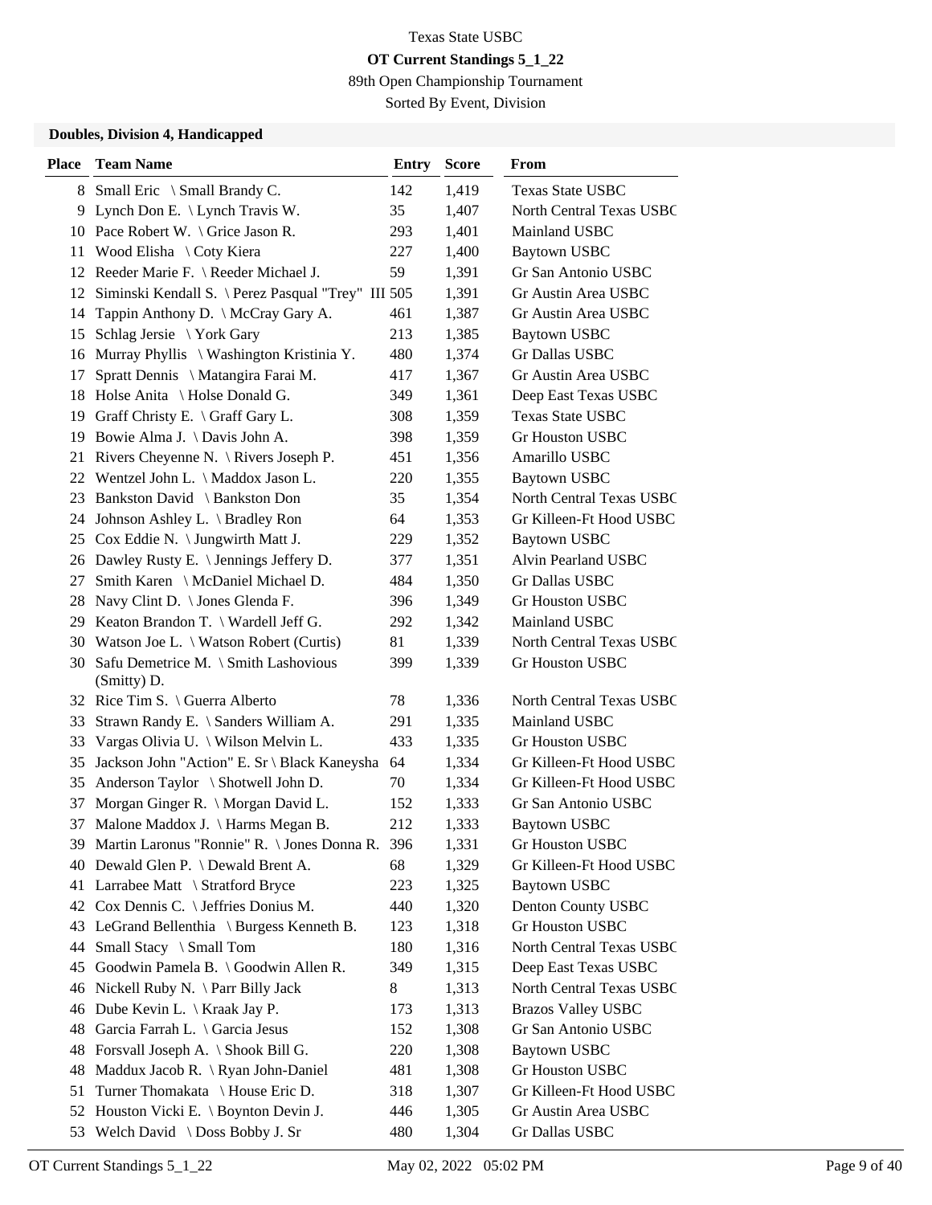Texas State USBC

**OT Current Standings 5_1_22**

89th Open Championship Tournament

Sorted By Event, Division

### Doubles, Division 4, Handicapped

| Place | Team Name | Entry | Score | From |
|---|---|---|---|---|
| 8 | Small Eric \ Small Brandy C. | 142 | 1,419 | Texas State USBC |
| 9 | Lynch Don E. \ Lynch Travis W. | 35 | 1,407 | North Central Texas USBC |
| 10 | Pace Robert W. \ Grice Jason R. | 293 | 1,401 | Mainland USBC |
| 11 | Wood Elisha \ Coty Kiera | 227 | 1,400 | Baytown USBC |
| 12 | Reeder Marie F. \ Reeder Michael J. | 59 | 1,391 | Gr San Antonio USBC |
| 12 | Siminski Kendall S. \ Perez Pasqual "Trey" III | 505 | 1,391 | Gr Austin Area USBC |
| 14 | Tappin Anthony D. \ McCray Gary A. | 461 | 1,387 | Gr Austin Area USBC |
| 15 | Schlag Jersie \ York Gary | 213 | 1,385 | Baytown USBC |
| 16 | Murray Phyllis \ Washington Kristinia Y. | 480 | 1,374 | Gr Dallas USBC |
| 17 | Spratt Dennis \ Matangira Farai M. | 417 | 1,367 | Gr Austin Area USBC |
| 18 | Holse Anita \ Holse Donald G. | 349 | 1,361 | Deep East Texas USBC |
| 19 | Graff Christy E. \ Graff Gary L. | 308 | 1,359 | Texas State USBC |
| 19 | Bowie Alma J. \ Davis John A. | 398 | 1,359 | Gr Houston USBC |
| 21 | Rivers Cheyenne N. \ Rivers Joseph P. | 451 | 1,356 | Amarillo USBC |
| 22 | Wentzel John L. \ Maddox Jason L. | 220 | 1,355 | Baytown USBC |
| 23 | Bankston David \ Bankston Don | 35 | 1,354 | North Central Texas USBC |
| 24 | Johnson Ashley L. \ Bradley Ron | 64 | 1,353 | Gr Killeen-Ft Hood USBC |
| 25 | Cox Eddie N. \ Jungwirth Matt J. | 229 | 1,352 | Baytown USBC |
| 26 | Dawley Rusty E. \ Jennings Jeffery D. | 377 | 1,351 | Alvin Pearland USBC |
| 27 | Smith Karen \ McDaniel Michael D. | 484 | 1,350 | Gr Dallas USBC |
| 28 | Navy Clint D. \ Jones Glenda F. | 396 | 1,349 | Gr Houston USBC |
| 29 | Keaton Brandon T. \ Wardell Jeff G. | 292 | 1,342 | Mainland USBC |
| 30 | Watson Joe L. \ Watson Robert (Curtis) | 81 | 1,339 | North Central Texas USBC |
| 30 | Safu Demetrice M. \ Smith Lashovious (Smitty) D. | 399 | 1,339 | Gr Houston USBC |
| 32 | Rice Tim S. \ Guerra Alberto | 78 | 1,336 | North Central Texas USBC |
| 33 | Strawn Randy E. \ Sanders William A. | 291 | 1,335 | Mainland USBC |
| 33 | Vargas Olivia U. \ Wilson Melvin L. | 433 | 1,335 | Gr Houston USBC |
| 35 | Jackson John "Action" E. Sr \ Black Kaneysha | 64 | 1,334 | Gr Killeen-Ft Hood USBC |
| 35 | Anderson Taylor \ Shotwell John D. | 70 | 1,334 | Gr Killeen-Ft Hood USBC |
| 37 | Morgan Ginger R. \ Morgan David L. | 152 | 1,333 | Gr San Antonio USBC |
| 37 | Malone Maddox J. \ Harms Megan B. | 212 | 1,333 | Baytown USBC |
| 39 | Martin Laronus "Ronnie" R. \ Jones Donna R. | 396 | 1,331 | Gr Houston USBC |
| 40 | Dewald Glen P. \ Dewald Brent A. | 68 | 1,329 | Gr Killeen-Ft Hood USBC |
| 41 | Larrabee Matt \ Stratford Bryce | 223 | 1,325 | Baytown USBC |
| 42 | Cox Dennis C. \ Jeffries Donius M. | 440 | 1,320 | Denton County USBC |
| 43 | LeGrand Bellenthia \ Burgess Kenneth B. | 123 | 1,318 | Gr Houston USBC |
| 44 | Small Stacy \ Small Tom | 180 | 1,316 | North Central Texas USBC |
| 45 | Goodwin Pamela B. \ Goodwin Allen R. | 349 | 1,315 | Deep East Texas USBC |
| 46 | Nickell Ruby N. \ Parr Billy Jack | 8 | 1,313 | North Central Texas USBC |
| 46 | Dube Kevin L. \ Kraak Jay P. | 173 | 1,313 | Brazos Valley USBC |
| 48 | Garcia Farrah L. \ Garcia Jesus | 152 | 1,308 | Gr San Antonio USBC |
| 48 | Forsvall Joseph A. \ Shook Bill G. | 220 | 1,308 | Baytown USBC |
| 48 | Maddux Jacob R. \ Ryan John-Daniel | 481 | 1,308 | Gr Houston USBC |
| 51 | Turner Thomakata \ House Eric D. | 318 | 1,307 | Gr Killeen-Ft Hood USBC |
| 52 | Houston Vicki E. \ Boynton Devin J. | 446 | 1,305 | Gr Austin Area USBC |
| 53 | Welch David \ Doss Bobby J. Sr | 480 | 1,304 | Gr Dallas USBC |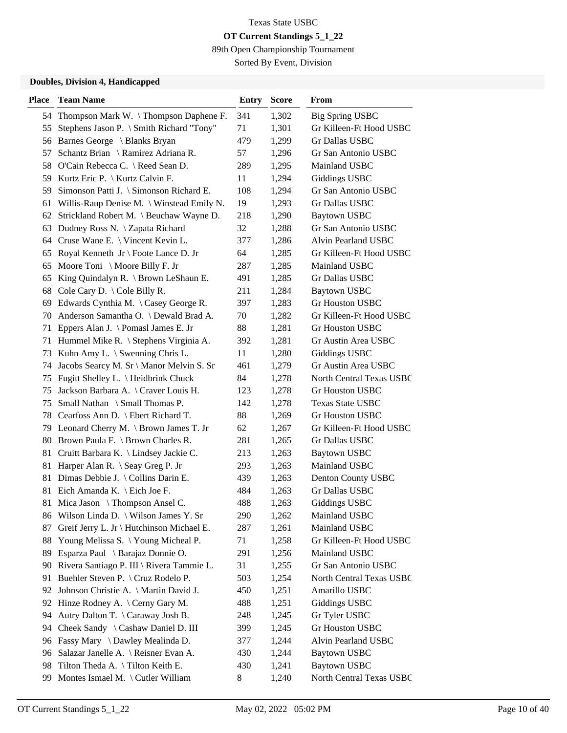Texas State USBC

**OT Current Standings 5_1_22**

89th Open Championship Tournament

Sorted By Event, Division

### Doubles, Division 4, Handicapped

| Place | Team Name | Entry | Score | From |
|---|---|---|---|---|
| 54 | Thompson Mark W. \ Thompson Daphene F. | 341 | 1,302 | Big Spring USBC |
| 55 | Stephens Jason P. \ Smith Richard "Tony" | 71 | 1,301 | Gr Killeen-Ft Hood USBC |
| 56 | Barnes George \ Blanks Bryan | 479 | 1,299 | Gr Dallas USBC |
| 57 | Schantz Brian \ Ramirez Adriana R. | 57 | 1,296 | Gr San Antonio USBC |
| 58 | O'Cain Rebecca C. \ Reed Sean D. | 289 | 1,295 | Mainland USBC |
| 59 | Kurtz Eric P. \ Kurtz Calvin F. | 11 | 1,294 | Giddings USBC |
| 59 | Simonson Patti J. \ Simonson Richard E. | 108 | 1,294 | Gr San Antonio USBC |
| 61 | Willis-Raup Denise M. \ Winstead Emily N. | 19 | 1,293 | Gr Dallas USBC |
| 62 | Strickland Robert M. \ Beuchaw Wayne D. | 218 | 1,290 | Baytown USBC |
| 63 | Dudney Ross N. \ Zapata Richard | 32 | 1,288 | Gr San Antonio USBC |
| 64 | Cruse Wane E. \ Vincent Kevin L. | 377 | 1,286 | Alvin Pearland USBC |
| 65 | Royal Kenneth Jr \ Foote Lance D. Jr | 64 | 1,285 | Gr Killeen-Ft Hood USBC |
| 65 | Moore Toni \ Moore Billy F. Jr | 287 | 1,285 | Mainland USBC |
| 65 | King Quindalyn R. \ Brown LeShaun E. | 491 | 1,285 | Gr Dallas USBC |
| 68 | Cole Cary D. \ Cole Billy R. | 211 | 1,284 | Baytown USBC |
| 69 | Edwards Cynthia M. \ Casey George R. | 397 | 1,283 | Gr Houston USBC |
| 70 | Anderson Samantha O. \ Dewald Brad A. | 70 | 1,282 | Gr Killeen-Ft Hood USBC |
| 71 | Eppers Alan J. \ Pomasl James E. Jr | 88 | 1,281 | Gr Houston USBC |
| 71 | Hummel Mike R. \ Stephens Virginia A. | 392 | 1,281 | Gr Austin Area USBC |
| 73 | Kuhn Amy L. \ Swenning Chris L. | 11 | 1,280 | Giddings USBC |
| 74 | Jacobs Searcy M. Sr \ Manor Melvin S. Sr | 461 | 1,279 | Gr Austin Area USBC |
| 75 | Fugitt Shelley L. \ Heidbrink Chuck | 84 | 1,278 | North Central Texas USBC |
| 75 | Jackson Barbara A. \ Craver Louis H. | 123 | 1,278 | Gr Houston USBC |
| 75 | Small Nathan \ Small Thomas P. | 142 | 1,278 | Texas State USBC |
| 78 | Cearfoss Ann D. \ Ebert Richard T. | 88 | 1,269 | Gr Houston USBC |
| 79 | Leonard Cherry M. \ Brown James T. Jr | 62 | 1,267 | Gr Killeen-Ft Hood USBC |
| 80 | Brown Paula F. \ Brown Charles R. | 281 | 1,265 | Gr Dallas USBC |
| 81 | Cruitt Barbara K. \ Lindsey Jackie C. | 213 | 1,263 | Baytown USBC |
| 81 | Harper Alan R. \ Seay Greg P. Jr | 293 | 1,263 | Mainland USBC |
| 81 | Dimas Debbie J. \ Collins Darin E. | 439 | 1,263 | Denton County USBC |
| 81 | Eich Amanda K. \ Eich Joe F. | 484 | 1,263 | Gr Dallas USBC |
| 81 | Mica Jason \ Thompson Ansel C. | 488 | 1,263 | Giddings USBC |
| 86 | Wilson Linda D. \ Wilson James Y. Sr | 290 | 1,262 | Mainland USBC |
| 87 | Greif Jerry L. Jr \ Hutchinson Michael E. | 287 | 1,261 | Mainland USBC |
| 88 | Young Melissa S. \ Young Micheal P. | 71 | 1,258 | Gr Killeen-Ft Hood USBC |
| 89 | Esparza Paul \ Barajaz Donnie O. | 291 | 1,256 | Mainland USBC |
| 90 | Rivera Santiago P. III \ Rivera Tammie L. | 31 | 1,255 | Gr San Antonio USBC |
| 91 | Buehler Steven P. \ Cruz Rodelo P. | 503 | 1,254 | North Central Texas USBC |
| 92 | Johnson Christie A. \ Martin David J. | 450 | 1,251 | Amarillo USBC |
| 92 | Hinze Rodney A. \ Cerny Gary M. | 488 | 1,251 | Giddings USBC |
| 94 | Autry Dalton T. \ Caraway Josh B. | 248 | 1,245 | Gr Tyler USBC |
| 94 | Cheek Sandy \ Cashaw Daniel D. III | 399 | 1,245 | Gr Houston USBC |
| 96 | Fassy Mary \ Dawley Mealinda D. | 377 | 1,244 | Alvin Pearland USBC |
| 96 | Salazar Janelle A. \ Reisner Evan A. | 430 | 1,244 | Baytown USBC |
| 98 | Tilton Theda A. \ Tilton Keith E. | 430 | 1,241 | Baytown USBC |
| 99 | Montes Ismael M. \ Cutler William | 8 | 1,240 | North Central Texas USBC |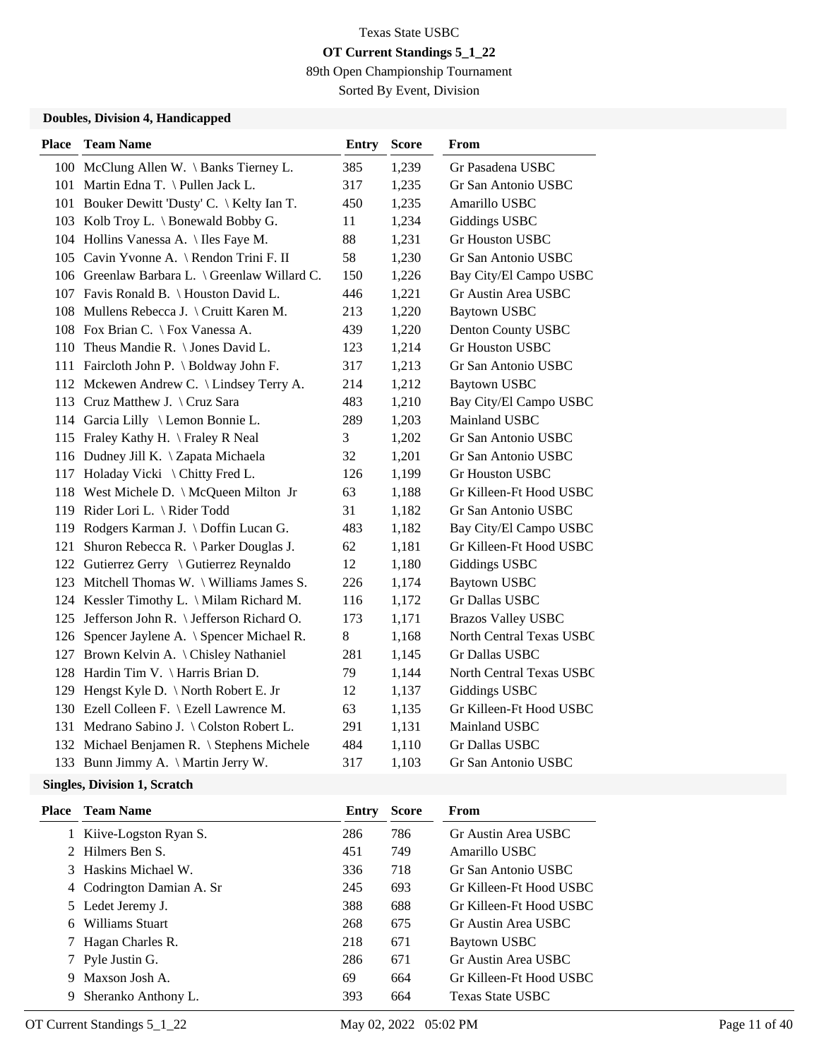Texas State USBC

**OT Current Standings 5_1_22**

89th Open Championship Tournament

Sorted By Event, Division

### Doubles, Division 4, Handicapped

| Place | Team Name | Entry | Score | From |
|---|---|---|---|---|
| 100 | McClung Allen W. \ Banks Tierney L. | 385 | 1,239 | Gr Pasadena USBC |
| 101 | Martin Edna T. \ Pullen Jack L. | 317 | 1,235 | Gr San Antonio USBC |
| 101 | Bouker Dewitt 'Dusty' C. \ Kelty Ian T. | 450 | 1,235 | Amarillo USBC |
| 103 | Kolb Troy L. \ Bonewald Bobby G. | 11 | 1,234 | Giddings USBC |
| 104 | Hollins Vanessa A. \ Iles Faye M. | 88 | 1,231 | Gr Houston USBC |
| 105 | Cavin Yvonne A. \ Rendon Trini F. II | 58 | 1,230 | Gr San Antonio USBC |
| 106 | Greenlaw Barbara L. \ Greenlaw Willard C. | 150 | 1,226 | Bay City/El Campo USBC |
| 107 | Favis Ronald B. \ Houston David L. | 446 | 1,221 | Gr Austin Area USBC |
| 108 | Mullens Rebecca J. \ Cruitt Karen M. | 213 | 1,220 | Baytown USBC |
| 108 | Fox Brian C. \ Fox Vanessa A. | 439 | 1,220 | Denton County USBC |
| 110 | Theus Mandie R. \ Jones David L. | 123 | 1,214 | Gr Houston USBC |
| 111 | Faircloth John P. \ Boldway John F. | 317 | 1,213 | Gr San Antonio USBC |
| 112 | Mckewen Andrew C. \ Lindsey Terry A. | 214 | 1,212 | Baytown USBC |
| 113 | Cruz Matthew J. \ Cruz Sara | 483 | 1,210 | Bay City/El Campo USBC |
| 114 | Garcia Lilly \ Lemon Bonnie L. | 289 | 1,203 | Mainland USBC |
| 115 | Fraley Kathy H. \ Fraley R Neal | 3 | 1,202 | Gr San Antonio USBC |
| 116 | Dudney Jill K. \ Zapata Michaela | 32 | 1,201 | Gr San Antonio USBC |
| 117 | Holaday Vicki \ Chitty Fred L. | 126 | 1,199 | Gr Houston USBC |
| 118 | West Michele D. \ McQueen Milton Jr | 63 | 1,188 | Gr Killeen-Ft Hood USBC |
| 119 | Rider Lori L. \ Rider Todd | 31 | 1,182 | Gr San Antonio USBC |
| 119 | Rodgers Karman J. \ Doffin Lucan G. | 483 | 1,182 | Bay City/El Campo USBC |
| 121 | Shuron Rebecca R. \ Parker Douglas J. | 62 | 1,181 | Gr Killeen-Ft Hood USBC |
| 122 | Gutierrez Gerry \ Gutierrez Reynaldo | 12 | 1,180 | Giddings USBC |
| 123 | Mitchell Thomas W. \ Williams James S. | 226 | 1,174 | Baytown USBC |
| 124 | Kessler Timothy L. \ Milam Richard M. | 116 | 1,172 | Gr Dallas USBC |
| 125 | Jefferson John R. \ Jefferson Richard O. | 173 | 1,171 | Brazos Valley USBC |
| 126 | Spencer Jaylene A. \ Spencer Michael R. | 8 | 1,168 | North Central Texas USBC |
| 127 | Brown Kelvin A. \ Chisley Nathaniel | 281 | 1,145 | Gr Dallas USBC |
| 128 | Hardin Tim V. \ Harris Brian D. | 79 | 1,144 | North Central Texas USBC |
| 129 | Hengst Kyle D. \ North Robert E. Jr | 12 | 1,137 | Giddings USBC |
| 130 | Ezell Colleen F. \ Ezell Lawrence M. | 63 | 1,135 | Gr Killeen-Ft Hood USBC |
| 131 | Medrano Sabino J. \ Colston Robert L. | 291 | 1,131 | Mainland USBC |
| 132 | Michael Benjamen R. \ Stephens Michele | 484 | 1,110 | Gr Dallas USBC |
| 133 | Bunn Jimmy A. \ Martin Jerry W. | 317 | 1,103 | Gr San Antonio USBC |

### Singles, Division 1, Scratch

| Place | Team Name | Entry | Score | From |
|---|---|---|---|---|
| 1 | Kiive-Logston Ryan S. | 286 | 786 | Gr Austin Area USBC |
| 2 | Hilmers Ben S. | 451 | 749 | Amarillo USBC |
| 3 | Haskins Michael W. | 336 | 718 | Gr San Antonio USBC |
| 4 | Codrington Damian A. Sr | 245 | 693 | Gr Killeen-Ft Hood USBC |
| 5 | Ledet Jeremy J. | 388 | 688 | Gr Killeen-Ft Hood USBC |
| 6 | Williams Stuart | 268 | 675 | Gr Austin Area USBC |
| 7 | Hagan Charles R. | 218 | 671 | Baytown USBC |
| 7 | Pyle Justin G. | 286 | 671 | Gr Austin Area USBC |
| 9 | Maxson Josh A. | 69 | 664 | Gr Killeen-Ft Hood USBC |
| 9 | Sheranko Anthony L. | 393 | 664 | Texas State USBC |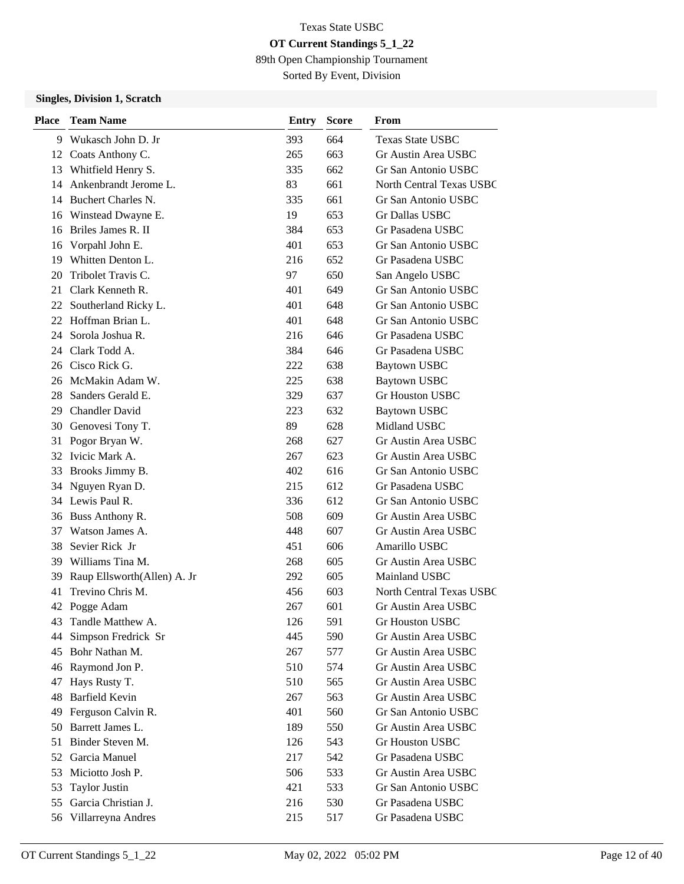Texas State USBC

**OT Current Standings 5_1_22**

89th Open Championship Tournament

Sorted By Event, Division

**Singles, Division 1, Scratch**

| Place | Team Name | Entry | Score | From |
|---|---|---|---|---|
| 9 | Wukasch John D. Jr | 393 | 664 | Texas State USBC |
| 12 | Coats Anthony C. | 265 | 663 | Gr Austin Area USBC |
| 13 | Whitfield Henry S. | 335 | 662 | Gr San Antonio USBC |
| 14 | Ankenbrandt Jerome L. | 83 | 661 | North Central Texas USBC |
| 14 | Buchert Charles N. | 335 | 661 | Gr San Antonio USBC |
| 16 | Winstead Dwayne E. | 19 | 653 | Gr Dallas USBC |
| 16 | Briles James R. II | 384 | 653 | Gr Pasadena USBC |
| 16 | Vorpahl John E. | 401 | 653 | Gr San Antonio USBC |
| 19 | Whitten Denton L. | 216 | 652 | Gr Pasadena USBC |
| 20 | Tribolet Travis C. | 97 | 650 | San Angelo USBC |
| 21 | Clark Kenneth R. | 401 | 649 | Gr San Antonio USBC |
| 22 | Southerland Ricky L. | 401 | 648 | Gr San Antonio USBC |
| 22 | Hoffman Brian L. | 401 | 648 | Gr San Antonio USBC |
| 24 | Sorola Joshua R. | 216 | 646 | Gr Pasadena USBC |
| 24 | Clark Todd A. | 384 | 646 | Gr Pasadena USBC |
| 26 | Cisco Rick G. | 222 | 638 | Baytown USBC |
| 26 | McMakin Adam W. | 225 | 638 | Baytown USBC |
| 28 | Sanders Gerald E. | 329 | 637 | Gr Houston USBC |
| 29 | Chandler David | 223 | 632 | Baytown USBC |
| 30 | Genovesi Tony T. | 89 | 628 | Midland USBC |
| 31 | Pogor Bryan W. | 268 | 627 | Gr Austin Area USBC |
| 32 | Ivicic Mark A. | 267 | 623 | Gr Austin Area USBC |
| 33 | Brooks Jimmy B. | 402 | 616 | Gr San Antonio USBC |
| 34 | Nguyen Ryan D. | 215 | 612 | Gr Pasadena USBC |
| 34 | Lewis Paul R. | 336 | 612 | Gr San Antonio USBC |
| 36 | Buss Anthony R. | 508 | 609 | Gr Austin Area USBC |
| 37 | Watson James A. | 448 | 607 | Gr Austin Area USBC |
| 38 | Sevier Rick Jr | 451 | 606 | Amarillo USBC |
| 39 | Williams Tina M. | 268 | 605 | Gr Austin Area USBC |
| 39 | Raup Ellsworth(Allen) A. Jr | 292 | 605 | Mainland USBC |
| 41 | Trevino Chris M. | 456 | 603 | North Central Texas USBC |
| 42 | Pogge Adam | 267 | 601 | Gr Austin Area USBC |
| 43 | Tandle Matthew A. | 126 | 591 | Gr Houston USBC |
| 44 | Simpson Fredrick Sr | 445 | 590 | Gr Austin Area USBC |
| 45 | Bohr Nathan M. | 267 | 577 | Gr Austin Area USBC |
| 46 | Raymond Jon P. | 510 | 574 | Gr Austin Area USBC |
| 47 | Hays Rusty T. | 510 | 565 | Gr Austin Area USBC |
| 48 | Barfield Kevin | 267 | 563 | Gr Austin Area USBC |
| 49 | Ferguson Calvin R. | 401 | 560 | Gr San Antonio USBC |
| 50 | Barrett James L. | 189 | 550 | Gr Austin Area USBC |
| 51 | Binder Steven M. | 126 | 543 | Gr Houston USBC |
| 52 | Garcia Manuel | 217 | 542 | Gr Pasadena USBC |
| 53 | Miciotto Josh P. | 506 | 533 | Gr Austin Area USBC |
| 53 | Taylor Justin | 421 | 533 | Gr San Antonio USBC |
| 55 | Garcia Christian J. | 216 | 530 | Gr Pasadena USBC |
| 56 | Villarreyna Andres | 215 | 517 | Gr Pasadena USBC |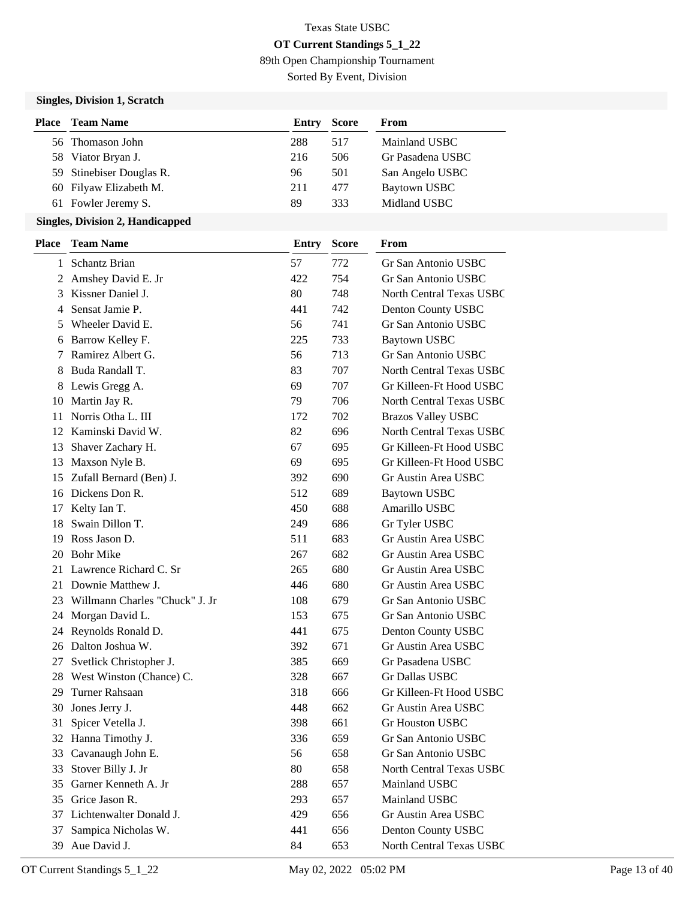Texas State USBC

**OT Current Standings 5_1_22**

89th Open Championship Tournament

Sorted By Event, Division

### Singles, Division 1, Scratch

| Place | Team Name | Entry | Score | From |
|---|---|---|---|---|
| 56 | Thomason John | 288 | 517 | Mainland USBC |
| 58 | Viator Bryan J. | 216 | 506 | Gr Pasadena USBC |
| 59 | Stinebiser Douglas R. | 96 | 501 | San Angelo USBC |
| 60 | Filyaw Elizabeth M. | 211 | 477 | Baytown USBC |
| 61 | Fowler Jeremy S. | 89 | 333 | Midland USBC |

### Singles, Division 2, Handicapped

| Place | Team Name | Entry | Score | From |
|---|---|---|---|---|
| 1 | Schantz Brian | 57 | 772 | Gr San Antonio USBC |
| 2 | Amshey David E. Jr | 422 | 754 | Gr San Antonio USBC |
| 3 | Kissner Daniel J. | 80 | 748 | North Central Texas USBC |
| 4 | Sensat Jamie P. | 441 | 742 | Denton County USBC |
| 5 | Wheeler David E. | 56 | 741 | Gr San Antonio USBC |
| 6 | Barrow Kelley F. | 225 | 733 | Baytown USBC |
| 7 | Ramirez Albert G. | 56 | 713 | Gr San Antonio USBC |
| 8 | Buda Randall T. | 83 | 707 | North Central Texas USBC |
| 8 | Lewis Gregg A. | 69 | 707 | Gr Killeen-Ft Hood USBC |
| 10 | Martin Jay R. | 79 | 706 | North Central Texas USBC |
| 11 | Norris Otha L. III | 172 | 702 | Brazos Valley USBC |
| 12 | Kaminski David W. | 82 | 696 | North Central Texas USBC |
| 13 | Shaver Zachary H. | 67 | 695 | Gr Killeen-Ft Hood USBC |
| 13 | Maxson Nyle B. | 69 | 695 | Gr Killeen-Ft Hood USBC |
| 15 | Zufall Bernard (Ben) J. | 392 | 690 | Gr Austin Area USBC |
| 16 | Dickens Don R. | 512 | 689 | Baytown USBC |
| 17 | Kelty Ian T. | 450 | 688 | Amarillo USBC |
| 18 | Swain Dillon T. | 249 | 686 | Gr Tyler USBC |
| 19 | Ross Jason D. | 511 | 683 | Gr Austin Area USBC |
| 20 | Bohr Mike | 267 | 682 | Gr Austin Area USBC |
| 21 | Lawrence Richard C. Sr | 265 | 680 | Gr Austin Area USBC |
| 21 | Downie Matthew J. | 446 | 680 | Gr Austin Area USBC |
| 23 | Willmann Charles "Chuck" J. Jr | 108 | 679 | Gr San Antonio USBC |
| 24 | Morgan David L. | 153 | 675 | Gr San Antonio USBC |
| 24 | Reynolds Ronald D. | 441 | 675 | Denton County USBC |
| 26 | Dalton Joshua W. | 392 | 671 | Gr Austin Area USBC |
| 27 | Svetlick Christopher J. | 385 | 669 | Gr Pasadena USBC |
| 28 | West Winston (Chance) C. | 328 | 667 | Gr Dallas USBC |
| 29 | Turner Rahsaan | 318 | 666 | Gr Killeen-Ft Hood USBC |
| 30 | Jones Jerry J. | 448 | 662 | Gr Austin Area USBC |
| 31 | Spicer Vetella J. | 398 | 661 | Gr Houston USBC |
| 32 | Hanna Timothy J. | 336 | 659 | Gr San Antonio USBC |
| 33 | Cavanaugh John E. | 56 | 658 | Gr San Antonio USBC |
| 33 | Stover Billy J. Jr | 80 | 658 | North Central Texas USBC |
| 35 | Garner Kenneth A. Jr | 288 | 657 | Mainland USBC |
| 35 | Grice Jason R. | 293 | 657 | Mainland USBC |
| 37 | Lichtenwalter Donald J. | 429 | 656 | Gr Austin Area USBC |
| 37 | Sampica Nicholas W. | 441 | 656 | Denton County USBC |
| 39 | Aue David J. | 84 | 653 | North Central Texas USBC |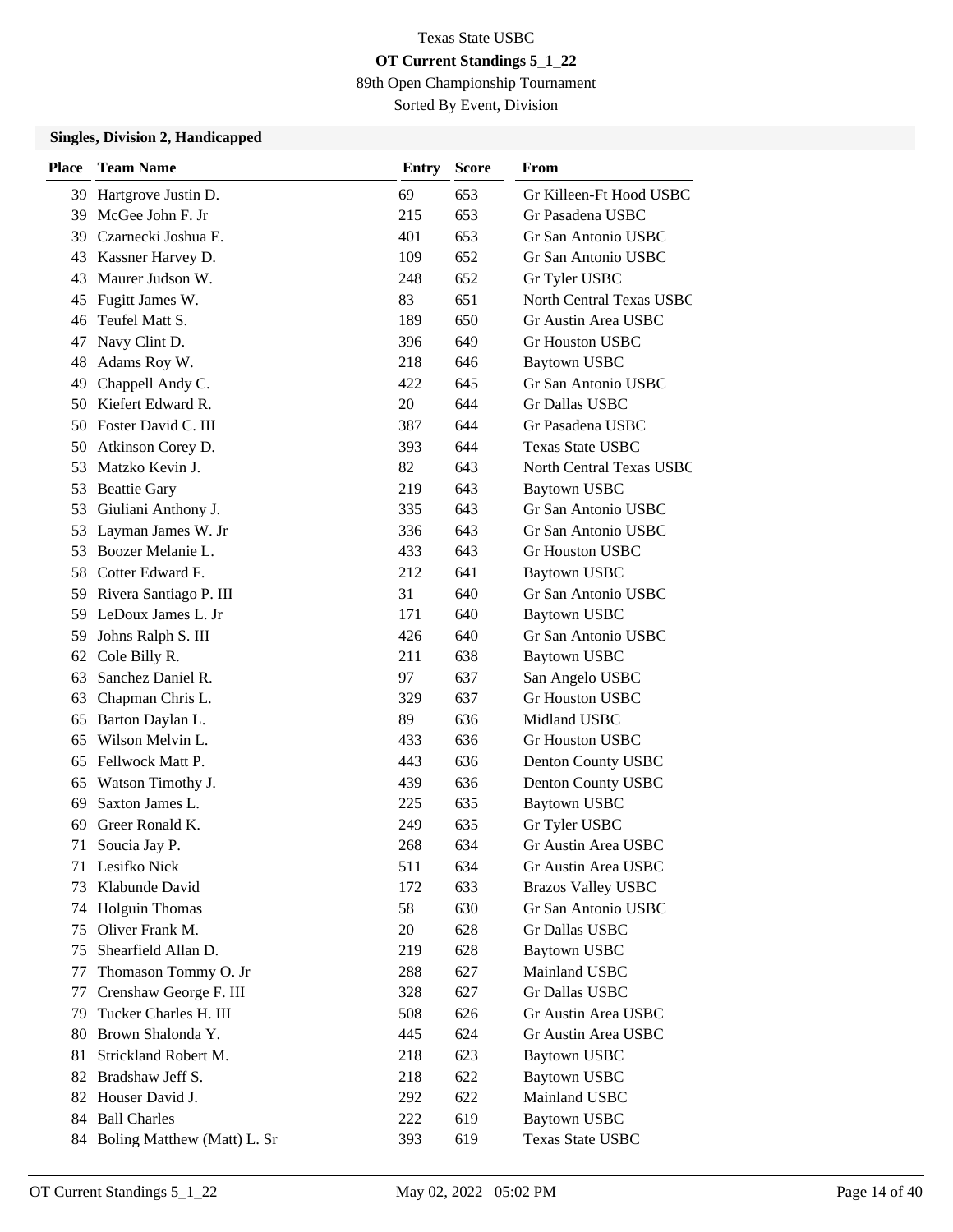Texas State USBC

**OT Current Standings 5_1_22**

89th Open Championship Tournament

Sorted By Event, Division

### Singles, Division 2, Handicapped

| Place | Team Name | Entry | Score | From |
|---|---|---|---|---|
| 39 | Hartgrove Justin D. | 69 | 653 | Gr Killeen-Ft Hood USBC |
| 39 | McGee John F. Jr | 215 | 653 | Gr Pasadena USBC |
| 39 | Czarnecki Joshua E. | 401 | 653 | Gr San Antonio USBC |
| 43 | Kassner Harvey D. | 109 | 652 | Gr San Antonio USBC |
| 43 | Maurer Judson W. | 248 | 652 | Gr Tyler USBC |
| 45 | Fugitt James W. | 83 | 651 | North Central Texas USBC |
| 46 | Teufel Matt S. | 189 | 650 | Gr Austin Area USBC |
| 47 | Navy Clint D. | 396 | 649 | Gr Houston USBC |
| 48 | Adams Roy W. | 218 | 646 | Baytown USBC |
| 49 | Chappell Andy C. | 422 | 645 | Gr San Antonio USBC |
| 50 | Kiefert Edward R. | 20 | 644 | Gr Dallas USBC |
| 50 | Foster David C. III | 387 | 644 | Gr Pasadena USBC |
| 50 | Atkinson Corey D. | 393 | 644 | Texas State USBC |
| 53 | Matzko Kevin J. | 82 | 643 | North Central Texas USBC |
| 53 | Beattie Gary | 219 | 643 | Baytown USBC |
| 53 | Giuliani Anthony J. | 335 | 643 | Gr San Antonio USBC |
| 53 | Layman James W. Jr | 336 | 643 | Gr San Antonio USBC |
| 53 | Boozer Melanie L. | 433 | 643 | Gr Houston USBC |
| 58 | Cotter Edward F. | 212 | 641 | Baytown USBC |
| 59 | Rivera Santiago P. III | 31 | 640 | Gr San Antonio USBC |
| 59 | LeDoux James L. Jr | 171 | 640 | Baytown USBC |
| 59 | Johns Ralph S. III | 426 | 640 | Gr San Antonio USBC |
| 62 | Cole Billy R. | 211 | 638 | Baytown USBC |
| 63 | Sanchez Daniel R. | 97 | 637 | San Angelo USBC |
| 63 | Chapman Chris L. | 329 | 637 | Gr Houston USBC |
| 65 | Barton Daylan L. | 89 | 636 | Midland USBC |
| 65 | Wilson Melvin L. | 433 | 636 | Gr Houston USBC |
| 65 | Fellwock Matt P. | 443 | 636 | Denton County USBC |
| 65 | Watson Timothy J. | 439 | 636 | Denton County USBC |
| 69 | Saxton James L. | 225 | 635 | Baytown USBC |
| 69 | Greer Ronald K. | 249 | 635 | Gr Tyler USBC |
| 71 | Soucia Jay P. | 268 | 634 | Gr Austin Area USBC |
| 71 | Lesifko Nick | 511 | 634 | Gr Austin Area USBC |
| 73 | Klabunde David | 172 | 633 | Brazos Valley USBC |
| 74 | Holguin Thomas | 58 | 630 | Gr San Antonio USBC |
| 75 | Oliver Frank M. | 20 | 628 | Gr Dallas USBC |
| 75 | Shearfield Allan D. | 219 | 628 | Baytown USBC |
| 77 | Thomason Tommy O. Jr | 288 | 627 | Mainland USBC |
| 77 | Crenshaw George F. III | 328 | 627 | Gr Dallas USBC |
| 79 | Tucker Charles H. III | 508 | 626 | Gr Austin Area USBC |
| 80 | Brown Shalonda Y. | 445 | 624 | Gr Austin Area USBC |
| 81 | Strickland Robert M. | 218 | 623 | Baytown USBC |
| 82 | Bradshaw Jeff S. | 218 | 622 | Baytown USBC |
| 82 | Houser David J. | 292 | 622 | Mainland USBC |
| 84 | Ball Charles | 222 | 619 | Baytown USBC |
| 84 | Boling Matthew (Matt) L. Sr | 393 | 619 | Texas State USBC |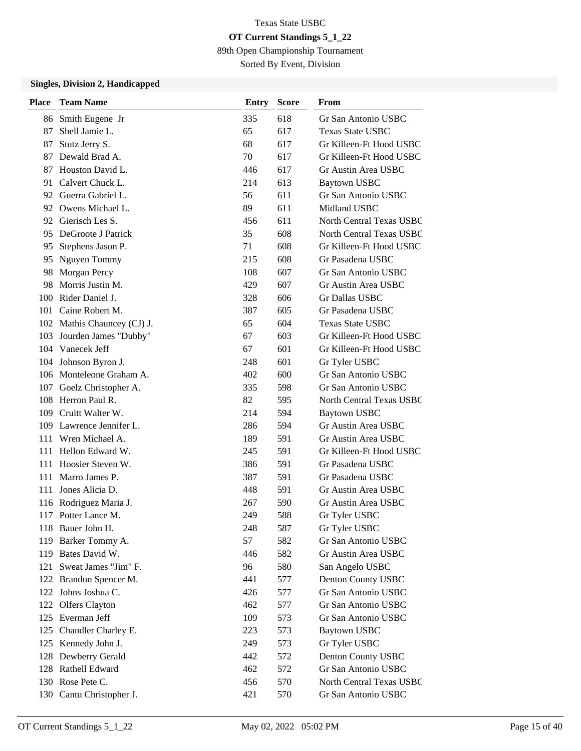Texas State USBC

**OT Current Standings 5_1_22**

89th Open Championship Tournament

Sorted By Event, Division

### Singles, Division 2, Handicapped

| Place | Team Name | Entry | Score | From |
|---|---|---|---|---|
| 86 | Smith Eugene Jr | 335 | 618 | Gr San Antonio USBC |
| 87 | Shell Jamie L. | 65 | 617 | Texas State USBC |
| 87 | Stutz Jerry S. | 68 | 617 | Gr Killeen-Ft Hood USBC |
| 87 | Dewald Brad A. | 70 | 617 | Gr Killeen-Ft Hood USBC |
| 87 | Houston David L. | 446 | 617 | Gr Austin Area USBC |
| 91 | Calvert Chuck L. | 214 | 613 | Baytown USBC |
| 92 | Guerra Gabriel L. | 56 | 611 | Gr San Antonio USBC |
| 92 | Owens Michael L. | 89 | 611 | Midland USBC |
| 92 | Gierisch Les S. | 456 | 611 | North Central Texas USBC |
| 95 | DeGroote J Patrick | 35 | 608 | North Central Texas USBC |
| 95 | Stephens Jason P. | 71 | 608 | Gr Killeen-Ft Hood USBC |
| 95 | Nguyen Tommy | 215 | 608 | Gr Pasadena USBC |
| 98 | Morgan Percy | 108 | 607 | Gr San Antonio USBC |
| 98 | Morris Justin M. | 429 | 607 | Gr Austin Area USBC |
| 100 | Rider Daniel J. | 328 | 606 | Gr Dallas USBC |
| 101 | Caine Robert M. | 387 | 605 | Gr Pasadena USBC |
| 102 | Mathis Chauncey (CJ) J. | 65 | 604 | Texas State USBC |
| 103 | Jourden James "Dubby" | 67 | 603 | Gr Killeen-Ft Hood USBC |
| 104 | Vanecek Jeff | 67 | 601 | Gr Killeen-Ft Hood USBC |
| 104 | Johnson Byron J. | 248 | 601 | Gr Tyler USBC |
| 106 | Monteleone Graham A. | 402 | 600 | Gr San Antonio USBC |
| 107 | Goelz Christopher A. | 335 | 598 | Gr San Antonio USBC |
| 108 | Herron Paul R. | 82 | 595 | North Central Texas USBC |
| 109 | Cruitt Walter W. | 214 | 594 | Baytown USBC |
| 109 | Lawrence Jennifer L. | 286 | 594 | Gr Austin Area USBC |
| 111 | Wren Michael A. | 189 | 591 | Gr Austin Area USBC |
| 111 | Hellon Edward W. | 245 | 591 | Gr Killeen-Ft Hood USBC |
| 111 | Hoosier Steven W. | 386 | 591 | Gr Pasadena USBC |
| 111 | Marro James P. | 387 | 591 | Gr Pasadena USBC |
| 111 | Jones Alicia D. | 448 | 591 | Gr Austin Area USBC |
| 116 | Rodriguez Maria J. | 267 | 590 | Gr Austin Area USBC |
| 117 | Potter Lance M. | 249 | 588 | Gr Tyler USBC |
| 118 | Bauer John H. | 248 | 587 | Gr Tyler USBC |
| 119 | Barker Tommy A. | 57 | 582 | Gr San Antonio USBC |
| 119 | Bates David W. | 446 | 582 | Gr Austin Area USBC |
| 121 | Sweat James "Jim" F. | 96 | 580 | San Angelo USBC |
| 122 | Brandon Spencer M. | 441 | 577 | Denton County USBC |
| 122 | Johns Joshua C. | 426 | 577 | Gr San Antonio USBC |
| 122 | Olfers Clayton | 462 | 577 | Gr San Antonio USBC |
| 125 | Everman Jeff | 109 | 573 | Gr San Antonio USBC |
| 125 | Chandler Charley E. | 223 | 573 | Baytown USBC |
| 125 | Kennedy John J. | 249 | 573 | Gr Tyler USBC |
| 128 | Dewberry Gerald | 442 | 572 | Denton County USBC |
| 128 | Rathell Edward | 462 | 572 | Gr San Antonio USBC |
| 130 | Rose Pete C. | 456 | 570 | North Central Texas USBC |
| 130 | Cantu Christopher J. | 421 | 570 | Gr San Antonio USBC |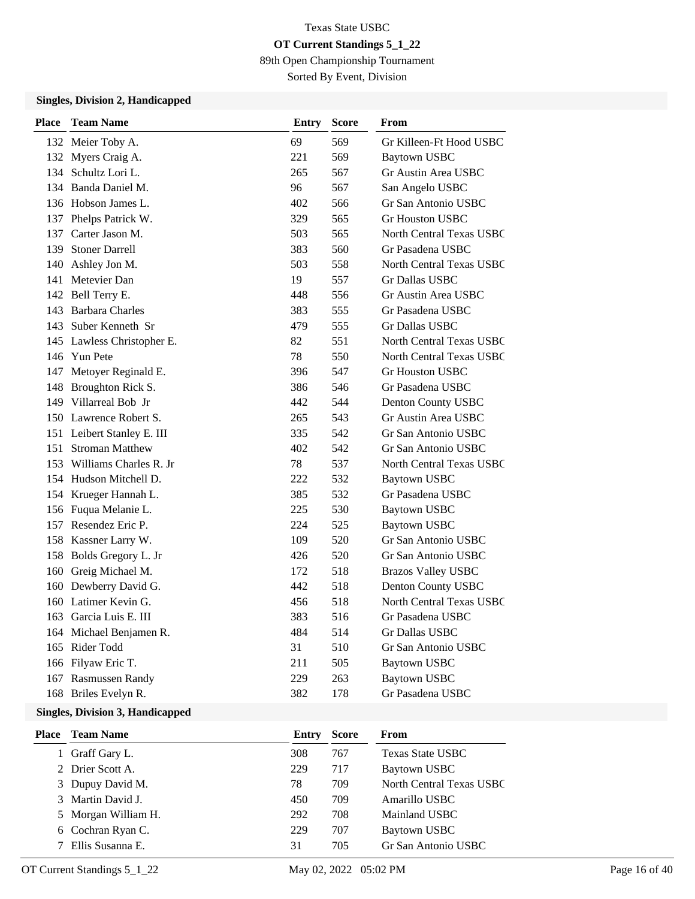Texas State USBC

**OT Current Standings 5_1_22**

89th Open Championship Tournament

Sorted By Event, Division

### Singles, Division 2, Handicapped

| Place | Team Name | Entry | Score | From |
|---|---|---|---|---|
| 132 | Meier Toby A. | 69 | 569 | Gr Killeen-Ft Hood USBC |
| 132 | Myers Craig A. | 221 | 569 | Baytown USBC |
| 134 | Schultz Lori L. | 265 | 567 | Gr Austin Area USBC |
| 134 | Banda Daniel M. | 96 | 567 | San Angelo USBC |
| 136 | Hobson James L. | 402 | 566 | Gr San Antonio USBC |
| 137 | Phelps Patrick W. | 329 | 565 | Gr Houston USBC |
| 137 | Carter Jason M. | 503 | 565 | North Central Texas USBC |
| 139 | Stoner Darrell | 383 | 560 | Gr Pasadena USBC |
| 140 | Ashley Jon M. | 503 | 558 | North Central Texas USBC |
| 141 | Metevier Dan | 19 | 557 | Gr Dallas USBC |
| 142 | Bell Terry E. | 448 | 556 | Gr Austin Area USBC |
| 143 | Barbara Charles | 383 | 555 | Gr Pasadena USBC |
| 143 | Suber Kenneth Sr | 479 | 555 | Gr Dallas USBC |
| 145 | Lawless Christopher E. | 82 | 551 | North Central Texas USBC |
| 146 | Yun Pete | 78 | 550 | North Central Texas USBC |
| 147 | Metoyer Reginald E. | 396 | 547 | Gr Houston USBC |
| 148 | Broughton Rick S. | 386 | 546 | Gr Pasadena USBC |
| 149 | Villarreal Bob Jr | 442 | 544 | Denton County USBC |
| 150 | Lawrence Robert S. | 265 | 543 | Gr Austin Area USBC |
| 151 | Leibert Stanley E. III | 335 | 542 | Gr San Antonio USBC |
| 151 | Stroman Matthew | 402 | 542 | Gr San Antonio USBC |
| 153 | Williams Charles R. Jr | 78 | 537 | North Central Texas USBC |
| 154 | Hudson Mitchell D. | 222 | 532 | Baytown USBC |
| 154 | Krueger Hannah L. | 385 | 532 | Gr Pasadena USBC |
| 156 | Fuqua Melanie L. | 225 | 530 | Baytown USBC |
| 157 | Resendez Eric P. | 224 | 525 | Baytown USBC |
| 158 | Kassner Larry W. | 109 | 520 | Gr San Antonio USBC |
| 158 | Bolds Gregory L. Jr | 426 | 520 | Gr San Antonio USBC |
| 160 | Greig Michael M. | 172 | 518 | Brazos Valley USBC |
| 160 | Dewberry David G. | 442 | 518 | Denton County USBC |
| 160 | Latimer Kevin G. | 456 | 518 | North Central Texas USBC |
| 163 | Garcia Luis E. III | 383 | 516 | Gr Pasadena USBC |
| 164 | Michael Benjamen R. | 484 | 514 | Gr Dallas USBC |
| 165 | Rider Todd | 31 | 510 | Gr San Antonio USBC |
| 166 | Filyaw Eric T. | 211 | 505 | Baytown USBC |
| 167 | Rasmussen Randy | 229 | 263 | Baytown USBC |
| 168 | Briles Evelyn R. | 382 | 178 | Gr Pasadena USBC |

### Singles, Division 3, Handicapped

| Place | Team Name | Entry | Score | From |
|---|---|---|---|---|
| 1 | Graff Gary L. | 308 | 767 | Texas State USBC |
| 2 | Drier Scott A. | 229 | 717 | Baytown USBC |
| 3 | Dupuy David M. | 78 | 709 | North Central Texas USBC |
| 3 | Martin David J. | 450 | 709 | Amarillo USBC |
| 5 | Morgan William H. | 292 | 708 | Mainland USBC |
| 6 | Cochran Ryan C. | 229 | 707 | Baytown USBC |
| 7 | Ellis Susanna E. | 31 | 705 | Gr San Antonio USBC |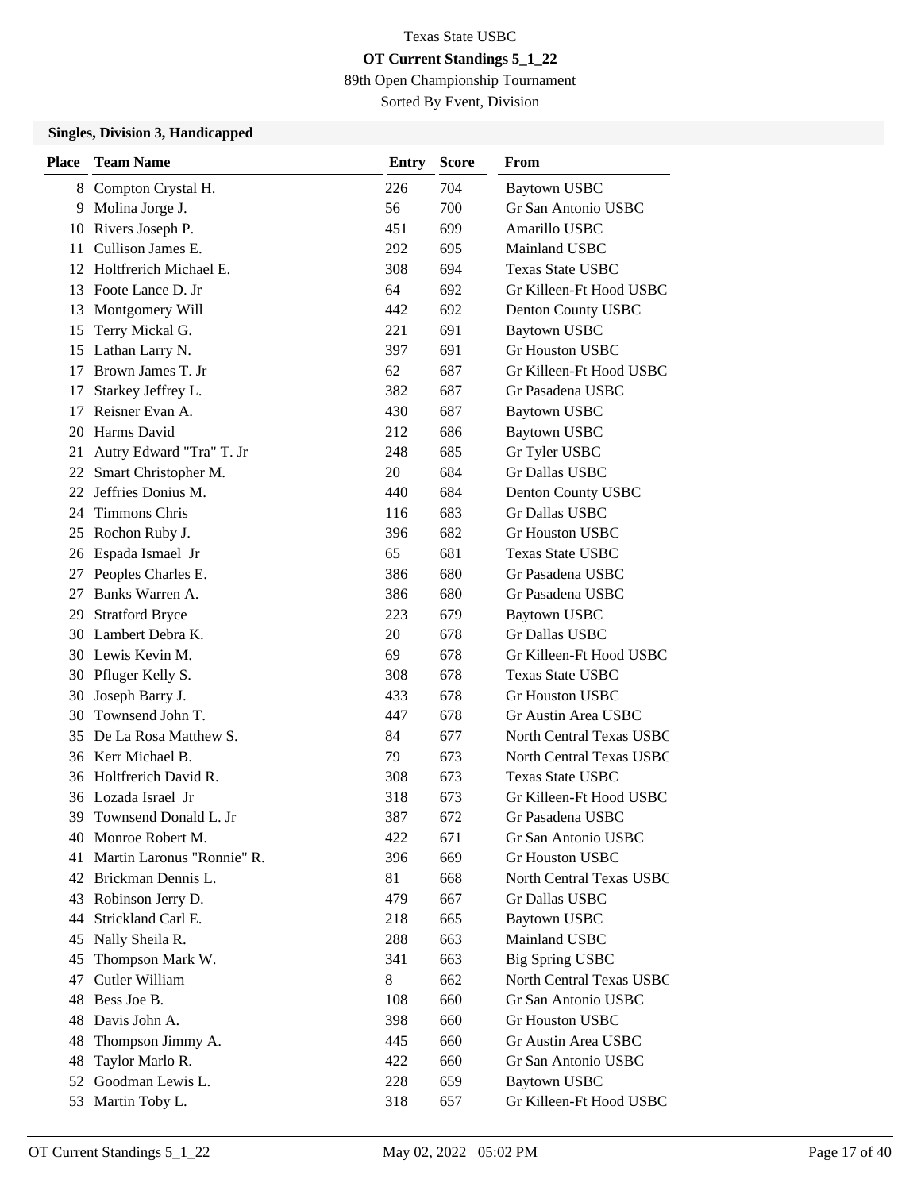Texas State USBC

**OT Current Standings 5_1_22**

89th Open Championship Tournament

Sorted By Event, Division

### Singles, Division 3, Handicapped

| Place | Team Name | Entry | Score | From |
|---|---|---|---|---|
| 8 | Compton Crystal H. | 226 | 704 | Baytown USBC |
| 9 | Molina Jorge J. | 56 | 700 | Gr San Antonio USBC |
| 10 | Rivers Joseph P. | 451 | 699 | Amarillo USBC |
| 11 | Cullison James E. | 292 | 695 | Mainland USBC |
| 12 | Holtfrerich Michael E. | 308 | 694 | Texas State USBC |
| 13 | Foote Lance D. Jr | 64 | 692 | Gr Killeen-Ft Hood USBC |
| 13 | Montgomery Will | 442 | 692 | Denton County USBC |
| 15 | Terry Mickal G. | 221 | 691 | Baytown USBC |
| 15 | Lathan Larry N. | 397 | 691 | Gr Houston USBC |
| 17 | Brown James T. Jr | 62 | 687 | Gr Killeen-Ft Hood USBC |
| 17 | Starkey Jeffrey L. | 382 | 687 | Gr Pasadena USBC |
| 17 | Reisner Evan A. | 430 | 687 | Baytown USBC |
| 20 | Harms David | 212 | 686 | Baytown USBC |
| 21 | Autry Edward "Tra" T. Jr | 248 | 685 | Gr Tyler USBC |
| 22 | Smart Christopher M. | 20 | 684 | Gr Dallas USBC |
| 22 | Jeffries Donius M. | 440 | 684 | Denton County USBC |
| 24 | Timmons Chris | 116 | 683 | Gr Dallas USBC |
| 25 | Rochon Ruby J. | 396 | 682 | Gr Houston USBC |
| 26 | Espada Ismael Jr | 65 | 681 | Texas State USBC |
| 27 | Peoples Charles E. | 386 | 680 | Gr Pasadena USBC |
| 27 | Banks Warren A. | 386 | 680 | Gr Pasadena USBC |
| 29 | Stratford Bryce | 223 | 679 | Baytown USBC |
| 30 | Lambert Debra K. | 20 | 678 | Gr Dallas USBC |
| 30 | Lewis Kevin M. | 69 | 678 | Gr Killeen-Ft Hood USBC |
| 30 | Pfluger Kelly S. | 308 | 678 | Texas State USBC |
| 30 | Joseph Barry J. | 433 | 678 | Gr Houston USBC |
| 30 | Townsend John T. | 447 | 678 | Gr Austin Area USBC |
| 35 | De La Rosa Matthew S. | 84 | 677 | North Central Texas USBC |
| 36 | Kerr Michael B. | 79 | 673 | North Central Texas USBC |
| 36 | Holtfrerich David R. | 308 | 673 | Texas State USBC |
| 36 | Lozada Israel Jr | 318 | 673 | Gr Killeen-Ft Hood USBC |
| 39 | Townsend Donald L. Jr | 387 | 672 | Gr Pasadena USBC |
| 40 | Monroe Robert M. | 422 | 671 | Gr San Antonio USBC |
| 41 | Martin Laronus "Ronnie" R. | 396 | 669 | Gr Houston USBC |
| 42 | Brickman Dennis L. | 81 | 668 | North Central Texas USBC |
| 43 | Robinson Jerry D. | 479 | 667 | Gr Dallas USBC |
| 44 | Strickland Carl E. | 218 | 665 | Baytown USBC |
| 45 | Nally Sheila R. | 288 | 663 | Mainland USBC |
| 45 | Thompson Mark W. | 341 | 663 | Big Spring USBC |
| 47 | Cutler William | 8 | 662 | North Central Texas USBC |
| 48 | Bess Joe B. | 108 | 660 | Gr San Antonio USBC |
| 48 | Davis John A. | 398 | 660 | Gr Houston USBC |
| 48 | Thompson Jimmy A. | 445 | 660 | Gr Austin Area USBC |
| 48 | Taylor Marlo R. | 422 | 660 | Gr San Antonio USBC |
| 52 | Goodman Lewis L. | 228 | 659 | Baytown USBC |
| 53 | Martin Toby L. | 318 | 657 | Gr Killeen-Ft Hood USBC |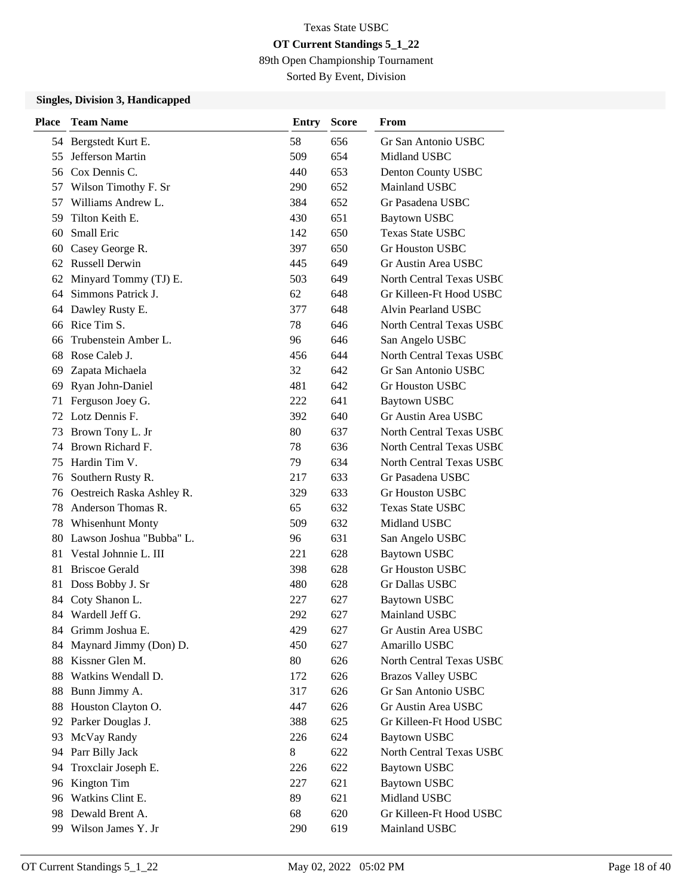Texas State USBC

**OT Current Standings 5_1_22**

89th Open Championship Tournament

Sorted By Event, Division

**Singles, Division 3, Handicapped**

| Place | Team Name | Entry | Score | From |
|---|---|---|---|---|
| 54 | Bergstedt Kurt E. | 58 | 656 | Gr San Antonio USBC |
| 55 | Jefferson Martin | 509 | 654 | Midland USBC |
| 56 | Cox Dennis C. | 440 | 653 | Denton County USBC |
| 57 | Wilson Timothy F. Sr | 290 | 652 | Mainland USBC |
| 57 | Williams Andrew L. | 384 | 652 | Gr Pasadena USBC |
| 59 | Tilton Keith E. | 430 | 651 | Baytown USBC |
| 60 | Small Eric | 142 | 650 | Texas State USBC |
| 60 | Casey George R. | 397 | 650 | Gr Houston USBC |
| 62 | Russell Derwin | 445 | 649 | Gr Austin Area USBC |
| 62 | Minyard Tommy (TJ) E. | 503 | 649 | North Central Texas USBC |
| 64 | Simmons Patrick J. | 62 | 648 | Gr Killeen-Ft Hood USBC |
| 64 | Dawley Rusty E. | 377 | 648 | Alvin Pearland USBC |
| 66 | Rice Tim S. | 78 | 646 | North Central Texas USBC |
| 66 | Trubenstein Amber L. | 96 | 646 | San Angelo USBC |
| 68 | Rose Caleb J. | 456 | 644 | North Central Texas USBC |
| 69 | Zapata Michaela | 32 | 642 | Gr San Antonio USBC |
| 69 | Ryan John-Daniel | 481 | 642 | Gr Houston USBC |
| 71 | Ferguson Joey G. | 222 | 641 | Baytown USBC |
| 72 | Lotz Dennis F. | 392 | 640 | Gr Austin Area USBC |
| 73 | Brown Tony L. Jr | 80 | 637 | North Central Texas USBC |
| 74 | Brown Richard F. | 78 | 636 | North Central Texas USBC |
| 75 | Hardin Tim V. | 79 | 634 | North Central Texas USBC |
| 76 | Southern Rusty R. | 217 | 633 | Gr Pasadena USBC |
| 76 | Oestreich Raska Ashley R. | 329 | 633 | Gr Houston USBC |
| 78 | Anderson Thomas R. | 65 | 632 | Texas State USBC |
| 78 | Whisenhunt Monty | 509 | 632 | Midland USBC |
| 80 | Lawson Joshua "Bubba" L. | 96 | 631 | San Angelo USBC |
| 81 | Vestal Johnnie L. III | 221 | 628 | Baytown USBC |
| 81 | Briscoe Gerald | 398 | 628 | Gr Houston USBC |
| 81 | Doss Bobby J. Sr | 480 | 628 | Gr Dallas USBC |
| 84 | Coty Shanon L. | 227 | 627 | Baytown USBC |
| 84 | Wardell Jeff G. | 292 | 627 | Mainland USBC |
| 84 | Grimm Joshua E. | 429 | 627 | Gr Austin Area USBC |
| 84 | Maynard Jimmy (Don) D. | 450 | 627 | Amarillo USBC |
| 88 | Kissner Glen M. | 80 | 626 | North Central Texas USBC |
| 88 | Watkins Wendall D. | 172 | 626 | Brazos Valley USBC |
| 88 | Bunn Jimmy A. | 317 | 626 | Gr San Antonio USBC |
| 88 | Houston Clayton O. | 447 | 626 | Gr Austin Area USBC |
| 92 | Parker Douglas J. | 388 | 625 | Gr Killeen-Ft Hood USBC |
| 93 | McVay Randy | 226 | 624 | Baytown USBC |
| 94 | Parr Billy Jack | 8 | 622 | North Central Texas USBC |
| 94 | Troxclair Joseph E. | 226 | 622 | Baytown USBC |
| 96 | Kington Tim | 227 | 621 | Baytown USBC |
| 96 | Watkins Clint E. | 89 | 621 | Midland USBC |
| 98 | Dewald Brent A. | 68 | 620 | Gr Killeen-Ft Hood USBC |
| 99 | Wilson James Y. Jr | 290 | 619 | Mainland USBC |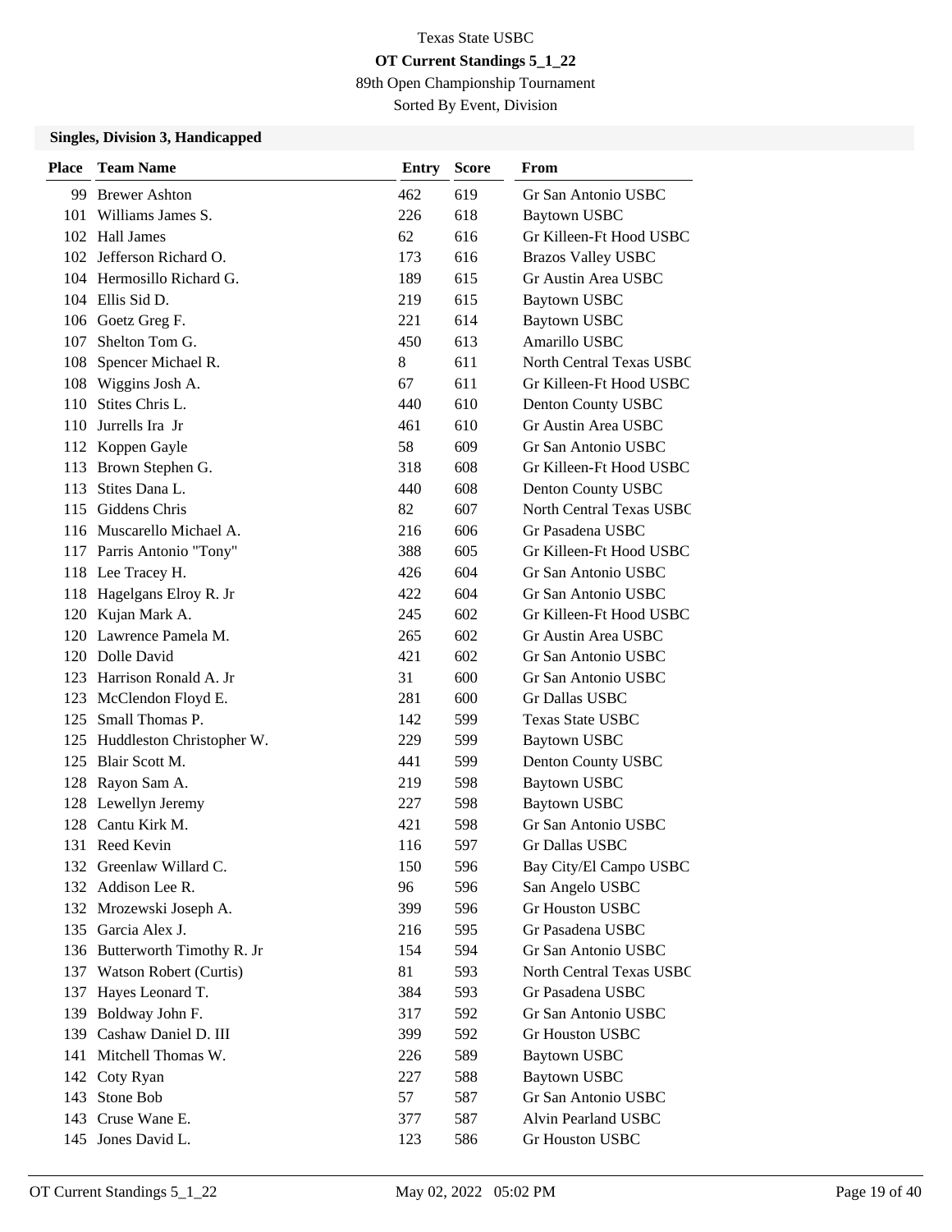Texas State USBC

**OT Current Standings 5_1_22**

89th Open Championship Tournament

Sorted By Event, Division

### Singles, Division 3, Handicapped

| Place | Team Name | Entry | Score | From |
|---|---|---|---|---|
| 99 | Brewer Ashton | 462 | 619 | Gr San Antonio USBC |
| 101 | Williams James S. | 226 | 618 | Baytown USBC |
| 102 | Hall James | 62 | 616 | Gr Killeen-Ft Hood USBC |
| 102 | Jefferson Richard O. | 173 | 616 | Brazos Valley USBC |
| 104 | Hermosillo Richard G. | 189 | 615 | Gr Austin Area USBC |
| 104 | Ellis Sid D. | 219 | 615 | Baytown USBC |
| 106 | Goetz Greg F. | 221 | 614 | Baytown USBC |
| 107 | Shelton Tom G. | 450 | 613 | Amarillo USBC |
| 108 | Spencer Michael R. | 8 | 611 | North Central Texas USBC |
| 108 | Wiggins Josh A. | 67 | 611 | Gr Killeen-Ft Hood USBC |
| 110 | Stites Chris L. | 440 | 610 | Denton County USBC |
| 110 | Jurrells Ira Jr | 461 | 610 | Gr Austin Area USBC |
| 112 | Koppen Gayle | 58 | 609 | Gr San Antonio USBC |
| 113 | Brown Stephen G. | 318 | 608 | Gr Killeen-Ft Hood USBC |
| 113 | Stites Dana L. | 440 | 608 | Denton County USBC |
| 115 | Giddens Chris | 82 | 607 | North Central Texas USBC |
| 116 | Muscarello Michael A. | 216 | 606 | Gr Pasadena USBC |
| 117 | Parris Antonio "Tony" | 388 | 605 | Gr Killeen-Ft Hood USBC |
| 118 | Lee Tracey H. | 426 | 604 | Gr San Antonio USBC |
| 118 | Hagelgans Elroy R. Jr | 422 | 604 | Gr San Antonio USBC |
| 120 | Kujan Mark A. | 245 | 602 | Gr Killeen-Ft Hood USBC |
| 120 | Lawrence Pamela M. | 265 | 602 | Gr Austin Area USBC |
| 120 | Dolle David | 421 | 602 | Gr San Antonio USBC |
| 123 | Harrison Ronald A. Jr | 31 | 600 | Gr San Antonio USBC |
| 123 | McClendon Floyd E. | 281 | 600 | Gr Dallas USBC |
| 125 | Small Thomas P. | 142 | 599 | Texas State USBC |
| 125 | Huddleston Christopher W. | 229 | 599 | Baytown USBC |
| 125 | Blair Scott M. | 441 | 599 | Denton County USBC |
| 128 | Rayon Sam A. | 219 | 598 | Baytown USBC |
| 128 | Lewellyn Jeremy | 227 | 598 | Baytown USBC |
| 128 | Cantu Kirk M. | 421 | 598 | Gr San Antonio USBC |
| 131 | Reed Kevin | 116 | 597 | Gr Dallas USBC |
| 132 | Greenlaw Willard C. | 150 | 596 | Bay City/El Campo USBC |
| 132 | Addison Lee R. | 96 | 596 | San Angelo USBC |
| 132 | Mrozewski Joseph A. | 399 | 596 | Gr Houston USBC |
| 135 | Garcia Alex J. | 216 | 595 | Gr Pasadena USBC |
| 136 | Butterworth Timothy R. Jr | 154 | 594 | Gr San Antonio USBC |
| 137 | Watson Robert (Curtis) | 81 | 593 | North Central Texas USBC |
| 137 | Hayes Leonard T. | 384 | 593 | Gr Pasadena USBC |
| 139 | Boldway John F. | 317 | 592 | Gr San Antonio USBC |
| 139 | Cashaw Daniel D. III | 399 | 592 | Gr Houston USBC |
| 141 | Mitchell Thomas W. | 226 | 589 | Baytown USBC |
| 142 | Coty Ryan | 227 | 588 | Baytown USBC |
| 143 | Stone Bob | 57 | 587 | Gr San Antonio USBC |
| 143 | Cruse Wane E. | 377 | 587 | Alvin Pearland USBC |
| 145 | Jones David L. | 123 | 586 | Gr Houston USBC |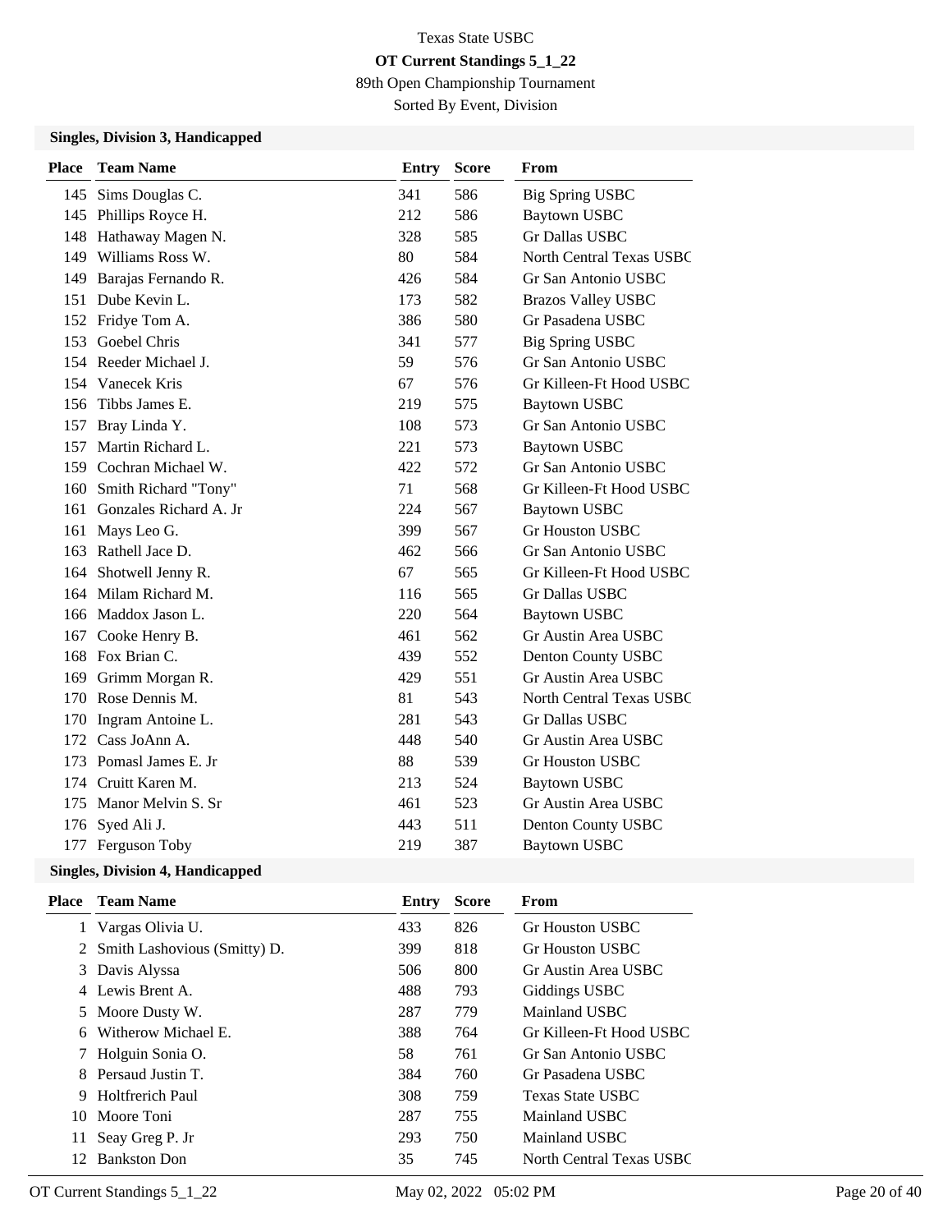Texas State USBC

**OT Current Standings 5_1_22**

89th Open Championship Tournament

Sorted By Event, Division

### Singles, Division 3, Handicapped

| Place | Team Name | Entry | Score | From |
|---|---|---|---|---|
| 145 | Sims Douglas C. | 341 | 586 | Big Spring USBC |
| 145 | Phillips Royce H. | 212 | 586 | Baytown USBC |
| 148 | Hathaway Magen N. | 328 | 585 | Gr Dallas USBC |
| 149 | Williams Ross W. | 80 | 584 | North Central Texas USBC |
| 149 | Barajas Fernando R. | 426 | 584 | Gr San Antonio USBC |
| 151 | Dube Kevin L. | 173 | 582 | Brazos Valley USBC |
| 152 | Fridye Tom A. | 386 | 580 | Gr Pasadena USBC |
| 153 | Goebel Chris | 341 | 577 | Big Spring USBC |
| 154 | Reeder Michael J. | 59 | 576 | Gr San Antonio USBC |
| 154 | Vanecek Kris | 67 | 576 | Gr Killeen-Ft Hood USBC |
| 156 | Tibbs James E. | 219 | 575 | Baytown USBC |
| 157 | Bray Linda Y. | 108 | 573 | Gr San Antonio USBC |
| 157 | Martin Richard L. | 221 | 573 | Baytown USBC |
| 159 | Cochran Michael W. | 422 | 572 | Gr San Antonio USBC |
| 160 | Smith Richard "Tony" | 71 | 568 | Gr Killeen-Ft Hood USBC |
| 161 | Gonzales Richard A. Jr | 224 | 567 | Baytown USBC |
| 161 | Mays Leo G. | 399 | 567 | Gr Houston USBC |
| 163 | Rathell Jace D. | 462 | 566 | Gr San Antonio USBC |
| 164 | Shotwell Jenny R. | 67 | 565 | Gr Killeen-Ft Hood USBC |
| 164 | Milam Richard M. | 116 | 565 | Gr Dallas USBC |
| 166 | Maddox Jason L. | 220 | 564 | Baytown USBC |
| 167 | Cooke Henry B. | 461 | 562 | Gr Austin Area USBC |
| 168 | Fox Brian C. | 439 | 552 | Denton County USBC |
| 169 | Grimm Morgan R. | 429 | 551 | Gr Austin Area USBC |
| 170 | Rose Dennis M. | 81 | 543 | North Central Texas USBC |
| 170 | Ingram Antoine L. | 281 | 543 | Gr Dallas USBC |
| 172 | Cass JoAnn A. | 448 | 540 | Gr Austin Area USBC |
| 173 | Pomasl James E. Jr | 88 | 539 | Gr Houston USBC |
| 174 | Cruitt Karen M. | 213 | 524 | Baytown USBC |
| 175 | Manor Melvin S. Sr | 461 | 523 | Gr Austin Area USBC |
| 176 | Syed Ali J. | 443 | 511 | Denton County USBC |
| 177 | Ferguson Toby | 219 | 387 | Baytown USBC |

### Singles, Division 4, Handicapped

| Place | Team Name | Entry | Score | From |
|---|---|---|---|---|
| 1 | Vargas Olivia U. | 433 | 826 | Gr Houston USBC |
| 2 | Smith Lashovious (Smitty) D. | 399 | 818 | Gr Houston USBC |
| 3 | Davis Alyssa | 506 | 800 | Gr Austin Area USBC |
| 4 | Lewis Brent A. | 488 | 793 | Giddings USBC |
| 5 | Moore Dusty W. | 287 | 779 | Mainland USBC |
| 6 | Witherow Michael E. | 388 | 764 | Gr Killeen-Ft Hood USBC |
| 7 | Holguin Sonia O. | 58 | 761 | Gr San Antonio USBC |
| 8 | Persaud Justin T. | 384 | 760 | Gr Pasadena USBC |
| 9 | Holtfrerich Paul | 308 | 759 | Texas State USBC |
| 10 | Moore Toni | 287 | 755 | Mainland USBC |
| 11 | Seay Greg P. Jr | 293 | 750 | Mainland USBC |
| 12 | Bankston Don | 35 | 745 | North Central Texas USBC |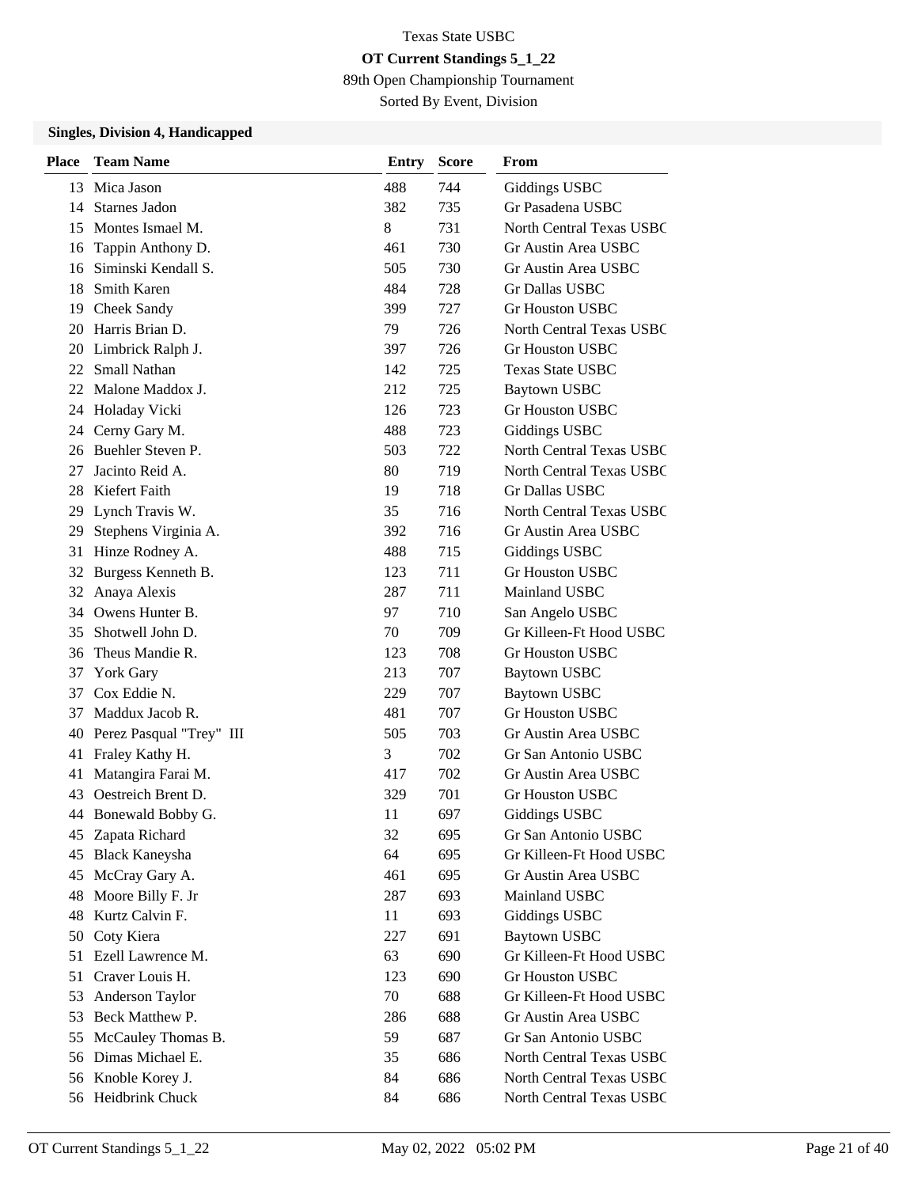Texas State USBC

**OT Current Standings 5_1_22**

89th Open Championship Tournament

Sorted By Event, Division

### Singles, Division 4, Handicapped

| Place | Team Name | Entry | Score | From |
|---|---|---|---|---|
| 13 | Mica Jason | 488 | 744 | Giddings USBC |
| 14 | Starnes Jadon | 382 | 735 | Gr Pasadena USBC |
| 15 | Montes Ismael M. | 8 | 731 | North Central Texas USBC |
| 16 | Tappin Anthony D. | 461 | 730 | Gr Austin Area USBC |
| 16 | Siminski Kendall S. | 505 | 730 | Gr Austin Area USBC |
| 18 | Smith Karen | 484 | 728 | Gr Dallas USBC |
| 19 | Cheek Sandy | 399 | 727 | Gr Houston USBC |
| 20 | Harris Brian D. | 79 | 726 | North Central Texas USBC |
| 20 | Limbrick Ralph J. | 397 | 726 | Gr Houston USBC |
| 22 | Small Nathan | 142 | 725 | Texas State USBC |
| 22 | Malone Maddox J. | 212 | 725 | Baytown USBC |
| 24 | Holaday Vicki | 126 | 723 | Gr Houston USBC |
| 24 | Cerny Gary M. | 488 | 723 | Giddings USBC |
| 26 | Buehler Steven P. | 503 | 722 | North Central Texas USBC |
| 27 | Jacinto Reid A. | 80 | 719 | North Central Texas USBC |
| 28 | Kiefert Faith | 19 | 718 | Gr Dallas USBC |
| 29 | Lynch Travis W. | 35 | 716 | North Central Texas USBC |
| 29 | Stephens Virginia A. | 392 | 716 | Gr Austin Area USBC |
| 31 | Hinze Rodney A. | 488 | 715 | Giddings USBC |
| 32 | Burgess Kenneth B. | 123 | 711 | Gr Houston USBC |
| 32 | Anaya Alexis | 287 | 711 | Mainland USBC |
| 34 | Owens Hunter B. | 97 | 710 | San Angelo USBC |
| 35 | Shotwell John D. | 70 | 709 | Gr Killeen-Ft Hood USBC |
| 36 | Theus Mandie R. | 123 | 708 | Gr Houston USBC |
| 37 | York Gary | 213 | 707 | Baytown USBC |
| 37 | Cox Eddie N. | 229 | 707 | Baytown USBC |
| 37 | Maddux Jacob R. | 481 | 707 | Gr Houston USBC |
| 40 | Perez Pasqual "Trey" III | 505 | 703 | Gr Austin Area USBC |
| 41 | Fraley Kathy H. | 3 | 702 | Gr San Antonio USBC |
| 41 | Matangira Farai M. | 417 | 702 | Gr Austin Area USBC |
| 43 | Oestreich Brent D. | 329 | 701 | Gr Houston USBC |
| 44 | Bonewald Bobby G. | 11 | 697 | Giddings USBC |
| 45 | Zapata Richard | 32 | 695 | Gr San Antonio USBC |
| 45 | Black Kaneysha | 64 | 695 | Gr Killeen-Ft Hood USBC |
| 45 | McCray Gary A. | 461 | 695 | Gr Austin Area USBC |
| 48 | Moore Billy F. Jr | 287 | 693 | Mainland USBC |
| 48 | Kurtz Calvin F. | 11 | 693 | Giddings USBC |
| 50 | Coty Kiera | 227 | 691 | Baytown USBC |
| 51 | Ezell Lawrence M. | 63 | 690 | Gr Killeen-Ft Hood USBC |
| 51 | Craver Louis H. | 123 | 690 | Gr Houston USBC |
| 53 | Anderson Taylor | 70 | 688 | Gr Killeen-Ft Hood USBC |
| 53 | Beck Matthew P. | 286 | 688 | Gr Austin Area USBC |
| 55 | McCauley Thomas B. | 59 | 687 | Gr San Antonio USBC |
| 56 | Dimas Michael E. | 35 | 686 | North Central Texas USBC |
| 56 | Knoble Korey J. | 84 | 686 | North Central Texas USBC |
| 56 | Heidbrink Chuck | 84 | 686 | North Central Texas USBC |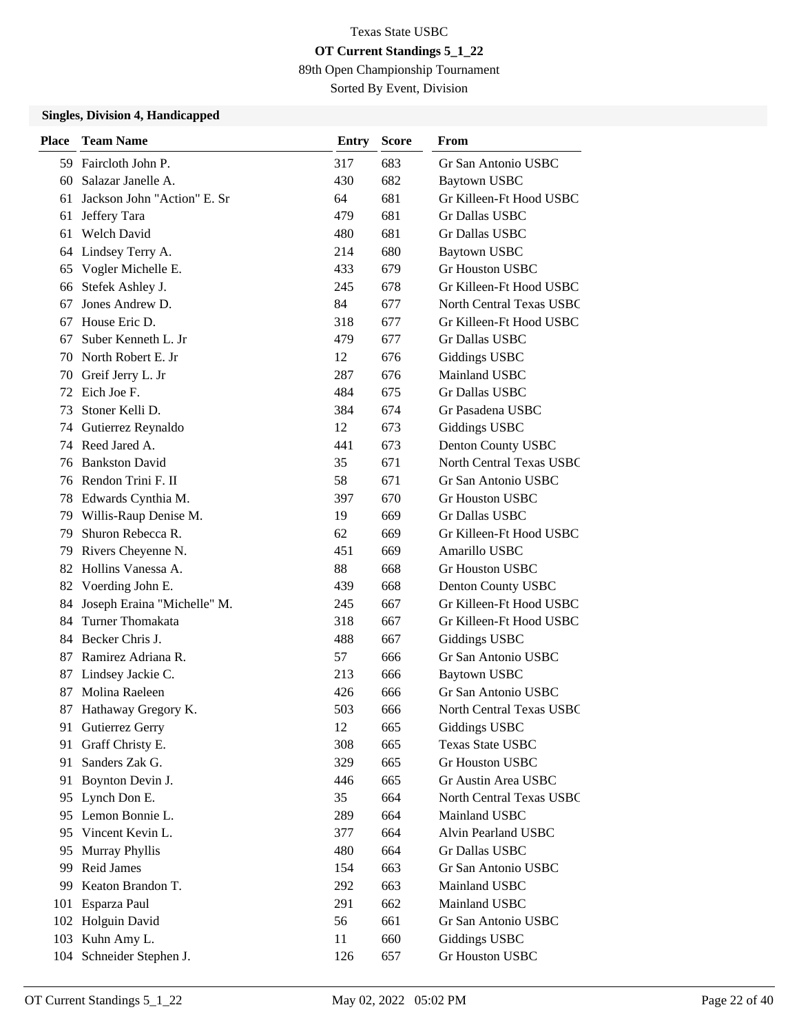Texas State USBC

**OT Current Standings 5_1_22**

89th Open Championship Tournament

Sorted By Event, Division

### Singles, Division 4, Handicapped

| Place | Team Name | Entry | Score | From |
|---|---|---|---|---|
| 59 | Faircloth John P. | 317 | 683 | Gr San Antonio USBC |
| 60 | Salazar Janelle A. | 430 | 682 | Baytown USBC |
| 61 | Jackson John "Action" E. Sr | 64 | 681 | Gr Killeen-Ft Hood USBC |
| 61 | Jeffery Tara | 479 | 681 | Gr Dallas USBC |
| 61 | Welch David | 480 | 681 | Gr Dallas USBC |
| 64 | Lindsey Terry A. | 214 | 680 | Baytown USBC |
| 65 | Vogler Michelle E. | 433 | 679 | Gr Houston USBC |
| 66 | Stefek Ashley J. | 245 | 678 | Gr Killeen-Ft Hood USBC |
| 67 | Jones Andrew D. | 84 | 677 | North Central Texas USBC |
| 67 | House Eric D. | 318 | 677 | Gr Killeen-Ft Hood USBC |
| 67 | Suber Kenneth L. Jr | 479 | 677 | Gr Dallas USBC |
| 70 | North Robert E. Jr | 12 | 676 | Giddings USBC |
| 70 | Greif Jerry L. Jr | 287 | 676 | Mainland USBC |
| 72 | Eich Joe F. | 484 | 675 | Gr Dallas USBC |
| 73 | Stoner Kelli D. | 384 | 674 | Gr Pasadena USBC |
| 74 | Gutierrez Reynaldo | 12 | 673 | Giddings USBC |
| 74 | Reed Jared A. | 441 | 673 | Denton County USBC |
| 76 | Bankston David | 35 | 671 | North Central Texas USBC |
| 76 | Rendon Trini F. II | 58 | 671 | Gr San Antonio USBC |
| 78 | Edwards Cynthia M. | 397 | 670 | Gr Houston USBC |
| 79 | Willis-Raup Denise M. | 19 | 669 | Gr Dallas USBC |
| 79 | Shuron Rebecca R. | 62 | 669 | Gr Killeen-Ft Hood USBC |
| 79 | Rivers Cheyenne N. | 451 | 669 | Amarillo USBC |
| 82 | Hollins Vanessa A. | 88 | 668 | Gr Houston USBC |
| 82 | Voerding John E. | 439 | 668 | Denton County USBC |
| 84 | Joseph Eraina "Michelle" M. | 245 | 667 | Gr Killeen-Ft Hood USBC |
| 84 | Turner Thomakata | 318 | 667 | Gr Killeen-Ft Hood USBC |
| 84 | Becker Chris J. | 488 | 667 | Giddings USBC |
| 87 | Ramirez Adriana R. | 57 | 666 | Gr San Antonio USBC |
| 87 | Lindsey Jackie C. | 213 | 666 | Baytown USBC |
| 87 | Molina Raeleen | 426 | 666 | Gr San Antonio USBC |
| 87 | Hathaway Gregory K. | 503 | 666 | North Central Texas USBC |
| 91 | Gutierrez Gerry | 12 | 665 | Giddings USBC |
| 91 | Graff Christy E. | 308 | 665 | Texas State USBC |
| 91 | Sanders Zak G. | 329 | 665 | Gr Houston USBC |
| 91 | Boynton Devin J. | 446 | 665 | Gr Austin Area USBC |
| 95 | Lynch Don E. | 35 | 664 | North Central Texas USBC |
| 95 | Lemon Bonnie L. | 289 | 664 | Mainland USBC |
| 95 | Vincent Kevin L. | 377 | 664 | Alvin Pearland USBC |
| 95 | Murray Phyllis | 480 | 664 | Gr Dallas USBC |
| 99 | Reid James | 154 | 663 | Gr San Antonio USBC |
| 99 | Keaton Brandon T. | 292 | 663 | Mainland USBC |
| 101 | Esparza Paul | 291 | 662 | Mainland USBC |
| 102 | Holguin David | 56 | 661 | Gr San Antonio USBC |
| 103 | Kuhn Amy L. | 11 | 660 | Giddings USBC |
| 104 | Schneider Stephen J. | 126 | 657 | Gr Houston USBC |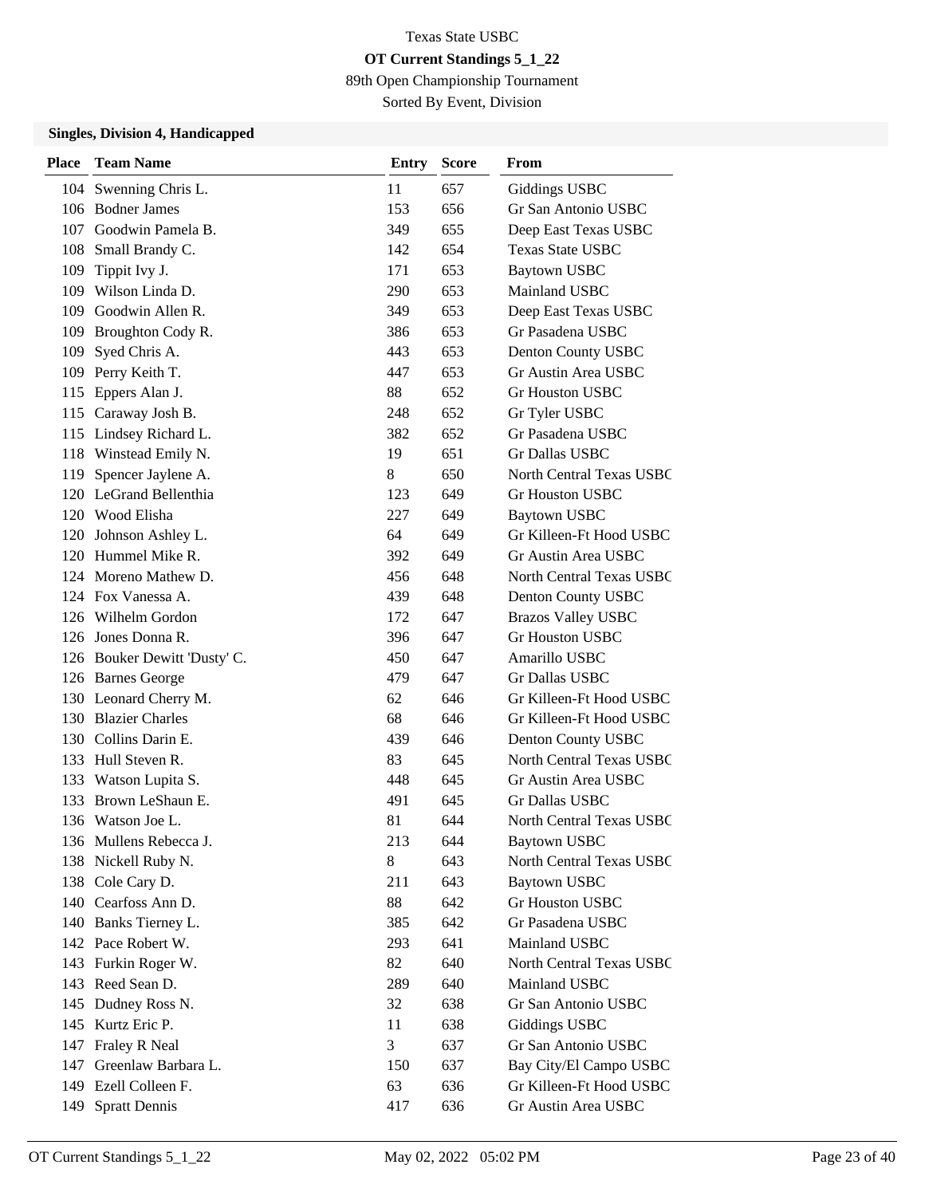Texas State USBC

**OT Current Standings 5_1_22**

89th Open Championship Tournament

Sorted By Event, Division

### Singles, Division 4, Handicapped

| Place | Team Name | Entry | Score | From |
|---|---|---|---|---|
| 104 | Swenning Chris L. | 11 | 657 | Giddings USBC |
| 106 | Bodner James | 153 | 656 | Gr San Antonio USBC |
| 107 | Goodwin Pamela B. | 349 | 655 | Deep East Texas USBC |
| 108 | Small Brandy C. | 142 | 654 | Texas State USBC |
| 109 | Tippit Ivy J. | 171 | 653 | Baytown USBC |
| 109 | Wilson Linda D. | 290 | 653 | Mainland USBC |
| 109 | Goodwin Allen R. | 349 | 653 | Deep East Texas USBC |
| 109 | Broughton Cody R. | 386 | 653 | Gr Pasadena USBC |
| 109 | Syed Chris A. | 443 | 653 | Denton County USBC |
| 109 | Perry Keith T. | 447 | 653 | Gr Austin Area USBC |
| 115 | Eppers Alan J. | 88 | 652 | Gr Houston USBC |
| 115 | Caraway Josh B. | 248 | 652 | Gr Tyler USBC |
| 115 | Lindsey Richard L. | 382 | 652 | Gr Pasadena USBC |
| 118 | Winstead Emily N. | 19 | 651 | Gr Dallas USBC |
| 119 | Spencer Jaylene A. | 8 | 650 | North Central Texas USBC |
| 120 | LeGrand Bellenthia | 123 | 649 | Gr Houston USBC |
| 120 | Wood Elisha | 227 | 649 | Baytown USBC |
| 120 | Johnson Ashley L. | 64 | 649 | Gr Killeen-Ft Hood USBC |
| 120 | Hummel Mike R. | 392 | 649 | Gr Austin Area USBC |
| 124 | Moreno Mathew D. | 456 | 648 | North Central Texas USBC |
| 124 | Fox Vanessa A. | 439 | 648 | Denton County USBC |
| 126 | Wilhelm Gordon | 172 | 647 | Brazos Valley USBC |
| 126 | Jones Donna R. | 396 | 647 | Gr Houston USBC |
| 126 | Bouker Dewitt 'Dusty' C. | 450 | 647 | Amarillo USBC |
| 126 | Barnes George | 479 | 647 | Gr Dallas USBC |
| 130 | Leonard Cherry M. | 62 | 646 | Gr Killeen-Ft Hood USBC |
| 130 | Blazier Charles | 68 | 646 | Gr Killeen-Ft Hood USBC |
| 130 | Collins Darin E. | 439 | 646 | Denton County USBC |
| 133 | Hull Steven R. | 83 | 645 | North Central Texas USBC |
| 133 | Watson Lupita S. | 448 | 645 | Gr Austin Area USBC |
| 133 | Brown LeShaun E. | 491 | 645 | Gr Dallas USBC |
| 136 | Watson Joe L. | 81 | 644 | North Central Texas USBC |
| 136 | Mullens Rebecca J. | 213 | 644 | Baytown USBC |
| 138 | Nickell Ruby N. | 8 | 643 | North Central Texas USBC |
| 138 | Cole Cary D. | 211 | 643 | Baytown USBC |
| 140 | Cearfoss Ann D. | 88 | 642 | Gr Houston USBC |
| 140 | Banks Tierney L. | 385 | 642 | Gr Pasadena USBC |
| 142 | Pace Robert W. | 293 | 641 | Mainland USBC |
| 143 | Furkin Roger W. | 82 | 640 | North Central Texas USBC |
| 143 | Reed Sean D. | 289 | 640 | Mainland USBC |
| 145 | Dudney Ross N. | 32 | 638 | Gr San Antonio USBC |
| 145 | Kurtz Eric P. | 11 | 638 | Giddings USBC |
| 147 | Fraley R Neal | 3 | 637 | Gr San Antonio USBC |
| 147 | Greenlaw Barbara L. | 150 | 637 | Bay City/El Campo USBC |
| 149 | Ezell Colleen F. | 63 | 636 | Gr Killeen-Ft Hood USBC |
| 149 | Spratt Dennis | 417 | 636 | Gr Austin Area USBC |

OT Current Standings 5_1_22 May 02, 2022 05:02 PM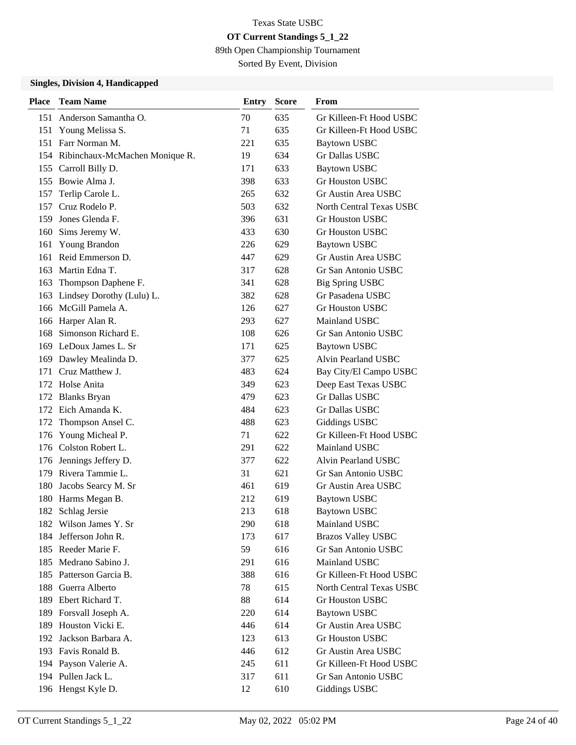Texas State USBC

**OT Current Standings 5_1_22**

89th Open Championship Tournament

Sorted By Event, Division

### Singles, Division 4, Handicapped

| Place | Team Name | Entry | Score | From |
|---|---|---|---|---|
| 151 | Anderson Samantha O. | 70 | 635 | Gr Killeen-Ft Hood USBC |
| 151 | Young Melissa S. | 71 | 635 | Gr Killeen-Ft Hood USBC |
| 151 | Farr Norman M. | 221 | 635 | Baytown USBC |
| 154 | Ribinchaux-McMachen Monique R. | 19 | 634 | Gr Dallas USBC |
| 155 | Carroll Billy D. | 171 | 633 | Baytown USBC |
| 155 | Bowie Alma J. | 398 | 633 | Gr Houston USBC |
| 157 | Terlip Carole L. | 265 | 632 | Gr Austin Area USBC |
| 157 | Cruz Rodelo P. | 503 | 632 | North Central Texas USBC |
| 159 | Jones Glenda F. | 396 | 631 | Gr Houston USBC |
| 160 | Sims Jeremy W. | 433 | 630 | Gr Houston USBC |
| 161 | Young Brandon | 226 | 629 | Baytown USBC |
| 161 | Reid Emmerson D. | 447 | 629 | Gr Austin Area USBC |
| 163 | Martin Edna T. | 317 | 628 | Gr San Antonio USBC |
| 163 | Thompson Daphene F. | 341 | 628 | Big Spring USBC |
| 163 | Lindsey Dorothy (Lulu) L. | 382 | 628 | Gr Pasadena USBC |
| 166 | McGill Pamela A. | 126 | 627 | Gr Houston USBC |
| 166 | Harper Alan R. | 293 | 627 | Mainland USBC |
| 168 | Simonson Richard E. | 108 | 626 | Gr San Antonio USBC |
| 169 | LeDoux James L. Sr | 171 | 625 | Baytown USBC |
| 169 | Dawley Mealinda D. | 377 | 625 | Alvin Pearland USBC |
| 171 | Cruz Matthew J. | 483 | 624 | Bay City/El Campo USBC |
| 172 | Holse Anita | 349 | 623 | Deep East Texas USBC |
| 172 | Blanks Bryan | 479 | 623 | Gr Dallas USBC |
| 172 | Eich Amanda K. | 484 | 623 | Gr Dallas USBC |
| 172 | Thompson Ansel C. | 488 | 623 | Giddings USBC |
| 176 | Young Micheal P. | 71 | 622 | Gr Killeen-Ft Hood USBC |
| 176 | Colston Robert L. | 291 | 622 | Mainland USBC |
| 176 | Jennings Jeffery D. | 377 | 622 | Alvin Pearland USBC |
| 179 | Rivera Tammie L. | 31 | 621 | Gr San Antonio USBC |
| 180 | Jacobs Searcy M. Sr | 461 | 619 | Gr Austin Area USBC |
| 180 | Harms Megan B. | 212 | 619 | Baytown USBC |
| 182 | Schlag Jersie | 213 | 618 | Baytown USBC |
| 182 | Wilson James Y. Sr | 290 | 618 | Mainland USBC |
| 184 | Jefferson John R. | 173 | 617 | Brazos Valley USBC |
| 185 | Reeder Marie F. | 59 | 616 | Gr San Antonio USBC |
| 185 | Medrano Sabino J. | 291 | 616 | Mainland USBC |
| 185 | Patterson Garcia B. | 388 | 616 | Gr Killeen-Ft Hood USBC |
| 188 | Guerra Alberto | 78 | 615 | North Central Texas USBC |
| 189 | Ebert Richard T. | 88 | 614 | Gr Houston USBC |
| 189 | Forsvall Joseph A. | 220 | 614 | Baytown USBC |
| 189 | Houston Vicki E. | 446 | 614 | Gr Austin Area USBC |
| 192 | Jackson Barbara A. | 123 | 613 | Gr Houston USBC |
| 193 | Favis Ronald B. | 446 | 612 | Gr Austin Area USBC |
| 194 | Payson Valerie A. | 245 | 611 | Gr Killeen-Ft Hood USBC |
| 194 | Pullen Jack L. | 317 | 611 | Gr San Antonio USBC |
| 196 | Hengst Kyle D. | 12 | 610 | Giddings USBC |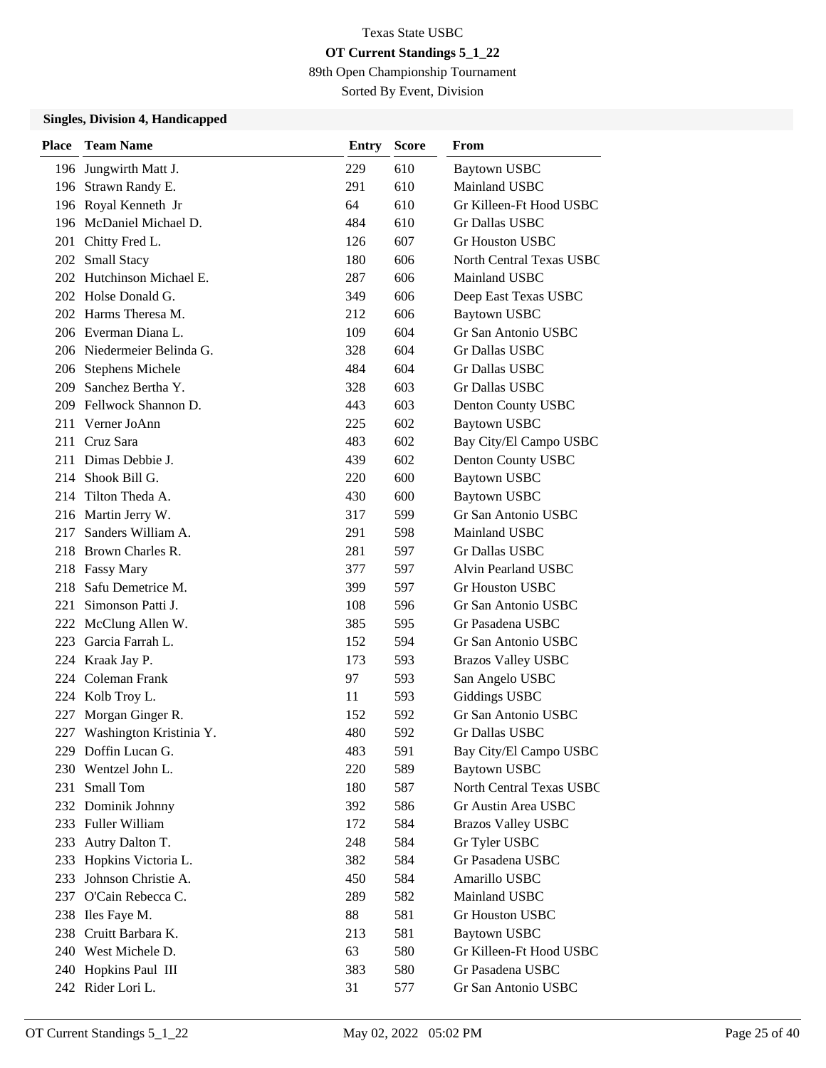Texas State USBC

**OT Current Standings 5_1_22**

89th Open Championship Tournament

Sorted By Event, Division

### Singles, Division 4, Handicapped

| Place | Team Name | Entry | Score | From |
|---|---|---|---|---|
| 196 | Jungwirth Matt J. | 229 | 610 | Baytown USBC |
| 196 | Strawn Randy E. | 291 | 610 | Mainland USBC |
| 196 | Royal Kenneth Jr | 64 | 610 | Gr Killeen-Ft Hood USBC |
| 196 | McDaniel Michael D. | 484 | 610 | Gr Dallas USBC |
| 201 | Chitty Fred L. | 126 | 607 | Gr Houston USBC |
| 202 | Small Stacy | 180 | 606 | North Central Texas USBC |
| 202 | Hutchinson Michael E. | 287 | 606 | Mainland USBC |
| 202 | Holse Donald G. | 349 | 606 | Deep East Texas USBC |
| 202 | Harms Theresa M. | 212 | 606 | Baytown USBC |
| 206 | Everman Diana L. | 109 | 604 | Gr San Antonio USBC |
| 206 | Niedermeier Belinda G. | 328 | 604 | Gr Dallas USBC |
| 206 | Stephens Michele | 484 | 604 | Gr Dallas USBC |
| 209 | Sanchez Bertha Y. | 328 | 603 | Gr Dallas USBC |
| 209 | Fellwock Shannon D. | 443 | 603 | Denton County USBC |
| 211 | Verner JoAnn | 225 | 602 | Baytown USBC |
| 211 | Cruz Sara | 483 | 602 | Bay City/El Campo USBC |
| 211 | Dimas Debbie J. | 439 | 602 | Denton County USBC |
| 214 | Shook Bill G. | 220 | 600 | Baytown USBC |
| 214 | Tilton Theda A. | 430 | 600 | Baytown USBC |
| 216 | Martin Jerry W. | 317 | 599 | Gr San Antonio USBC |
| 217 | Sanders William A. | 291 | 598 | Mainland USBC |
| 218 | Brown Charles R. | 281 | 597 | Gr Dallas USBC |
| 218 | Fassy Mary | 377 | 597 | Alvin Pearland USBC |
| 218 | Safu Demetrice M. | 399 | 597 | Gr Houston USBC |
| 221 | Simonson Patti J. | 108 | 596 | Gr San Antonio USBC |
| 222 | McClung Allen W. | 385 | 595 | Gr Pasadena USBC |
| 223 | Garcia Farrah L. | 152 | 594 | Gr San Antonio USBC |
| 224 | Kraak Jay P. | 173 | 593 | Brazos Valley USBC |
| 224 | Coleman Frank | 97 | 593 | San Angelo USBC |
| 224 | Kolb Troy L. | 11 | 593 | Giddings USBC |
| 227 | Morgan Ginger R. | 152 | 592 | Gr San Antonio USBC |
| 227 | Washington Kristinia Y. | 480 | 592 | Gr Dallas USBC |
| 229 | Doffin Lucan G. | 483 | 591 | Bay City/El Campo USBC |
| 230 | Wentzel John L. | 220 | 589 | Baytown USBC |
| 231 | Small Tom | 180 | 587 | North Central Texas USBC |
| 232 | Dominik Johnny | 392 | 586 | Gr Austin Area USBC |
| 233 | Fuller William | 172 | 584 | Brazos Valley USBC |
| 233 | Autry Dalton T. | 248 | 584 | Gr Tyler USBC |
| 233 | Hopkins Victoria L. | 382 | 584 | Gr Pasadena USBC |
| 233 | Johnson Christie A. | 450 | 584 | Amarillo USBC |
| 237 | O'Cain Rebecca C. | 289 | 582 | Mainland USBC |
| 238 | Iles Faye M. | 88 | 581 | Gr Houston USBC |
| 238 | Cruitt Barbara K. | 213 | 581 | Baytown USBC |
| 240 | West Michele D. | 63 | 580 | Gr Killeen-Ft Hood USBC |
| 240 | Hopkins Paul III | 383 | 580 | Gr Pasadena USBC |
| 242 | Rider Lori L. | 31 | 577 | Gr San Antonio USBC |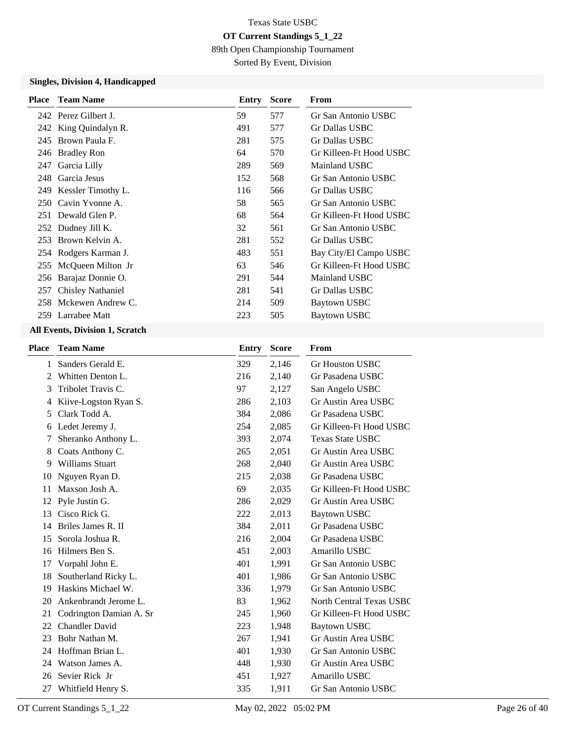Texas State USBC

**OT Current Standings 5_1_22**

89th Open Championship Tournament

Sorted By Event, Division

### Singles, Division 4, Handicapped

| Place | Team Name | Entry | Score | From |
|---|---|---|---|---|
| 242 | Perez Gilbert J. | 59 | 577 | Gr San Antonio USBC |
| 242 | King Quindalyn R. | 491 | 577 | Gr Dallas USBC |
| 245 | Brown Paula F. | 281 | 575 | Gr Dallas USBC |
| 246 | Bradley Ron | 64 | 570 | Gr Killeen-Ft Hood USBC |
| 247 | Garcia Lilly | 289 | 569 | Mainland USBC |
| 248 | Garcia Jesus | 152 | 568 | Gr San Antonio USBC |
| 249 | Kessler Timothy L. | 116 | 566 | Gr Dallas USBC |
| 250 | Cavin Yvonne A. | 58 | 565 | Gr San Antonio USBC |
| 251 | Dewald Glen P. | 68 | 564 | Gr Killeen-Ft Hood USBC |
| 252 | Dudney Jill K. | 32 | 561 | Gr San Antonio USBC |
| 253 | Brown Kelvin A. | 281 | 552 | Gr Dallas USBC |
| 254 | Rodgers Karman J. | 483 | 551 | Bay City/El Campo USBC |
| 255 | McQueen Milton Jr | 63 | 546 | Gr Killeen-Ft Hood USBC |
| 256 | Barajaz Donnie O. | 291 | 544 | Mainland USBC |
| 257 | Chisley Nathaniel | 281 | 541 | Gr Dallas USBC |
| 258 | Mckewen Andrew C. | 214 | 509 | Baytown USBC |
| 259 | Larrabee Matt | 223 | 505 | Baytown USBC |

### All Events, Division 1, Scratch

| Place | Team Name | Entry | Score | From |
|---|---|---|---|---|
| 1 | Sanders Gerald E. | 329 | 2,146 | Gr Houston USBC |
| 2 | Whitten Denton L. | 216 | 2,140 | Gr Pasadena USBC |
| 3 | Tribolet Travis C. | 97 | 2,127 | San Angelo USBC |
| 4 | Kiive-Logston Ryan S. | 286 | 2,103 | Gr Austin Area USBC |
| 5 | Clark Todd A. | 384 | 2,086 | Gr Pasadena USBC |
| 6 | Ledet Jeremy J. | 254 | 2,085 | Gr Killeen-Ft Hood USBC |
| 7 | Sheranko Anthony L. | 393 | 2,074 | Texas State USBC |
| 8 | Coats Anthony C. | 265 | 2,051 | Gr Austin Area USBC |
| 9 | Williams Stuart | 268 | 2,040 | Gr Austin Area USBC |
| 10 | Nguyen Ryan D. | 215 | 2,038 | Gr Pasadena USBC |
| 11 | Maxson Josh A. | 69 | 2,035 | Gr Killeen-Ft Hood USBC |
| 12 | Pyle Justin G. | 286 | 2,029 | Gr Austin Area USBC |
| 13 | Cisco Rick G. | 222 | 2,013 | Baytown USBC |
| 14 | Briles James R. II | 384 | 2,011 | Gr Pasadena USBC |
| 15 | Sorola Joshua R. | 216 | 2,004 | Gr Pasadena USBC |
| 16 | Hilmers Ben S. | 451 | 2,003 | Amarillo USBC |
| 17 | Vorpahl John E. | 401 | 1,991 | Gr San Antonio USBC |
| 18 | Southerland Ricky L. | 401 | 1,986 | Gr San Antonio USBC |
| 19 | Haskins Michael W. | 336 | 1,979 | Gr San Antonio USBC |
| 20 | Ankenbrandt Jerome L. | 83 | 1,962 | North Central Texas USBC |
| 21 | Codrington Damian A. Sr | 245 | 1,960 | Gr Killeen-Ft Hood USBC |
| 22 | Chandler David | 223 | 1,948 | Baytown USBC |
| 23 | Bohr Nathan M. | 267 | 1,941 | Gr Austin Area USBC |
| 24 | Hoffman Brian L. | 401 | 1,930 | Gr San Antonio USBC |
| 24 | Watson James A. | 448 | 1,930 | Gr Austin Area USBC |
| 26 | Sevier Rick Jr | 451 | 1,927 | Amarillo USBC |
| 27 | Whitfield Henry S. | 335 | 1,911 | Gr San Antonio USBC |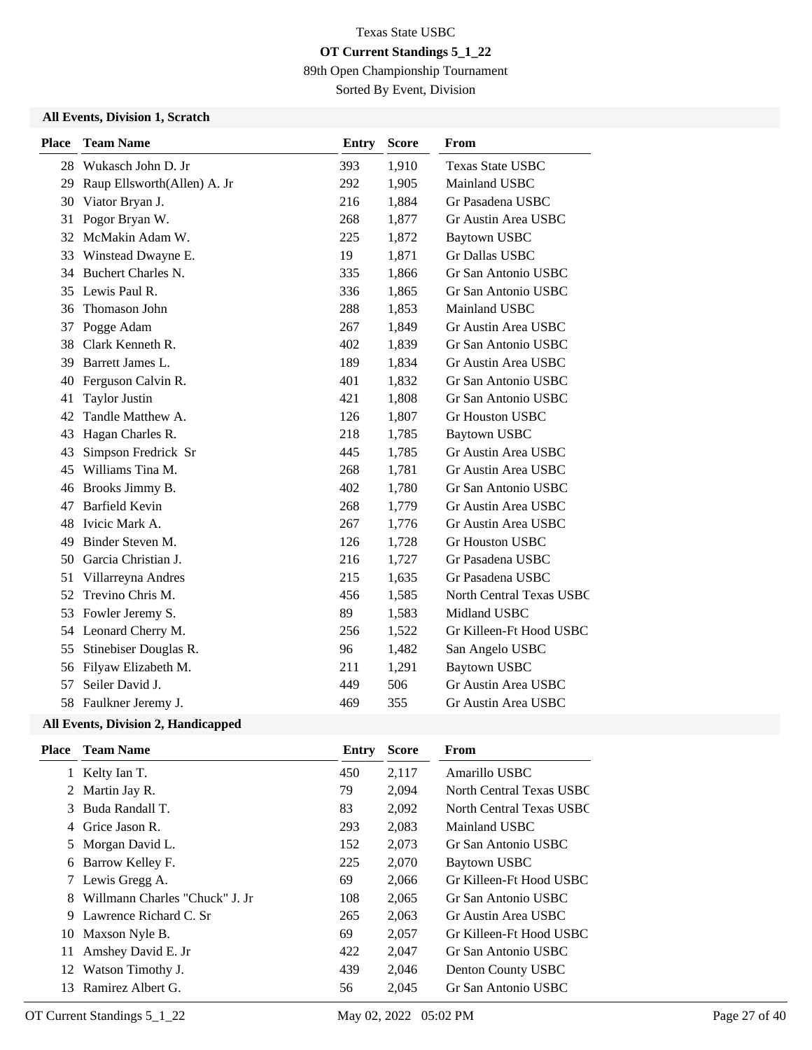Texas State USBC

**OT Current Standings 5_1_22**

89th Open Championship Tournament

Sorted By Event, Division

### All Events, Division 1, Scratch

| Place | Team Name | Entry | Score | From |
|---|---|---|---|---|
| 28 | Wukasch John D. Jr | 393 | 1,910 | Texas State USBC |
| 29 | Raup Ellsworth(Allen) A. Jr | 292 | 1,905 | Mainland USBC |
| 30 | Viator Bryan J. | 216 | 1,884 | Gr Pasadena USBC |
| 31 | Pogor Bryan W. | 268 | 1,877 | Gr Austin Area USBC |
| 32 | McMakin Adam W. | 225 | 1,872 | Baytown USBC |
| 33 | Winstead Dwayne E. | 19 | 1,871 | Gr Dallas USBC |
| 34 | Buchert Charles N. | 335 | 1,866 | Gr San Antonio USBC |
| 35 | Lewis Paul R. | 336 | 1,865 | Gr San Antonio USBC |
| 36 | Thomason John | 288 | 1,853 | Mainland USBC |
| 37 | Pogge Adam | 267 | 1,849 | Gr Austin Area USBC |
| 38 | Clark Kenneth R. | 402 | 1,839 | Gr San Antonio USBC |
| 39 | Barrett James L. | 189 | 1,834 | Gr Austin Area USBC |
| 40 | Ferguson Calvin R. | 401 | 1,832 | Gr San Antonio USBC |
| 41 | Taylor Justin | 421 | 1,808 | Gr San Antonio USBC |
| 42 | Tandle Matthew A. | 126 | 1,807 | Gr Houston USBC |
| 43 | Hagan Charles R. | 218 | 1,785 | Baytown USBC |
| 43 | Simpson Fredrick Sr | 445 | 1,785 | Gr Austin Area USBC |
| 45 | Williams Tina M. | 268 | 1,781 | Gr Austin Area USBC |
| 46 | Brooks Jimmy B. | 402 | 1,780 | Gr San Antonio USBC |
| 47 | Barfield Kevin | 268 | 1,779 | Gr Austin Area USBC |
| 48 | Ivicic Mark A. | 267 | 1,776 | Gr Austin Area USBC |
| 49 | Binder Steven M. | 126 | 1,728 | Gr Houston USBC |
| 50 | Garcia Christian J. | 216 | 1,727 | Gr Pasadena USBC |
| 51 | Villarreyna Andres | 215 | 1,635 | Gr Pasadena USBC |
| 52 | Trevino Chris M. | 456 | 1,585 | North Central Texas USBC |
| 53 | Fowler Jeremy S. | 89 | 1,583 | Midland USBC |
| 54 | Leonard Cherry M. | 256 | 1,522 | Gr Killeen-Ft Hood USBC |
| 55 | Stinebiser Douglas R. | 96 | 1,482 | San Angelo USBC |
| 56 | Filyaw Elizabeth M. | 211 | 1,291 | Baytown USBC |
| 57 | Seiler David J. | 449 | 506 | Gr Austin Area USBC |
| 58 | Faulkner Jeremy J. | 469 | 355 | Gr Austin Area USBC |

### All Events, Division 2, Handicapped

| Place | Team Name | Entry | Score | From |
|---|---|---|---|---|
| 1 | Kelty Ian T. | 450 | 2,117 | Amarillo USBC |
| 2 | Martin Jay R. | 79 | 2,094 | North Central Texas USBC |
| 3 | Buda Randall T. | 83 | 2,092 | North Central Texas USBC |
| 4 | Grice Jason R. | 293 | 2,083 | Mainland USBC |
| 5 | Morgan David L. | 152 | 2,073 | Gr San Antonio USBC |
| 6 | Barrow Kelley F. | 225 | 2,070 | Baytown USBC |
| 7 | Lewis Gregg A. | 69 | 2,066 | Gr Killeen-Ft Hood USBC |
| 8 | Willmann Charles "Chuck" J. Jr | 108 | 2,065 | Gr San Antonio USBC |
| 9 | Lawrence Richard C. Sr | 265 | 2,063 | Gr Austin Area USBC |
| 10 | Maxson Nyle B. | 69 | 2,057 | Gr Killeen-Ft Hood USBC |
| 11 | Amshey David E. Jr | 422 | 2,047 | Gr San Antonio USBC |
| 12 | Watson Timothy J. | 439 | 2,046 | Denton County USBC |
| 13 | Ramirez Albert G. | 56 | 2,045 | Gr San Antonio USBC |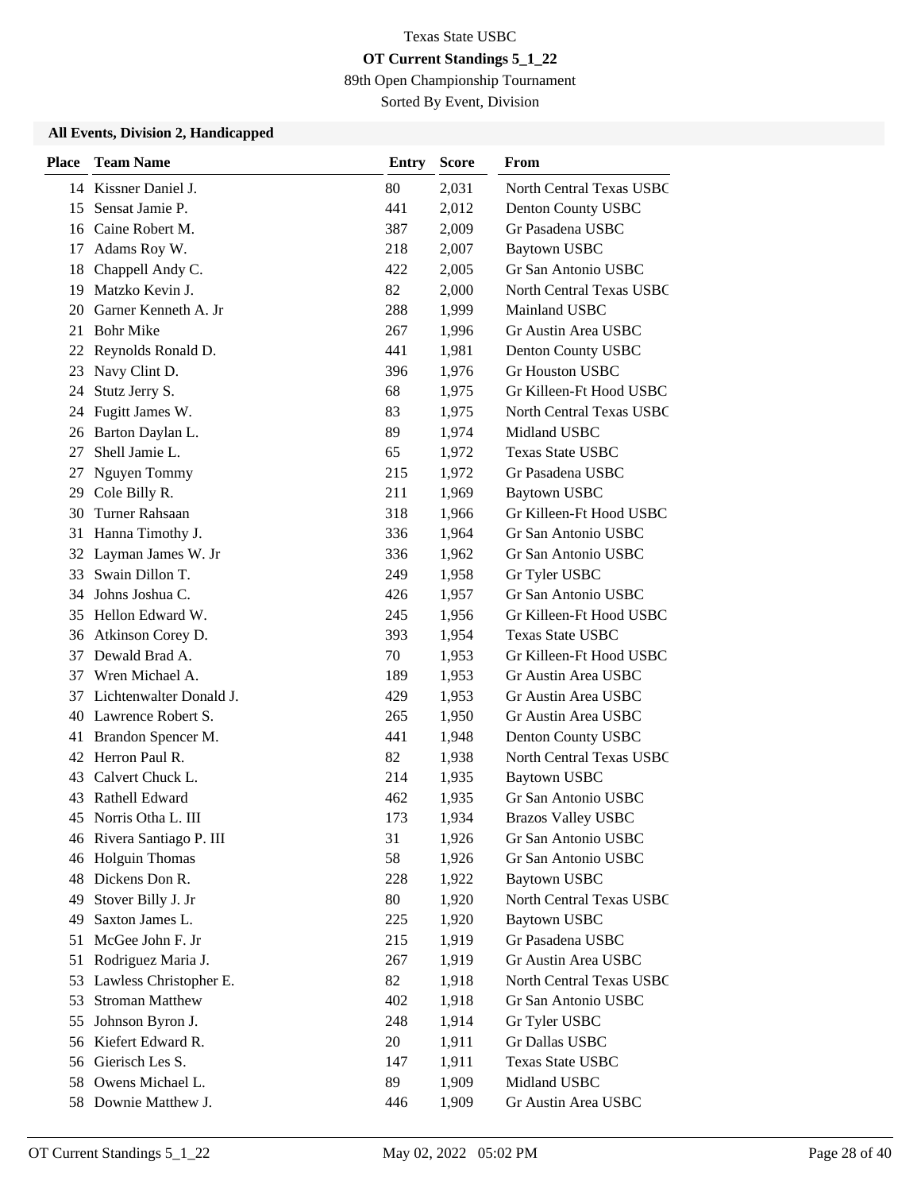Texas State USBC

**OT Current Standings 5_1_22**

89th Open Championship Tournament

Sorted By Event, Division

**All Events, Division 2, Handicapped**

| Place | Team Name | Entry | Score | From |
|---|---|---|---|---|
| 14 | Kissner Daniel J. | 80 | 2,031 | North Central Texas USBC |
| 15 | Sensat Jamie P. | 441 | 2,012 | Denton County USBC |
| 16 | Caine Robert M. | 387 | 2,009 | Gr Pasadena USBC |
| 17 | Adams Roy W. | 218 | 2,007 | Baytown USBC |
| 18 | Chappell Andy C. | 422 | 2,005 | Gr San Antonio USBC |
| 19 | Matzko Kevin J. | 82 | 2,000 | North Central Texas USBC |
| 20 | Garner Kenneth A. Jr | 288 | 1,999 | Mainland USBC |
| 21 | Bohr Mike | 267 | 1,996 | Gr Austin Area USBC |
| 22 | Reynolds Ronald D. | 441 | 1,981 | Denton County USBC |
| 23 | Navy Clint D. | 396 | 1,976 | Gr Houston USBC |
| 24 | Stutz Jerry S. | 68 | 1,975 | Gr Killeen-Ft Hood USBC |
| 24 | Fugitt James W. | 83 | 1,975 | North Central Texas USBC |
| 26 | Barton Daylan L. | 89 | 1,974 | Midland USBC |
| 27 | Shell Jamie L. | 65 | 1,972 | Texas State USBC |
| 27 | Nguyen Tommy | 215 | 1,972 | Gr Pasadena USBC |
| 29 | Cole Billy R. | 211 | 1,969 | Baytown USBC |
| 30 | Turner Rahsaan | 318 | 1,966 | Gr Killeen-Ft Hood USBC |
| 31 | Hanna Timothy J. | 336 | 1,964 | Gr San Antonio USBC |
| 32 | Layman James W. Jr | 336 | 1,962 | Gr San Antonio USBC |
| 33 | Swain Dillon T. | 249 | 1,958 | Gr Tyler USBC |
| 34 | Johns Joshua C. | 426 | 1,957 | Gr San Antonio USBC |
| 35 | Hellon Edward W. | 245 | 1,956 | Gr Killeen-Ft Hood USBC |
| 36 | Atkinson Corey D. | 393 | 1,954 | Texas State USBC |
| 37 | Dewald Brad A. | 70 | 1,953 | Gr Killeen-Ft Hood USBC |
| 37 | Wren Michael A. | 189 | 1,953 | Gr Austin Area USBC |
| 37 | Lichtenwalter Donald J. | 429 | 1,953 | Gr Austin Area USBC |
| 40 | Lawrence Robert S. | 265 | 1,950 | Gr Austin Area USBC |
| 41 | Brandon Spencer M. | 441 | 1,948 | Denton County USBC |
| 42 | Herron Paul R. | 82 | 1,938 | North Central Texas USBC |
| 43 | Calvert Chuck L. | 214 | 1,935 | Baytown USBC |
| 43 | Rathell Edward | 462 | 1,935 | Gr San Antonio USBC |
| 45 | Norris Otha L. III | 173 | 1,934 | Brazos Valley USBC |
| 46 | Rivera Santiago P. III | 31 | 1,926 | Gr San Antonio USBC |
| 46 | Holguin Thomas | 58 | 1,926 | Gr San Antonio USBC |
| 48 | Dickens Don R. | 228 | 1,922 | Baytown USBC |
| 49 | Stover Billy J. Jr | 80 | 1,920 | North Central Texas USBC |
| 49 | Saxton James L. | 225 | 1,920 | Baytown USBC |
| 51 | McGee John F. Jr | 215 | 1,919 | Gr Pasadena USBC |
| 51 | Rodriguez Maria J. | 267 | 1,919 | Gr Austin Area USBC |
| 53 | Lawless Christopher E. | 82 | 1,918 | North Central Texas USBC |
| 53 | Stroman Matthew | 402 | 1,918 | Gr San Antonio USBC |
| 55 | Johnson Byron J. | 248 | 1,914 | Gr Tyler USBC |
| 56 | Kiefert Edward R. | 20 | 1,911 | Gr Dallas USBC |
| 56 | Gierisch Les S. | 147 | 1,911 | Texas State USBC |
| 58 | Owens Michael L. | 89 | 1,909 | Midland USBC |
| 58 | Downie Matthew J. | 446 | 1,909 | Gr Austin Area USBC |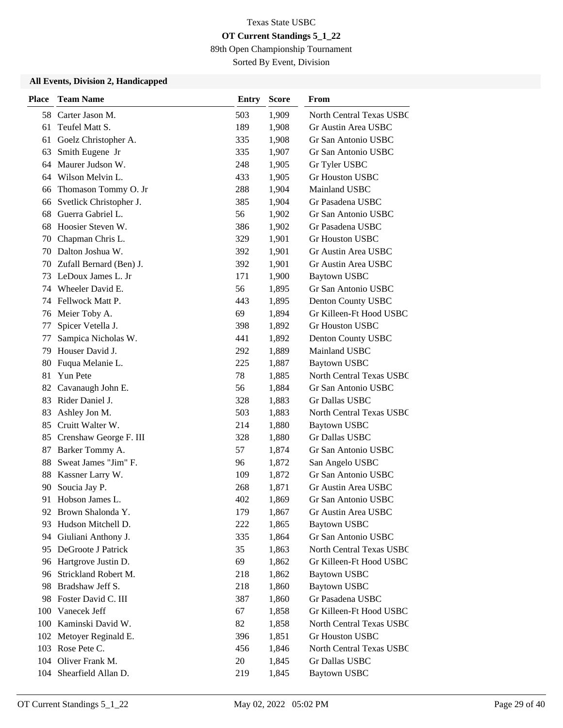Texas State USBC

**OT Current Standings 5_1_22**

89th Open Championship Tournament

Sorted By Event, Division

### All Events, Division 2, Handicapped

| Place | Team Name | Entry | Score | From |
|---|---|---|---|---|
| 58 | Carter Jason M. | 503 | 1,909 | North Central Texas USBC |
| 61 | Teufel Matt S. | 189 | 1,908 | Gr Austin Area USBC |
| 61 | Goelz Christopher A. | 335 | 1,908 | Gr San Antonio USBC |
| 63 | Smith Eugene Jr | 335 | 1,907 | Gr San Antonio USBC |
| 64 | Maurer Judson W. | 248 | 1,905 | Gr Tyler USBC |
| 64 | Wilson Melvin L. | 433 | 1,905 | Gr Houston USBC |
| 66 | Thomason Tommy O. Jr | 288 | 1,904 | Mainland USBC |
| 66 | Svetlick Christopher J. | 385 | 1,904 | Gr Pasadena USBC |
| 68 | Guerra Gabriel L. | 56 | 1,902 | Gr San Antonio USBC |
| 68 | Hoosier Steven W. | 386 | 1,902 | Gr Pasadena USBC |
| 70 | Chapman Chris L. | 329 | 1,901 | Gr Houston USBC |
| 70 | Dalton Joshua W. | 392 | 1,901 | Gr Austin Area USBC |
| 70 | Zufall Bernard (Ben) J. | 392 | 1,901 | Gr Austin Area USBC |
| 73 | LeDoux James L. Jr | 171 | 1,900 | Baytown USBC |
| 74 | Wheeler David E. | 56 | 1,895 | Gr San Antonio USBC |
| 74 | Fellwock Matt P. | 443 | 1,895 | Denton County USBC |
| 76 | Meier Toby A. | 69 | 1,894 | Gr Killeen-Ft Hood USBC |
| 77 | Spicer Vetella J. | 398 | 1,892 | Gr Houston USBC |
| 77 | Sampica Nicholas W. | 441 | 1,892 | Denton County USBC |
| 79 | Houser David J. | 292 | 1,889 | Mainland USBC |
| 80 | Fuqua Melanie L. | 225 | 1,887 | Baytown USBC |
| 81 | Yun Pete | 78 | 1,885 | North Central Texas USBC |
| 82 | Cavanaugh John E. | 56 | 1,884 | Gr San Antonio USBC |
| 83 | Rider Daniel J. | 328 | 1,883 | Gr Dallas USBC |
| 83 | Ashley Jon M. | 503 | 1,883 | North Central Texas USBC |
| 85 | Cruitt Walter W. | 214 | 1,880 | Baytown USBC |
| 85 | Crenshaw George F. III | 328 | 1,880 | Gr Dallas USBC |
| 87 | Barker Tommy A. | 57 | 1,874 | Gr San Antonio USBC |
| 88 | Sweat James "Jim" F. | 96 | 1,872 | San Angelo USBC |
| 88 | Kassner Larry W. | 109 | 1,872 | Gr San Antonio USBC |
| 90 | Soucia Jay P. | 268 | 1,871 | Gr Austin Area USBC |
| 91 | Hobson James L. | 402 | 1,869 | Gr San Antonio USBC |
| 92 | Brown Shalonda Y. | 179 | 1,867 | Gr Austin Area USBC |
| 93 | Hudson Mitchell D. | 222 | 1,865 | Baytown USBC |
| 94 | Giuliani Anthony J. | 335 | 1,864 | Gr San Antonio USBC |
| 95 | DeGroote J Patrick | 35 | 1,863 | North Central Texas USBC |
| 96 | Hartgrove Justin D. | 69 | 1,862 | Gr Killeen-Ft Hood USBC |
| 96 | Strickland Robert M. | 218 | 1,862 | Baytown USBC |
| 98 | Bradshaw Jeff S. | 218 | 1,860 | Baytown USBC |
| 98 | Foster David C. III | 387 | 1,860 | Gr Pasadena USBC |
| 100 | Vanecek Jeff | 67 | 1,858 | Gr Killeen-Ft Hood USBC |
| 100 | Kaminski David W. | 82 | 1,858 | North Central Texas USBC |
| 102 | Metoyer Reginald E. | 396 | 1,851 | Gr Houston USBC |
| 103 | Rose Pete C. | 456 | 1,846 | North Central Texas USBC |
| 104 | Oliver Frank M. | 20 | 1,845 | Gr Dallas USBC |
| 104 | Shearfield Allan D. | 219 | 1,845 | Baytown USBC |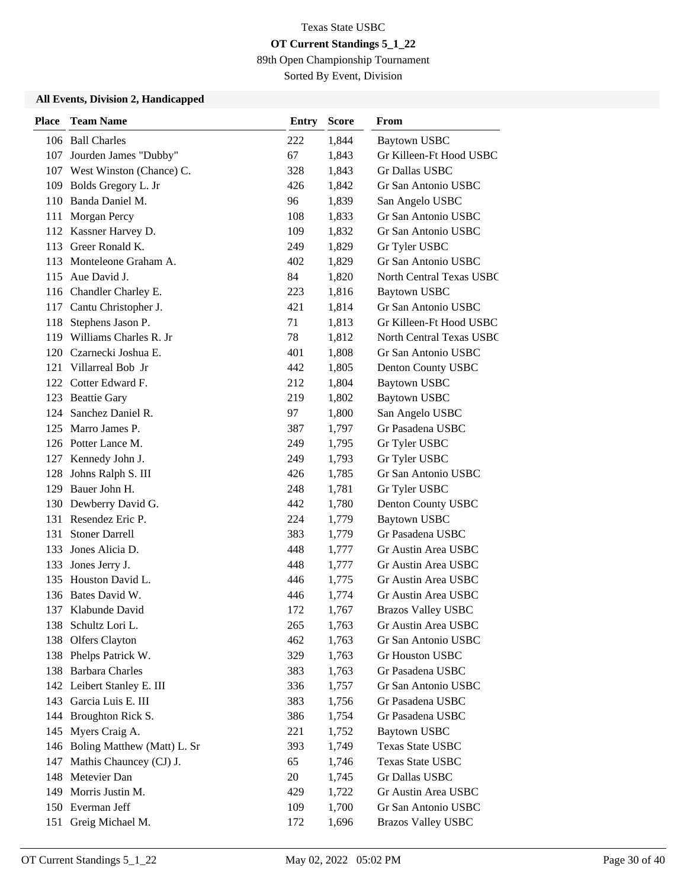Texas State USBC

**OT Current Standings 5_1_22**

89th Open Championship Tournament

Sorted By Event, Division

### All Events, Division 2, Handicapped

| Place | Team Name | Entry | Score | From |
|---|---|---|---|---|
| 106 | Ball Charles | 222 | 1,844 | Baytown USBC |
| 107 | Jourden James "Dubby" | 67 | 1,843 | Gr Killeen-Ft Hood USBC |
| 107 | West Winston (Chance) C. | 328 | 1,843 | Gr Dallas USBC |
| 109 | Bolds Gregory L. Jr | 426 | 1,842 | Gr San Antonio USBC |
| 110 | Banda Daniel M. | 96 | 1,839 | San Angelo USBC |
| 111 | Morgan Percy | 108 | 1,833 | Gr San Antonio USBC |
| 112 | Kassner Harvey D. | 109 | 1,832 | Gr San Antonio USBC |
| 113 | Greer Ronald K. | 249 | 1,829 | Gr Tyler USBC |
| 113 | Monteleone Graham A. | 402 | 1,829 | Gr San Antonio USBC |
| 115 | Aue David J. | 84 | 1,820 | North Central Texas USBC |
| 116 | Chandler Charley E. | 223 | 1,816 | Baytown USBC |
| 117 | Cantu Christopher J. | 421 | 1,814 | Gr San Antonio USBC |
| 118 | Stephens Jason P. | 71 | 1,813 | Gr Killeen-Ft Hood USBC |
| 119 | Williams Charles R. Jr | 78 | 1,812 | North Central Texas USBC |
| 120 | Czarnecki Joshua E. | 401 | 1,808 | Gr San Antonio USBC |
| 121 | Villarreal Bob Jr | 442 | 1,805 | Denton County USBC |
| 122 | Cotter Edward F. | 212 | 1,804 | Baytown USBC |
| 123 | Beattie Gary | 219 | 1,802 | Baytown USBC |
| 124 | Sanchez Daniel R. | 97 | 1,800 | San Angelo USBC |
| 125 | Marro James P. | 387 | 1,797 | Gr Pasadena USBC |
| 126 | Potter Lance M. | 249 | 1,795 | Gr Tyler USBC |
| 127 | Kennedy John J. | 249 | 1,793 | Gr Tyler USBC |
| 128 | Johns Ralph S. III | 426 | 1,785 | Gr San Antonio USBC |
| 129 | Bauer John H. | 248 | 1,781 | Gr Tyler USBC |
| 130 | Dewberry David G. | 442 | 1,780 | Denton County USBC |
| 131 | Resendez Eric P. | 224 | 1,779 | Baytown USBC |
| 131 | Stoner Darrell | 383 | 1,779 | Gr Pasadena USBC |
| 133 | Jones Alicia D. | 448 | 1,777 | Gr Austin Area USBC |
| 133 | Jones Jerry J. | 448 | 1,777 | Gr Austin Area USBC |
| 135 | Houston David L. | 446 | 1,775 | Gr Austin Area USBC |
| 136 | Bates David W. | 446 | 1,774 | Gr Austin Area USBC |
| 137 | Klabunde David | 172 | 1,767 | Brazos Valley USBC |
| 138 | Schultz Lori L. | 265 | 1,763 | Gr Austin Area USBC |
| 138 | Olfers Clayton | 462 | 1,763 | Gr San Antonio USBC |
| 138 | Phelps Patrick W. | 329 | 1,763 | Gr Houston USBC |
| 138 | Barbara Charles | 383 | 1,763 | Gr Pasadena USBC |
| 142 | Leibert Stanley E. III | 336 | 1,757 | Gr San Antonio USBC |
| 143 | Garcia Luis E. III | 383 | 1,756 | Gr Pasadena USBC |
| 144 | Broughton Rick S. | 386 | 1,754 | Gr Pasadena USBC |
| 145 | Myers Craig A. | 221 | 1,752 | Baytown USBC |
| 146 | Boling Matthew (Matt) L. Sr | 393 | 1,749 | Texas State USBC |
| 147 | Mathis Chauncey (CJ) J. | 65 | 1,746 | Texas State USBC |
| 148 | Metevier Dan | 20 | 1,745 | Gr Dallas USBC |
| 149 | Morris Justin M. | 429 | 1,722 | Gr Austin Area USBC |
| 150 | Everman Jeff | 109 | 1,700 | Gr San Antonio USBC |
| 151 | Greig Michael M. | 172 | 1,696 | Brazos Valley USBC |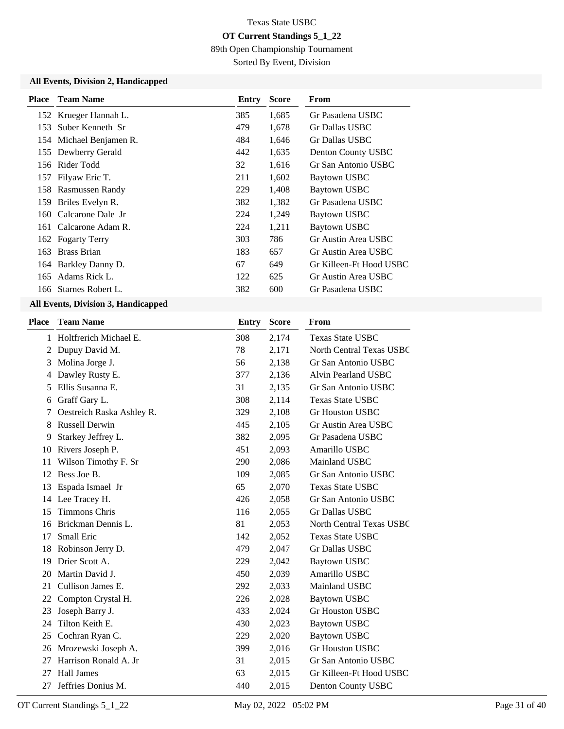Texas State USBC

**OT Current Standings 5_1_22**

89th Open Championship Tournament

Sorted By Event, Division

### All Events, Division 2, Handicapped

| Place | Team Name | Entry | Score | From |
|---|---|---|---|---|
| 152 | Krueger Hannah L. | 385 | 1,685 | Gr Pasadena USBC |
| 153 | Suber Kenneth Sr | 479 | 1,678 | Gr Dallas USBC |
| 154 | Michael Benjamen R. | 484 | 1,646 | Gr Dallas USBC |
| 155 | Dewberry Gerald | 442 | 1,635 | Denton County USBC |
| 156 | Rider Todd | 32 | 1,616 | Gr San Antonio USBC |
| 157 | Filyaw Eric T. | 211 | 1,602 | Baytown USBC |
| 158 | Rasmussen Randy | 229 | 1,408 | Baytown USBC |
| 159 | Briles Evelyn R. | 382 | 1,382 | Gr Pasadena USBC |
| 160 | Calcarone Dale Jr | 224 | 1,249 | Baytown USBC |
| 161 | Calcarone Adam R. | 224 | 1,211 | Baytown USBC |
| 162 | Fogarty Terry | 303 | 786 | Gr Austin Area USBC |
| 163 | Brass Brian | 183 | 657 | Gr Austin Area USBC |
| 164 | Barkley Danny D. | 67 | 649 | Gr Killeen-Ft Hood USBC |
| 165 | Adams Rick L. | 122 | 625 | Gr Austin Area USBC |
| 166 | Starnes Robert L. | 382 | 600 | Gr Pasadena USBC |

### All Events, Division 3, Handicapped

| Place | Team Name | Entry | Score | From |
|---|---|---|---|---|
| 1 | Holtfrerich Michael E. | 308 | 2,174 | Texas State USBC |
| 2 | Dupuy David M. | 78 | 2,171 | North Central Texas USBC |
| 3 | Molina Jorge J. | 56 | 2,138 | Gr San Antonio USBC |
| 4 | Dawley Rusty E. | 377 | 2,136 | Alvin Pearland USBC |
| 5 | Ellis Susanna E. | 31 | 2,135 | Gr San Antonio USBC |
| 6 | Graff Gary L. | 308 | 2,114 | Texas State USBC |
| 7 | Oestreich Raska Ashley R. | 329 | 2,108 | Gr Houston USBC |
| 8 | Russell Derwin | 445 | 2,105 | Gr Austin Area USBC |
| 9 | Starkey Jeffrey L. | 382 | 2,095 | Gr Pasadena USBC |
| 10 | Rivers Joseph P. | 451 | 2,093 | Amarillo USBC |
| 11 | Wilson Timothy F. Sr | 290 | 2,086 | Mainland USBC |
| 12 | Bess Joe B. | 109 | 2,085 | Gr San Antonio USBC |
| 13 | Espada Ismael Jr | 65 | 2,070 | Texas State USBC |
| 14 | Lee Tracey H. | 426 | 2,058 | Gr San Antonio USBC |
| 15 | Timmons Chris | 116 | 2,055 | Gr Dallas USBC |
| 16 | Brickman Dennis L. | 81 | 2,053 | North Central Texas USBC |
| 17 | Small Eric | 142 | 2,052 | Texas State USBC |
| 18 | Robinson Jerry D. | 479 | 2,047 | Gr Dallas USBC |
| 19 | Drier Scott A. | 229 | 2,042 | Baytown USBC |
| 20 | Martin David J. | 450 | 2,039 | Amarillo USBC |
| 21 | Cullison James E. | 292 | 2,033 | Mainland USBC |
| 22 | Compton Crystal H. | 226 | 2,028 | Baytown USBC |
| 23 | Joseph Barry J. | 433 | 2,024 | Gr Houston USBC |
| 24 | Tilton Keith E. | 430 | 2,023 | Baytown USBC |
| 25 | Cochran Ryan C. | 229 | 2,020 | Baytown USBC |
| 26 | Mrozewski Joseph A. | 399 | 2,016 | Gr Houston USBC |
| 27 | Harrison Ronald A. Jr | 31 | 2,015 | Gr San Antonio USBC |
| 27 | Hall James | 63 | 2,015 | Gr Killeen-Ft Hood USBC |
| 27 | Jeffries Donius M. | 440 | 2,015 | Denton County USBC |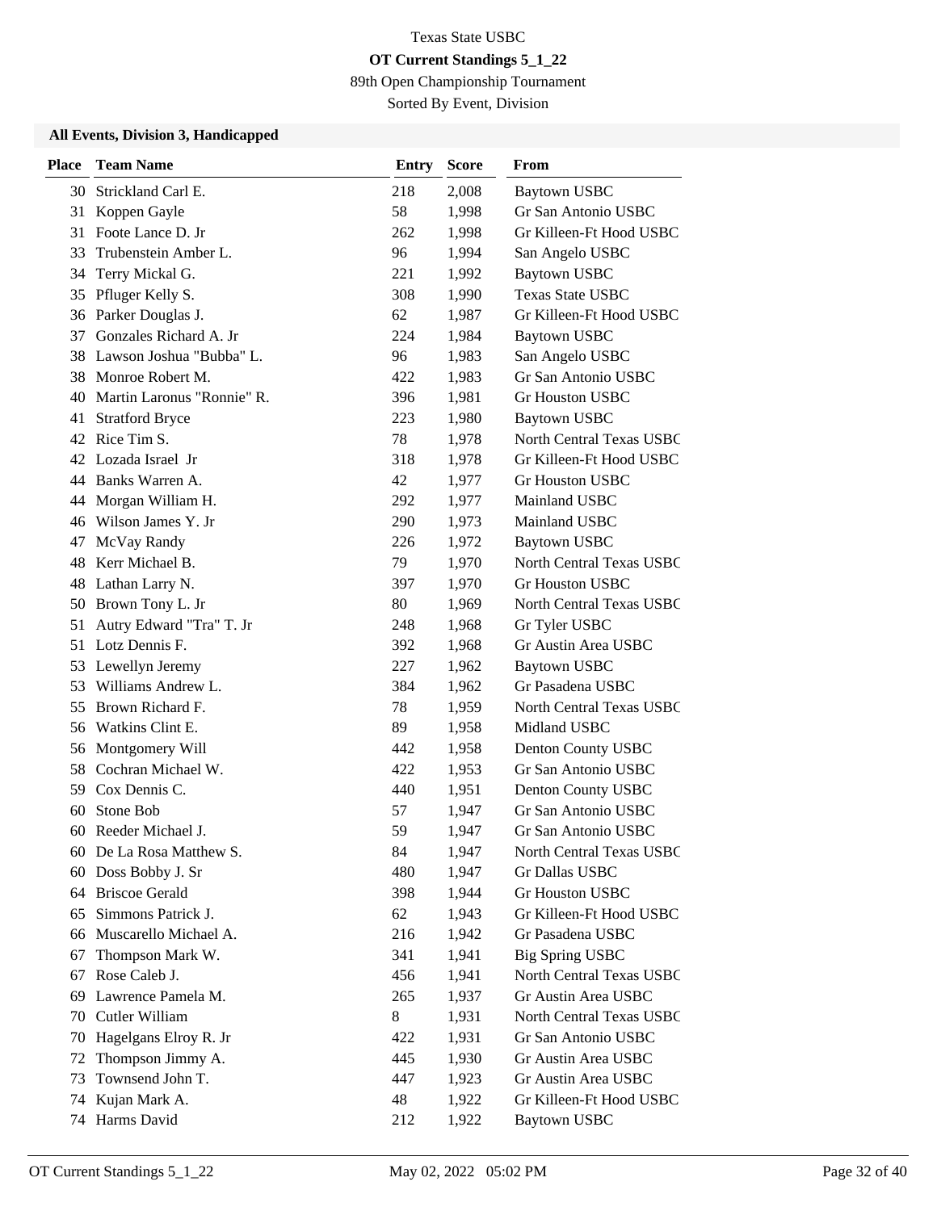Texas State USBC

**OT Current Standings 5_1_22**

89th Open Championship Tournament

Sorted By Event, Division

### All Events, Division 3, Handicapped

| Place | Team Name | Entry | Score | From |
|---|---|---|---|---|
| 30 | Strickland Carl E. | 218 | 2,008 | Baytown USBC |
| 31 | Koppen Gayle | 58 | 1,998 | Gr San Antonio USBC |
| 31 | Foote Lance D. Jr | 262 | 1,998 | Gr Killeen-Ft Hood USBC |
| 33 | Trubenstein Amber L. | 96 | 1,994 | San Angelo USBC |
| 34 | Terry Mickal G. | 221 | 1,992 | Baytown USBC |
| 35 | Pfluger Kelly S. | 308 | 1,990 | Texas State USBC |
| 36 | Parker Douglas J. | 62 | 1,987 | Gr Killeen-Ft Hood USBC |
| 37 | Gonzales Richard A. Jr | 224 | 1,984 | Baytown USBC |
| 38 | Lawson Joshua "Bubba" L. | 96 | 1,983 | San Angelo USBC |
| 38 | Monroe Robert M. | 422 | 1,983 | Gr San Antonio USBC |
| 40 | Martin Laronus "Ronnie" R. | 396 | 1,981 | Gr Houston USBC |
| 41 | Stratford Bryce | 223 | 1,980 | Baytown USBC |
| 42 | Rice Tim S. | 78 | 1,978 | North Central Texas USBC |
| 42 | Lozada Israel Jr | 318 | 1,978 | Gr Killeen-Ft Hood USBC |
| 44 | Banks Warren A. | 42 | 1,977 | Gr Houston USBC |
| 44 | Morgan William H. | 292 | 1,977 | Mainland USBC |
| 46 | Wilson James Y. Jr | 290 | 1,973 | Mainland USBC |
| 47 | McVay Randy | 226 | 1,972 | Baytown USBC |
| 48 | Kerr Michael B. | 79 | 1,970 | North Central Texas USBC |
| 48 | Lathan Larry N. | 397 | 1,970 | Gr Houston USBC |
| 50 | Brown Tony L. Jr | 80 | 1,969 | North Central Texas USBC |
| 51 | Autry Edward "Tra" T. Jr | 248 | 1,968 | Gr Tyler USBC |
| 51 | Lotz Dennis F. | 392 | 1,968 | Gr Austin Area USBC |
| 53 | Lewellyn Jeremy | 227 | 1,962 | Baytown USBC |
| 53 | Williams Andrew L. | 384 | 1,962 | Gr Pasadena USBC |
| 55 | Brown Richard F. | 78 | 1,959 | North Central Texas USBC |
| 56 | Watkins Clint E. | 89 | 1,958 | Midland USBC |
| 56 | Montgomery Will | 442 | 1,958 | Denton County USBC |
| 58 | Cochran Michael W. | 422 | 1,953 | Gr San Antonio USBC |
| 59 | Cox Dennis C. | 440 | 1,951 | Denton County USBC |
| 60 | Stone Bob | 57 | 1,947 | Gr San Antonio USBC |
| 60 | Reeder Michael J. | 59 | 1,947 | Gr San Antonio USBC |
| 60 | De La Rosa Matthew S. | 84 | 1,947 | North Central Texas USBC |
| 60 | Doss Bobby J. Sr | 480 | 1,947 | Gr Dallas USBC |
| 64 | Briscoe Gerald | 398 | 1,944 | Gr Houston USBC |
| 65 | Simmons Patrick J. | 62 | 1,943 | Gr Killeen-Ft Hood USBC |
| 66 | Muscarello Michael A. | 216 | 1,942 | Gr Pasadena USBC |
| 67 | Thompson Mark W. | 341 | 1,941 | Big Spring USBC |
| 67 | Rose Caleb J. | 456 | 1,941 | North Central Texas USBC |
| 69 | Lawrence Pamela M. | 265 | 1,937 | Gr Austin Area USBC |
| 70 | Cutler William | 8 | 1,931 | North Central Texas USBC |
| 70 | Hagelgans Elroy R. Jr | 422 | 1,931 | Gr San Antonio USBC |
| 72 | Thompson Jimmy A. | 445 | 1,930 | Gr Austin Area USBC |
| 73 | Townsend John T. | 447 | 1,923 | Gr Austin Area USBC |
| 74 | Kujan Mark A. | 48 | 1,922 | Gr Killeen-Ft Hood USBC |
| 74 | Harms David | 212 | 1,922 | Baytown USBC |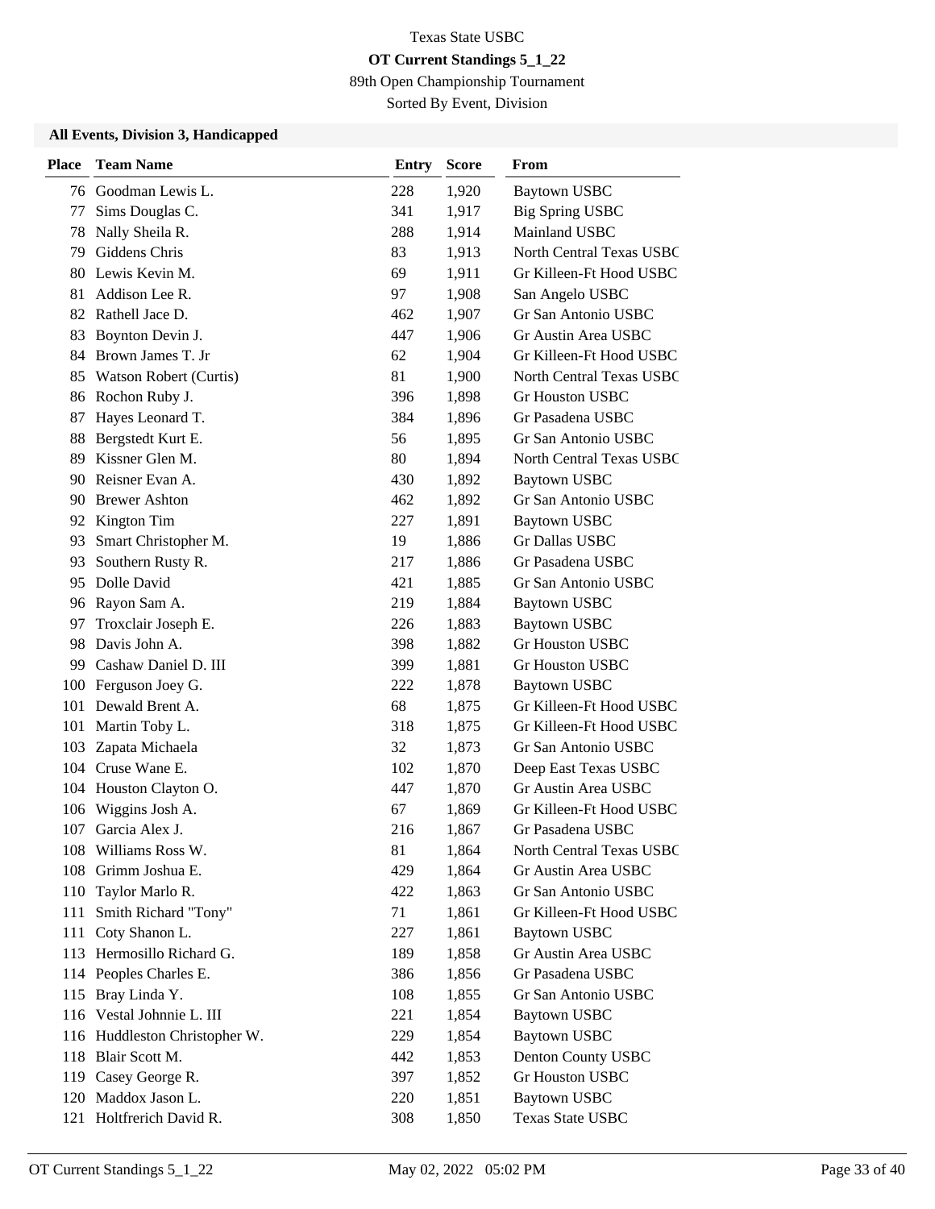Texas State USBC

**OT Current Standings 5_1_22**

89th Open Championship Tournament

Sorted By Event, Division

### All Events, Division 3, Handicapped

| Place | Team Name | Entry | Score | From |
|---|---|---|---|---|
| 76 | Goodman Lewis L. | 228 | 1,920 | Baytown USBC |
| 77 | Sims Douglas C. | 341 | 1,917 | Big Spring USBC |
| 78 | Nally Sheila R. | 288 | 1,914 | Mainland USBC |
| 79 | Giddens Chris | 83 | 1,913 | North Central Texas USBC |
| 80 | Lewis Kevin M. | 69 | 1,911 | Gr Killeen-Ft Hood USBC |
| 81 | Addison Lee R. | 97 | 1,908 | San Angelo USBC |
| 82 | Rathell Jace D. | 462 | 1,907 | Gr San Antonio USBC |
| 83 | Boynton Devin J. | 447 | 1,906 | Gr Austin Area USBC |
| 84 | Brown James T. Jr | 62 | 1,904 | Gr Killeen-Ft Hood USBC |
| 85 | Watson Robert (Curtis) | 81 | 1,900 | North Central Texas USBC |
| 86 | Rochon Ruby J. | 396 | 1,898 | Gr Houston USBC |
| 87 | Hayes Leonard T. | 384 | 1,896 | Gr Pasadena USBC |
| 88 | Bergstedt Kurt E. | 56 | 1,895 | Gr San Antonio USBC |
| 89 | Kissner Glen M. | 80 | 1,894 | North Central Texas USBC |
| 90 | Reisner Evan A. | 430 | 1,892 | Baytown USBC |
| 90 | Brewer Ashton | 462 | 1,892 | Gr San Antonio USBC |
| 92 | Kington Tim | 227 | 1,891 | Baytown USBC |
| 93 | Smart Christopher M. | 19 | 1,886 | Gr Dallas USBC |
| 93 | Southern Rusty R. | 217 | 1,886 | Gr Pasadena USBC |
| 95 | Dolle David | 421 | 1,885 | Gr San Antonio USBC |
| 96 | Rayon Sam A. | 219 | 1,884 | Baytown USBC |
| 97 | Troxclair Joseph E. | 226 | 1,883 | Baytown USBC |
| 98 | Davis John A. | 398 | 1,882 | Gr Houston USBC |
| 99 | Cashaw Daniel D. III | 399 | 1,881 | Gr Houston USBC |
| 100 | Ferguson Joey G. | 222 | 1,878 | Baytown USBC |
| 101 | Dewald Brent A. | 68 | 1,875 | Gr Killeen-Ft Hood USBC |
| 101 | Martin Toby L. | 318 | 1,875 | Gr Killeen-Ft Hood USBC |
| 103 | Zapata Michaela | 32 | 1,873 | Gr San Antonio USBC |
| 104 | Cruse Wane E. | 102 | 1,870 | Deep East Texas USBC |
| 104 | Houston Clayton O. | 447 | 1,870 | Gr Austin Area USBC |
| 106 | Wiggins Josh A. | 67 | 1,869 | Gr Killeen-Ft Hood USBC |
| 107 | Garcia Alex J. | 216 | 1,867 | Gr Pasadena USBC |
| 108 | Williams Ross W. | 81 | 1,864 | North Central Texas USBC |
| 108 | Grimm Joshua E. | 429 | 1,864 | Gr Austin Area USBC |
| 110 | Taylor Marlo R. | 422 | 1,863 | Gr San Antonio USBC |
| 111 | Smith Richard "Tony" | 71 | 1,861 | Gr Killeen-Ft Hood USBC |
| 111 | Coty Shanon L. | 227 | 1,861 | Baytown USBC |
| 113 | Hermosillo Richard G. | 189 | 1,858 | Gr Austin Area USBC |
| 114 | Peoples Charles E. | 386 | 1,856 | Gr Pasadena USBC |
| 115 | Bray Linda Y. | 108 | 1,855 | Gr San Antonio USBC |
| 116 | Vestal Johnnie L. III | 221 | 1,854 | Baytown USBC |
| 116 | Huddleston Christopher W. | 229 | 1,854 | Baytown USBC |
| 118 | Blair Scott M. | 442 | 1,853 | Denton County USBC |
| 119 | Casey George R. | 397 | 1,852 | Gr Houston USBC |
| 120 | Maddox Jason L. | 220 | 1,851 | Baytown USBC |
| 121 | Holtfrerich David R. | 308 | 1,850 | Texas State USBC |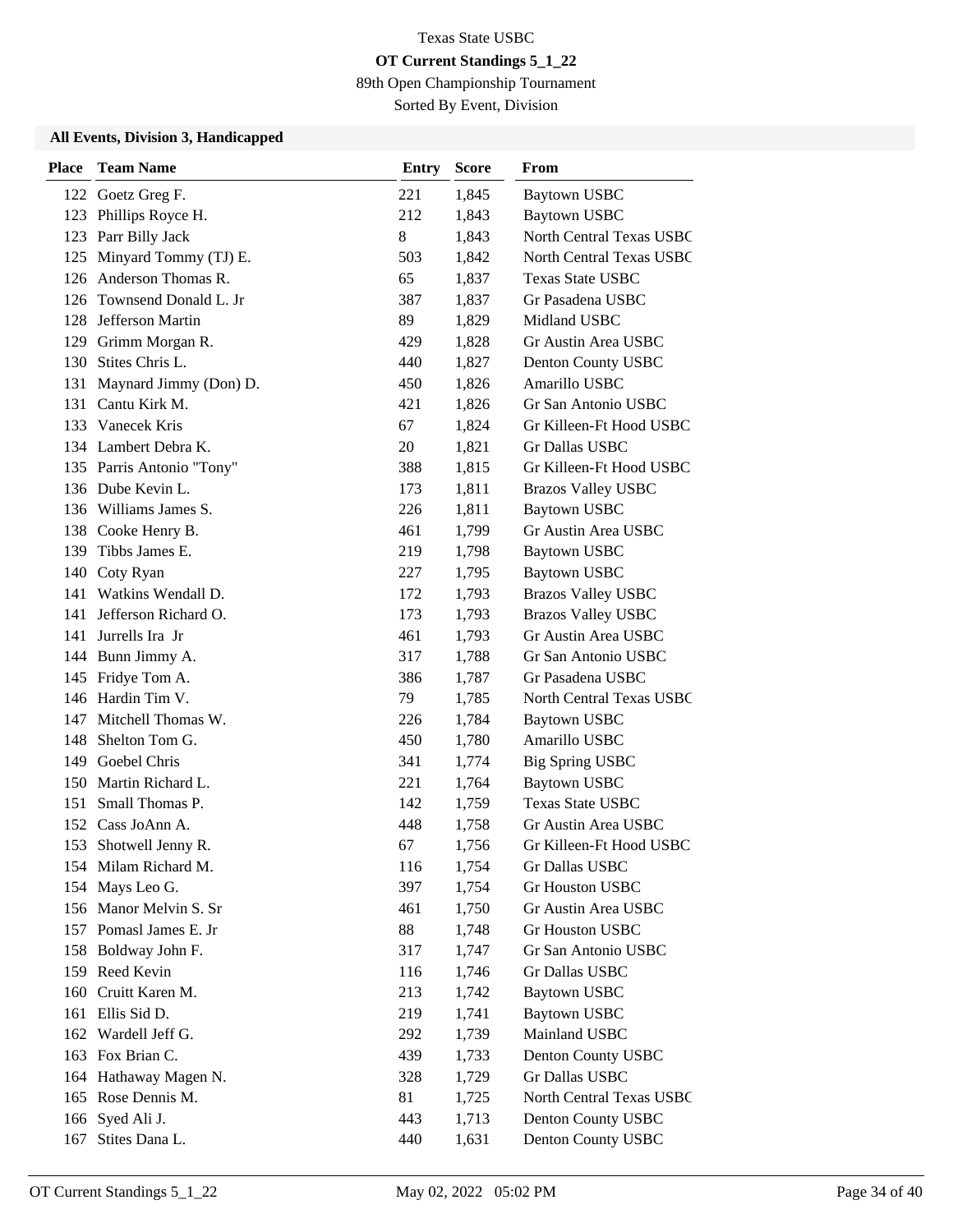Texas State USBC

**OT Current Standings 5_1_22**

89th Open Championship Tournament

Sorted By Event, Division

**All Events, Division 3, Handicapped**

| Place | Team Name | Entry | Score | From |
|---|---|---|---|---|
| 122 | Goetz Greg F. | 221 | 1,845 | Baytown USBC |
| 123 | Phillips Royce H. | 212 | 1,843 | Baytown USBC |
| 123 | Parr Billy Jack | 8 | 1,843 | North Central Texas USBC |
| 125 | Minyard Tommy (TJ) E. | 503 | 1,842 | North Central Texas USBC |
| 126 | Anderson Thomas R. | 65 | 1,837 | Texas State USBC |
| 126 | Townsend Donald L. Jr | 387 | 1,837 | Gr Pasadena USBC |
| 128 | Jefferson Martin | 89 | 1,829 | Midland USBC |
| 129 | Grimm Morgan R. | 429 | 1,828 | Gr Austin Area USBC |
| 130 | Stites Chris L. | 440 | 1,827 | Denton County USBC |
| 131 | Maynard Jimmy (Don) D. | 450 | 1,826 | Amarillo USBC |
| 131 | Cantu Kirk M. | 421 | 1,826 | Gr San Antonio USBC |
| 133 | Vanecek Kris | 67 | 1,824 | Gr Killeen-Ft Hood USBC |
| 134 | Lambert Debra K. | 20 | 1,821 | Gr Dallas USBC |
| 135 | Parris Antonio "Tony" | 388 | 1,815 | Gr Killeen-Ft Hood USBC |
| 136 | Dube Kevin L. | 173 | 1,811 | Brazos Valley USBC |
| 136 | Williams James S. | 226 | 1,811 | Baytown USBC |
| 138 | Cooke Henry B. | 461 | 1,799 | Gr Austin Area USBC |
| 139 | Tibbs James E. | 219 | 1,798 | Baytown USBC |
| 140 | Coty Ryan | 227 | 1,795 | Baytown USBC |
| 141 | Watkins Wendall D. | 172 | 1,793 | Brazos Valley USBC |
| 141 | Jefferson Richard O. | 173 | 1,793 | Brazos Valley USBC |
| 141 | Jurrells Ira Jr | 461 | 1,793 | Gr Austin Area USBC |
| 144 | Bunn Jimmy A. | 317 | 1,788 | Gr San Antonio USBC |
| 145 | Fridye Tom A. | 386 | 1,787 | Gr Pasadena USBC |
| 146 | Hardin Tim V. | 79 | 1,785 | North Central Texas USBC |
| 147 | Mitchell Thomas W. | 226 | 1,784 | Baytown USBC |
| 148 | Shelton Tom G. | 450 | 1,780 | Amarillo USBC |
| 149 | Goebel Chris | 341 | 1,774 | Big Spring USBC |
| 150 | Martin Richard L. | 221 | 1,764 | Baytown USBC |
| 151 | Small Thomas P. | 142 | 1,759 | Texas State USBC |
| 152 | Cass JoAnn A. | 448 | 1,758 | Gr Austin Area USBC |
| 153 | Shotwell Jenny R. | 67 | 1,756 | Gr Killeen-Ft Hood USBC |
| 154 | Milam Richard M. | 116 | 1,754 | Gr Dallas USBC |
| 154 | Mays Leo G. | 397 | 1,754 | Gr Houston USBC |
| 156 | Manor Melvin S. Sr | 461 | 1,750 | Gr Austin Area USBC |
| 157 | Pomasl James E. Jr | 88 | 1,748 | Gr Houston USBC |
| 158 | Boldway John F. | 317 | 1,747 | Gr San Antonio USBC |
| 159 | Reed Kevin | 116 | 1,746 | Gr Dallas USBC |
| 160 | Cruitt Karen M. | 213 | 1,742 | Baytown USBC |
| 161 | Ellis Sid D. | 219 | 1,741 | Baytown USBC |
| 162 | Wardell Jeff G. | 292 | 1,739 | Mainland USBC |
| 163 | Fox Brian C. | 439 | 1,733 | Denton County USBC |
| 164 | Hathaway Magen N. | 328 | 1,729 | Gr Dallas USBC |
| 165 | Rose Dennis M. | 81 | 1,725 | North Central Texas USBC |
| 166 | Syed Ali J. | 443 | 1,713 | Denton County USBC |
| 167 | Stites Dana L. | 440 | 1,631 | Denton County USBC |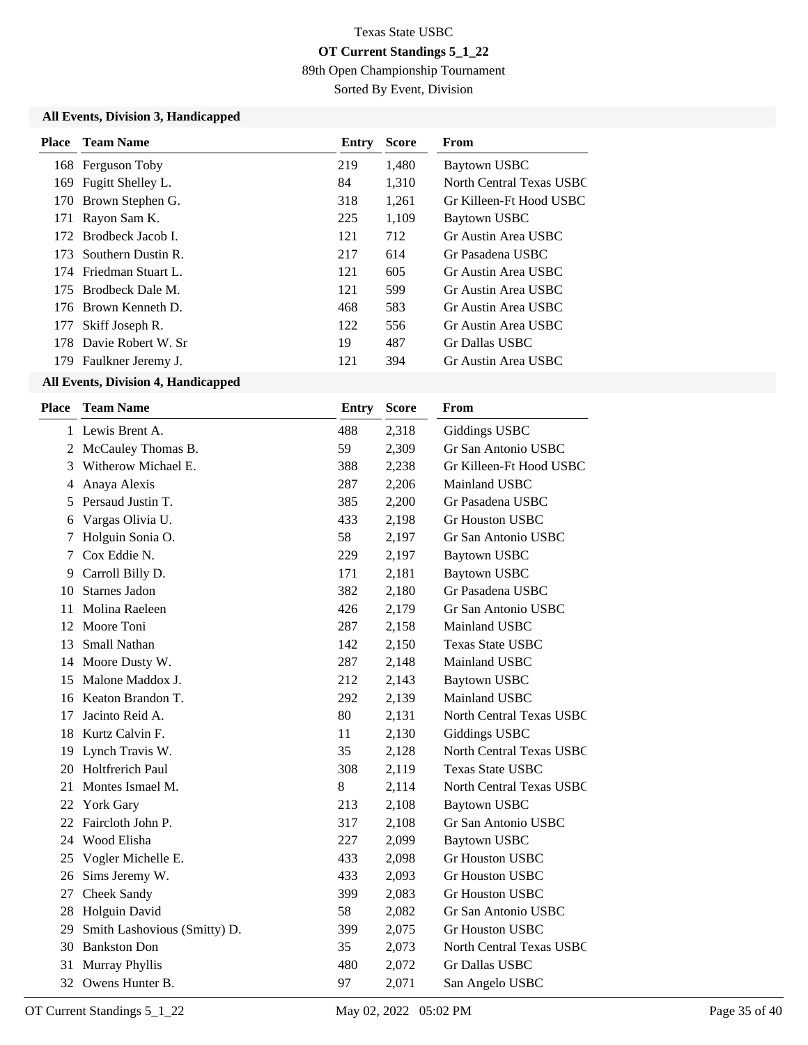Texas State USBC

**OT Current Standings 5_1_22**

89th Open Championship Tournament

Sorted By Event, Division

### All Events, Division 3, Handicapped

| Place | Team Name | Entry | Score | From |
|---|---|---|---|---|
| 168 | Ferguson Toby | 219 | 1,480 | Baytown USBC |
| 169 | Fugitt Shelley L. | 84 | 1,310 | North Central Texas USBC |
| 170 | Brown Stephen G. | 318 | 1,261 | Gr Killeen-Ft Hood USBC |
| 171 | Rayon Sam K. | 225 | 1,109 | Baytown USBC |
| 172 | Brodbeck Jacob I. | 121 | 712 | Gr Austin Area USBC |
| 173 | Southern Dustin R. | 217 | 614 | Gr Pasadena USBC |
| 174 | Friedman Stuart L. | 121 | 605 | Gr Austin Area USBC |
| 175 | Brodbeck Dale M. | 121 | 599 | Gr Austin Area USBC |
| 176 | Brown Kenneth D. | 468 | 583 | Gr Austin Area USBC |
| 177 | Skiff Joseph R. | 122 | 556 | Gr Austin Area USBC |
| 178 | Davie Robert W. Sr | 19 | 487 | Gr Dallas USBC |
| 179 | Faulkner Jeremy J. | 121 | 394 | Gr Austin Area USBC |

### All Events, Division 4, Handicapped

| Place | Team Name | Entry | Score | From |
|---|---|---|---|---|
| 1 | Lewis Brent A. | 488 | 2,318 | Giddings USBC |
| 2 | McCauley Thomas B. | 59 | 2,309 | Gr San Antonio USBC |
| 3 | Witherow Michael E. | 388 | 2,238 | Gr Killeen-Ft Hood USBC |
| 4 | Anaya Alexis | 287 | 2,206 | Mainland USBC |
| 5 | Persaud Justin T. | 385 | 2,200 | Gr Pasadena USBC |
| 6 | Vargas Olivia U. | 433 | 2,198 | Gr Houston USBC |
| 7 | Holguin Sonia O. | 58 | 2,197 | Gr San Antonio USBC |
| 7 | Cox Eddie N. | 229 | 2,197 | Baytown USBC |
| 9 | Carroll Billy D. | 171 | 2,181 | Baytown USBC |
| 10 | Starnes Jadon | 382 | 2,180 | Gr Pasadena USBC |
| 11 | Molina Raeleen | 426 | 2,179 | Gr San Antonio USBC |
| 12 | Moore Toni | 287 | 2,158 | Mainland USBC |
| 13 | Small Nathan | 142 | 2,150 | Texas State USBC |
| 14 | Moore Dusty W. | 287 | 2,148 | Mainland USBC |
| 15 | Malone Maddox J. | 212 | 2,143 | Baytown USBC |
| 16 | Keaton Brandon T. | 292 | 2,139 | Mainland USBC |
| 17 | Jacinto Reid A. | 80 | 2,131 | North Central Texas USBC |
| 18 | Kurtz Calvin F. | 11 | 2,130 | Giddings USBC |
| 19 | Lynch Travis W. | 35 | 2,128 | North Central Texas USBC |
| 20 | Holtfrerich Paul | 308 | 2,119 | Texas State USBC |
| 21 | Montes Ismael M. | 8 | 2,114 | North Central Texas USBC |
| 22 | York Gary | 213 | 2,108 | Baytown USBC |
| 22 | Faircloth John P. | 317 | 2,108 | Gr San Antonio USBC |
| 24 | Wood Elisha | 227 | 2,099 | Baytown USBC |
| 25 | Vogler Michelle E. | 433 | 2,098 | Gr Houston USBC |
| 26 | Sims Jeremy W. | 433 | 2,093 | Gr Houston USBC |
| 27 | Cheek Sandy | 399 | 2,083 | Gr Houston USBC |
| 28 | Holguin David | 58 | 2,082 | Gr San Antonio USBC |
| 29 | Smith Lashovious (Smitty) D. | 399 | 2,075 | Gr Houston USBC |
| 30 | Bankston Don | 35 | 2,073 | North Central Texas USBC |
| 31 | Murray Phyllis | 480 | 2,072 | Gr Dallas USBC |
| 32 | Owens Hunter B. | 97 | 2,071 | San Angelo USBC |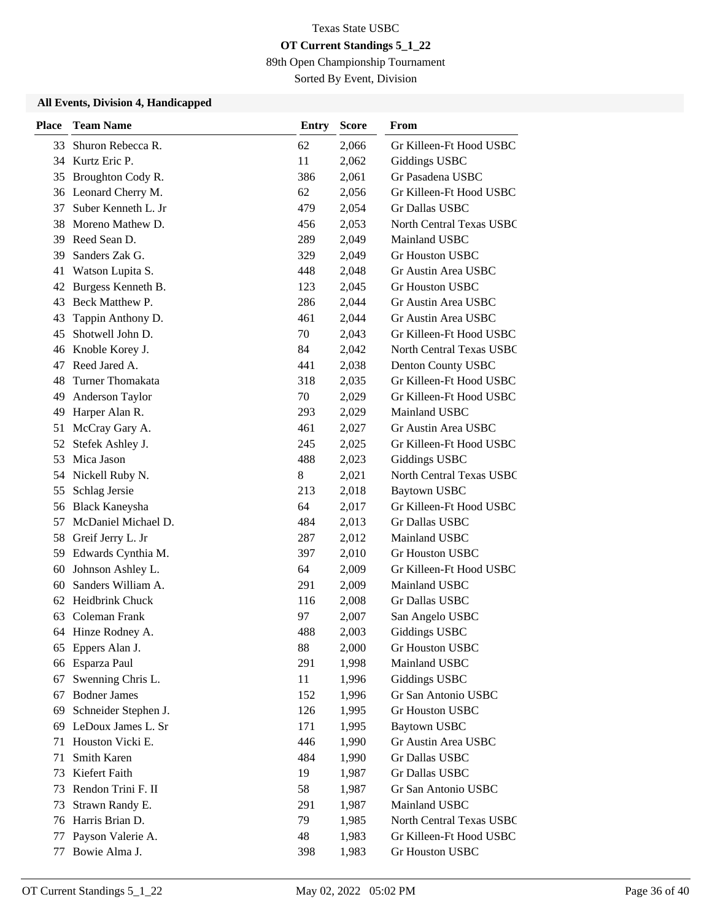Texas State USBC

**OT Current Standings 5_1_22**

89th Open Championship Tournament

Sorted By Event, Division

### All Events, Division 4, Handicapped

| Place | Team Name | Entry | Score | From |
|---|---|---|---|---|
| 33 | Shuron Rebecca R. | 62 | 2,066 | Gr Killeen-Ft Hood USBC |
| 34 | Kurtz Eric P. | 11 | 2,062 | Giddings USBC |
| 35 | Broughton Cody R. | 386 | 2,061 | Gr Pasadena USBC |
| 36 | Leonard Cherry M. | 62 | 2,056 | Gr Killeen-Ft Hood USBC |
| 37 | Suber Kenneth L. Jr | 479 | 2,054 | Gr Dallas USBC |
| 38 | Moreno Mathew D. | 456 | 2,053 | North Central Texas USBC |
| 39 | Reed Sean D. | 289 | 2,049 | Mainland USBC |
| 39 | Sanders Zak G. | 329 | 2,049 | Gr Houston USBC |
| 41 | Watson Lupita S. | 448 | 2,048 | Gr Austin Area USBC |
| 42 | Burgess Kenneth B. | 123 | 2,045 | Gr Houston USBC |
| 43 | Beck Matthew P. | 286 | 2,044 | Gr Austin Area USBC |
| 43 | Tappin Anthony D. | 461 | 2,044 | Gr Austin Area USBC |
| 45 | Shotwell John D. | 70 | 2,043 | Gr Killeen-Ft Hood USBC |
| 46 | Knoble Korey J. | 84 | 2,042 | North Central Texas USBC |
| 47 | Reed Jared A. | 441 | 2,038 | Denton County USBC |
| 48 | Turner Thomakata | 318 | 2,035 | Gr Killeen-Ft Hood USBC |
| 49 | Anderson Taylor | 70 | 2,029 | Gr Killeen-Ft Hood USBC |
| 49 | Harper Alan R. | 293 | 2,029 | Mainland USBC |
| 51 | McCray Gary A. | 461 | 2,027 | Gr Austin Area USBC |
| 52 | Stefek Ashley J. | 245 | 2,025 | Gr Killeen-Ft Hood USBC |
| 53 | Mica Jason | 488 | 2,023 | Giddings USBC |
| 54 | Nickell Ruby N. | 8 | 2,021 | North Central Texas USBC |
| 55 | Schlag Jersie | 213 | 2,018 | Baytown USBC |
| 56 | Black Kaneysha | 64 | 2,017 | Gr Killeen-Ft Hood USBC |
| 57 | McDaniel Michael D. | 484 | 2,013 | Gr Dallas USBC |
| 58 | Greif Jerry L. Jr | 287 | 2,012 | Mainland USBC |
| 59 | Edwards Cynthia M. | 397 | 2,010 | Gr Houston USBC |
| 60 | Johnson Ashley L. | 64 | 2,009 | Gr Killeen-Ft Hood USBC |
| 60 | Sanders William A. | 291 | 2,009 | Mainland USBC |
| 62 | Heidbrink Chuck | 116 | 2,008 | Gr Dallas USBC |
| 63 | Coleman Frank | 97 | 2,007 | San Angelo USBC |
| 64 | Hinze Rodney A. | 488 | 2,003 | Giddings USBC |
| 65 | Eppers Alan J. | 88 | 2,000 | Gr Houston USBC |
| 66 | Esparza Paul | 291 | 1,998 | Mainland USBC |
| 67 | Swenning Chris L. | 11 | 1,996 | Giddings USBC |
| 67 | Bodner James | 152 | 1,996 | Gr San Antonio USBC |
| 69 | Schneider Stephen J. | 126 | 1,995 | Gr Houston USBC |
| 69 | LeDoux James L. Sr | 171 | 1,995 | Baytown USBC |
| 71 | Houston Vicki E. | 446 | 1,990 | Gr Austin Area USBC |
| 71 | Smith Karen | 484 | 1,990 | Gr Dallas USBC |
| 73 | Kiefert Faith | 19 | 1,987 | Gr Dallas USBC |
| 73 | Rendon Trini F. II | 58 | 1,987 | Gr San Antonio USBC |
| 73 | Strawn Randy E. | 291 | 1,987 | Mainland USBC |
| 76 | Harris Brian D. | 79 | 1,985 | North Central Texas USBC |
| 77 | Payson Valerie A. | 48 | 1,983 | Gr Killeen-Ft Hood USBC |
| 77 | Bowie Alma J. | 398 | 1,983 | Gr Houston USBC |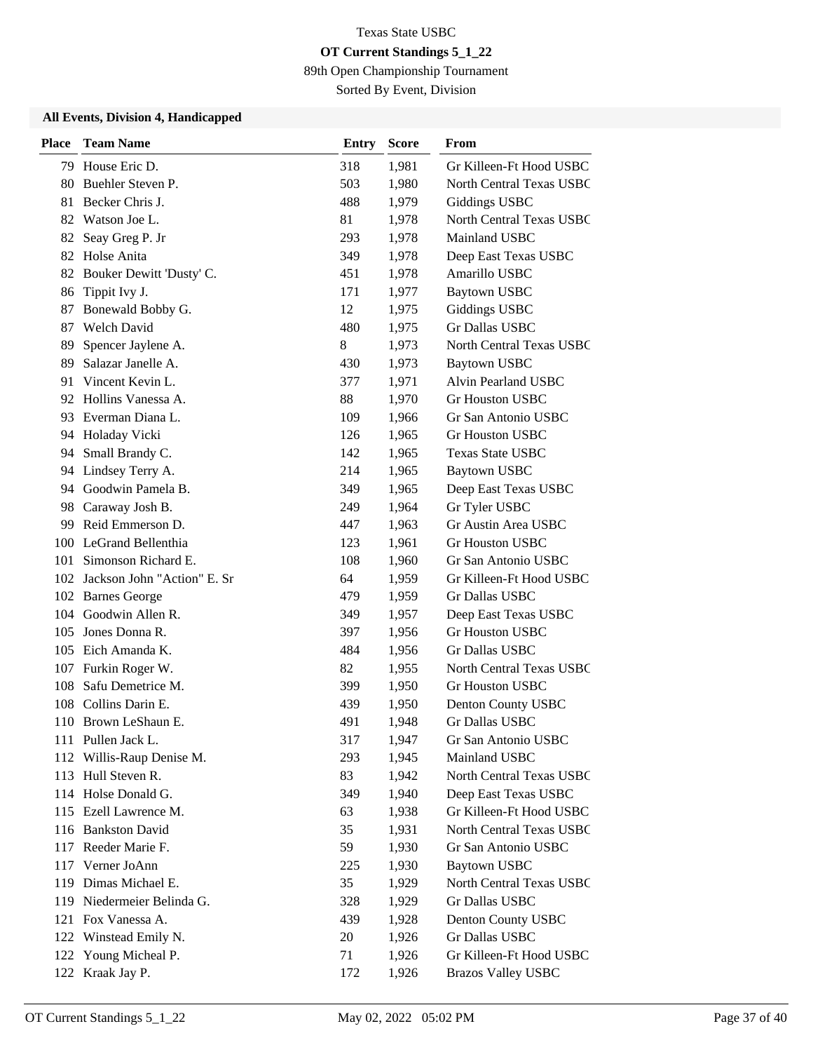Texas State USBC

**OT Current Standings 5_1_22**

89th Open Championship Tournament

Sorted By Event, Division

### All Events, Division 4, Handicapped

| Place | Team Name | Entry | Score | From |
|---|---|---|---|---|
| 79 | House Eric D. | 318 | 1,981 | Gr Killeen-Ft Hood USBC |
| 80 | Buehler Steven P. | 503 | 1,980 | North Central Texas USBC |
| 81 | Becker Chris J. | 488 | 1,979 | Giddings USBC |
| 82 | Watson Joe L. | 81 | 1,978 | North Central Texas USBC |
| 82 | Seay Greg P. Jr | 293 | 1,978 | Mainland USBC |
| 82 | Holse Anita | 349 | 1,978 | Deep East Texas USBC |
| 82 | Bouker Dewitt 'Dusty' C. | 451 | 1,978 | Amarillo USBC |
| 86 | Tippit Ivy J. | 171 | 1,977 | Baytown USBC |
| 87 | Bonewald Bobby G. | 12 | 1,975 | Giddings USBC |
| 87 | Welch David | 480 | 1,975 | Gr Dallas USBC |
| 89 | Spencer Jaylene A. | 8 | 1,973 | North Central Texas USBC |
| 89 | Salazar Janelle A. | 430 | 1,973 | Baytown USBC |
| 91 | Vincent Kevin L. | 377 | 1,971 | Alvin Pearland USBC |
| 92 | Hollins Vanessa A. | 88 | 1,970 | Gr Houston USBC |
| 93 | Everman Diana L. | 109 | 1,966 | Gr San Antonio USBC |
| 94 | Holaday Vicki | 126 | 1,965 | Gr Houston USBC |
| 94 | Small Brandy C. | 142 | 1,965 | Texas State USBC |
| 94 | Lindsey Terry A. | 214 | 1,965 | Baytown USBC |
| 94 | Goodwin Pamela B. | 349 | 1,965 | Deep East Texas USBC |
| 98 | Caraway Josh B. | 249 | 1,964 | Gr Tyler USBC |
| 99 | Reid Emmerson D. | 447 | 1,963 | Gr Austin Area USBC |
| 100 | LeGrand Bellenthia | 123 | 1,961 | Gr Houston USBC |
| 101 | Simonson Richard E. | 108 | 1,960 | Gr San Antonio USBC |
| 102 | Jackson John "Action" E. Sr | 64 | 1,959 | Gr Killeen-Ft Hood USBC |
| 102 | Barnes George | 479 | 1,959 | Gr Dallas USBC |
| 104 | Goodwin Allen R. | 349 | 1,957 | Deep East Texas USBC |
| 105 | Jones Donna R. | 397 | 1,956 | Gr Houston USBC |
| 105 | Eich Amanda K. | 484 | 1,956 | Gr Dallas USBC |
| 107 | Furkin Roger W. | 82 | 1,955 | North Central Texas USBC |
| 108 | Safu Demetrice M. | 399 | 1,950 | Gr Houston USBC |
| 108 | Collins Darin E. | 439 | 1,950 | Denton County USBC |
| 110 | Brown LeShaun E. | 491 | 1,948 | Gr Dallas USBC |
| 111 | Pullen Jack L. | 317 | 1,947 | Gr San Antonio USBC |
| 112 | Willis-Raup Denise M. | 293 | 1,945 | Mainland USBC |
| 113 | Hull Steven R. | 83 | 1,942 | North Central Texas USBC |
| 114 | Holse Donald G. | 349 | 1,940 | Deep East Texas USBC |
| 115 | Ezell Lawrence M. | 63 | 1,938 | Gr Killeen-Ft Hood USBC |
| 116 | Bankston David | 35 | 1,931 | North Central Texas USBC |
| 117 | Reeder Marie F. | 59 | 1,930 | Gr San Antonio USBC |
| 117 | Verner JoAnn | 225 | 1,930 | Baytown USBC |
| 119 | Dimas Michael E. | 35 | 1,929 | North Central Texas USBC |
| 119 | Niedermeier Belinda G. | 328 | 1,929 | Gr Dallas USBC |
| 121 | Fox Vanessa A. | 439 | 1,928 | Denton County USBC |
| 122 | Winstead Emily N. | 20 | 1,926 | Gr Dallas USBC |
| 122 | Young Micheal P. | 71 | 1,926 | Gr Killeen-Ft Hood USBC |
| 122 | Kraak Jay P. | 172 | 1,926 | Brazos Valley USBC |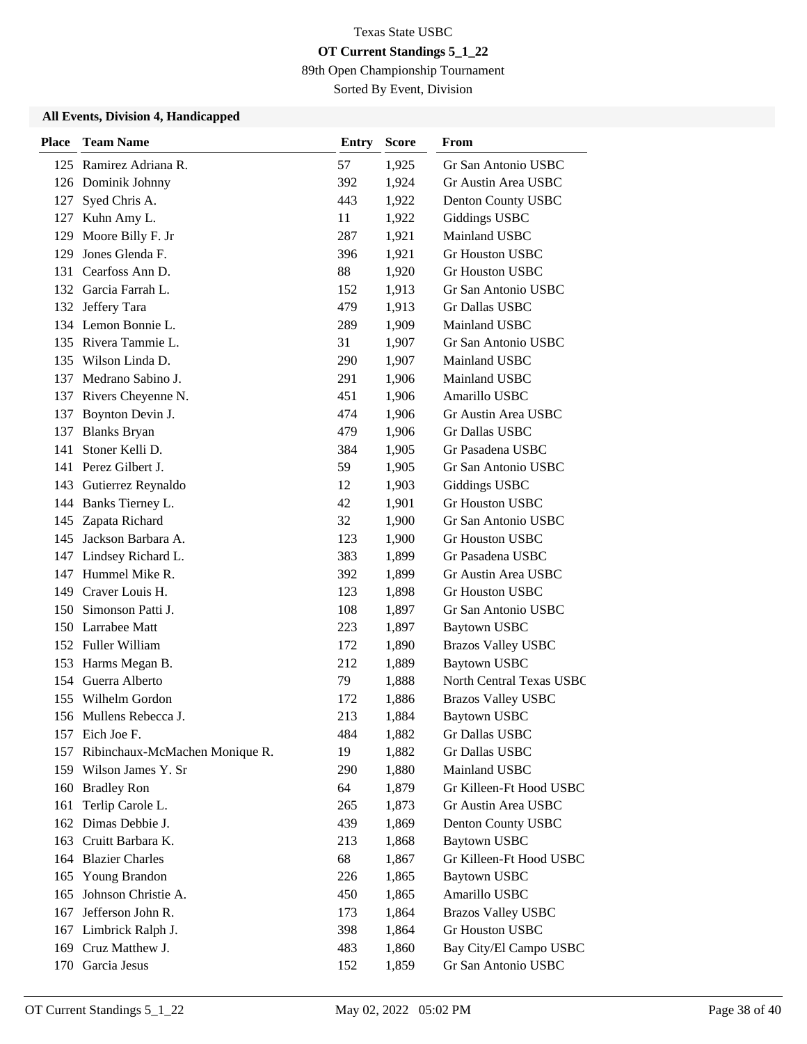Texas State USBC

**OT Current Standings 5_1_22**

89th Open Championship Tournament

Sorted By Event, Division

**All Events, Division 4, Handicapped**

| Place | Team Name | Entry | Score | From |
|---|---|---|---|---|
| 125 | Ramirez Adriana R. | 57 | 1,925 | Gr San Antonio USBC |
| 126 | Dominik Johnny | 392 | 1,924 | Gr Austin Area USBC |
| 127 | Syed Chris A. | 443 | 1,922 | Denton County USBC |
| 127 | Kuhn Amy L. | 11 | 1,922 | Giddings USBC |
| 129 | Moore Billy F. Jr | 287 | 1,921 | Mainland USBC |
| 129 | Jones Glenda F. | 396 | 1,921 | Gr Houston USBC |
| 131 | Cearfoss Ann D. | 88 | 1,920 | Gr Houston USBC |
| 132 | Garcia Farrah L. | 152 | 1,913 | Gr San Antonio USBC |
| 132 | Jeffery Tara | 479 | 1,913 | Gr Dallas USBC |
| 134 | Lemon Bonnie L. | 289 | 1,909 | Mainland USBC |
| 135 | Rivera Tammie L. | 31 | 1,907 | Gr San Antonio USBC |
| 135 | Wilson Linda D. | 290 | 1,907 | Mainland USBC |
| 137 | Medrano Sabino J. | 291 | 1,906 | Mainland USBC |
| 137 | Rivers Cheyenne N. | 451 | 1,906 | Amarillo USBC |
| 137 | Boynton Devin J. | 474 | 1,906 | Gr Austin Area USBC |
| 137 | Blanks Bryan | 479 | 1,906 | Gr Dallas USBC |
| 141 | Stoner Kelli D. | 384 | 1,905 | Gr Pasadena USBC |
| 141 | Perez Gilbert J. | 59 | 1,905 | Gr San Antonio USBC |
| 143 | Gutierrez Reynaldo | 12 | 1,903 | Giddings USBC |
| 144 | Banks Tierney L. | 42 | 1,901 | Gr Houston USBC |
| 145 | Zapata Richard | 32 | 1,900 | Gr San Antonio USBC |
| 145 | Jackson Barbara A. | 123 | 1,900 | Gr Houston USBC |
| 147 | Lindsey Richard L. | 383 | 1,899 | Gr Pasadena USBC |
| 147 | Hummel Mike R. | 392 | 1,899 | Gr Austin Area USBC |
| 149 | Craver Louis H. | 123 | 1,898 | Gr Houston USBC |
| 150 | Simonson Patti J. | 108 | 1,897 | Gr San Antonio USBC |
| 150 | Larrabee Matt | 223 | 1,897 | Baytown USBC |
| 152 | Fuller William | 172 | 1,890 | Brazos Valley USBC |
| 153 | Harms Megan B. | 212 | 1,889 | Baytown USBC |
| 154 | Guerra Alberto | 79 | 1,888 | North Central Texas USBC |
| 155 | Wilhelm Gordon | 172 | 1,886 | Brazos Valley USBC |
| 156 | Mullens Rebecca J. | 213 | 1,884 | Baytown USBC |
| 157 | Eich Joe F. | 484 | 1,882 | Gr Dallas USBC |
| 157 | Ribinchaux-McMachen Monique R. | 19 | 1,882 | Gr Dallas USBC |
| 159 | Wilson James Y. Sr | 290 | 1,880 | Mainland USBC |
| 160 | Bradley Ron | 64 | 1,879 | Gr Killeen-Ft Hood USBC |
| 161 | Terlip Carole L. | 265 | 1,873 | Gr Austin Area USBC |
| 162 | Dimas Debbie J. | 439 | 1,869 | Denton County USBC |
| 163 | Cruitt Barbara K. | 213 | 1,868 | Baytown USBC |
| 164 | Blazier Charles | 68 | 1,867 | Gr Killeen-Ft Hood USBC |
| 165 | Young Brandon | 226 | 1,865 | Baytown USBC |
| 165 | Johnson Christie A. | 450 | 1,865 | Amarillo USBC |
| 167 | Jefferson John R. | 173 | 1,864 | Brazos Valley USBC |
| 167 | Limbrick Ralph J. | 398 | 1,864 | Gr Houston USBC |
| 169 | Cruz Matthew J. | 483 | 1,860 | Bay City/El Campo USBC |
| 170 | Garcia Jesus | 152 | 1,859 | Gr San Antonio USBC |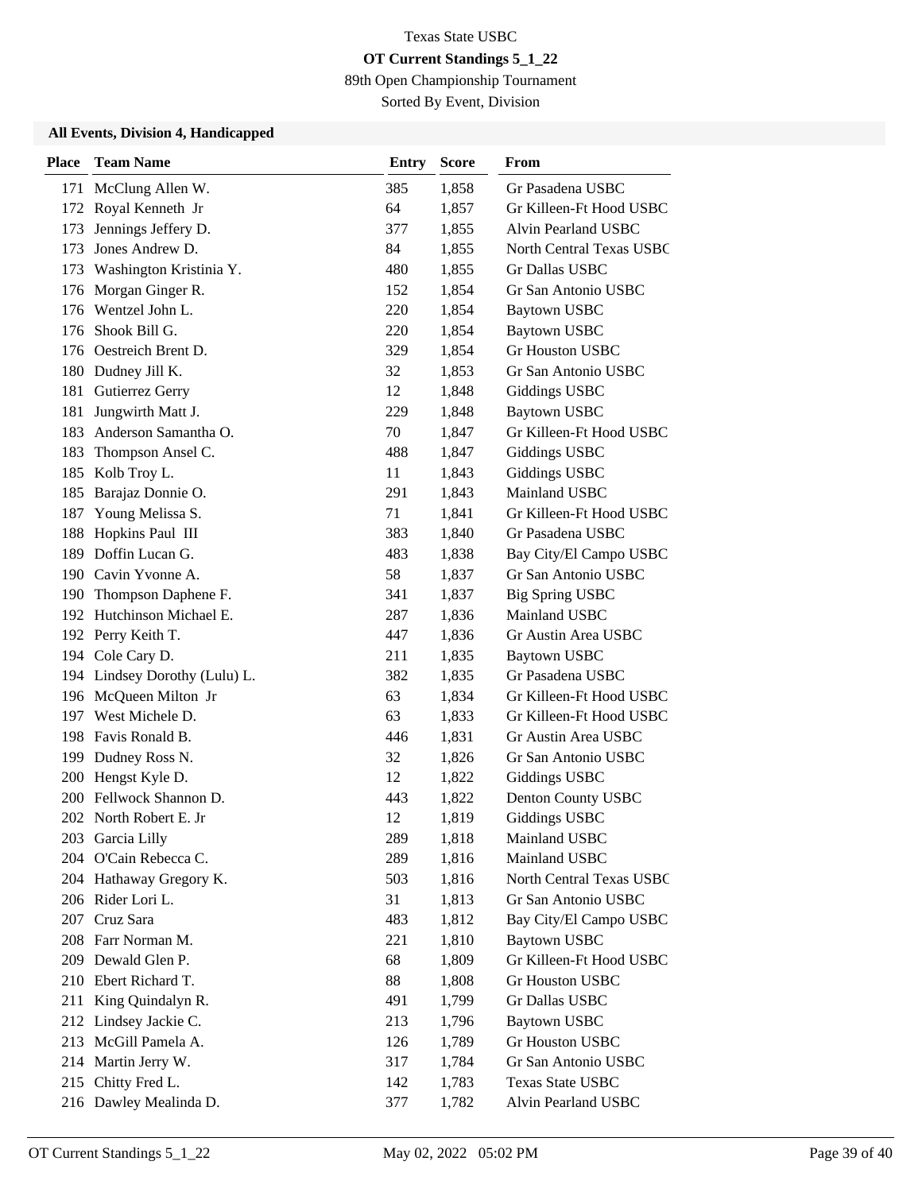Texas State USBC

**OT Current Standings 5_1_22**

89th Open Championship Tournament

Sorted By Event, Division

**All Events, Division 4, Handicapped**

| Place | Team Name | Entry | Score | From |
|---|---|---|---|---|
| 171 | McClung Allen W. | 385 | 1,858 | Gr Pasadena USBC |
| 172 | Royal Kenneth Jr | 64 | 1,857 | Gr Killeen-Ft Hood USBC |
| 173 | Jennings Jeffery D. | 377 | 1,855 | Alvin Pearland USBC |
| 173 | Jones Andrew D. | 84 | 1,855 | North Central Texas USBC |
| 173 | Washington Kristinia Y. | 480 | 1,855 | Gr Dallas USBC |
| 176 | Morgan Ginger R. | 152 | 1,854 | Gr San Antonio USBC |
| 176 | Wentzel John L. | 220 | 1,854 | Baytown USBC |
| 176 | Shook Bill G. | 220 | 1,854 | Baytown USBC |
| 176 | Oestreich Brent D. | 329 | 1,854 | Gr Houston USBC |
| 180 | Dudney Jill K. | 32 | 1,853 | Gr San Antonio USBC |
| 181 | Gutierrez Gerry | 12 | 1,848 | Giddings USBC |
| 181 | Jungwirth Matt J. | 229 | 1,848 | Baytown USBC |
| 183 | Anderson Samantha O. | 70 | 1,847 | Gr Killeen-Ft Hood USBC |
| 183 | Thompson Ansel C. | 488 | 1,847 | Giddings USBC |
| 185 | Kolb Troy L. | 11 | 1,843 | Giddings USBC |
| 185 | Barajaz Donnie O. | 291 | 1,843 | Mainland USBC |
| 187 | Young Melissa S. | 71 | 1,841 | Gr Killeen-Ft Hood USBC |
| 188 | Hopkins Paul III | 383 | 1,840 | Gr Pasadena USBC |
| 189 | Doffin Lucan G. | 483 | 1,838 | Bay City/El Campo USBC |
| 190 | Cavin Yvonne A. | 58 | 1,837 | Gr San Antonio USBC |
| 190 | Thompson Daphene F. | 341 | 1,837 | Big Spring USBC |
| 192 | Hutchinson Michael E. | 287 | 1,836 | Mainland USBC |
| 192 | Perry Keith T. | 447 | 1,836 | Gr Austin Area USBC |
| 194 | Cole Cary D. | 211 | 1,835 | Baytown USBC |
| 194 | Lindsey Dorothy (Lulu) L. | 382 | 1,835 | Gr Pasadena USBC |
| 196 | McQueen Milton Jr | 63 | 1,834 | Gr Killeen-Ft Hood USBC |
| 197 | West Michele D. | 63 | 1,833 | Gr Killeen-Ft Hood USBC |
| 198 | Favis Ronald B. | 446 | 1,831 | Gr Austin Area USBC |
| 199 | Dudney Ross N. | 32 | 1,826 | Gr San Antonio USBC |
| 200 | Hengst Kyle D. | 12 | 1,822 | Giddings USBC |
| 200 | Fellwock Shannon D. | 443 | 1,822 | Denton County USBC |
| 202 | North Robert E. Jr | 12 | 1,819 | Giddings USBC |
| 203 | Garcia Lilly | 289 | 1,818 | Mainland USBC |
| 204 | O'Cain Rebecca C. | 289 | 1,816 | Mainland USBC |
| 204 | Hathaway Gregory K. | 503 | 1,816 | North Central Texas USBC |
| 206 | Rider Lori L. | 31 | 1,813 | Gr San Antonio USBC |
| 207 | Cruz Sara | 483 | 1,812 | Bay City/El Campo USBC |
| 208 | Farr Norman M. | 221 | 1,810 | Baytown USBC |
| 209 | Dewald Glen P. | 68 | 1,809 | Gr Killeen-Ft Hood USBC |
| 210 | Ebert Richard T. | 88 | 1,808 | Gr Houston USBC |
| 211 | King Quindalyn R. | 491 | 1,799 | Gr Dallas USBC |
| 212 | Lindsey Jackie C. | 213 | 1,796 | Baytown USBC |
| 213 | McGill Pamela A. | 126 | 1,789 | Gr Houston USBC |
| 214 | Martin Jerry W. | 317 | 1,784 | Gr San Antonio USBC |
| 215 | Chitty Fred L. | 142 | 1,783 | Texas State USBC |
| 216 | Dawley Mealinda D. | 377 | 1,782 | Alvin Pearland USBC |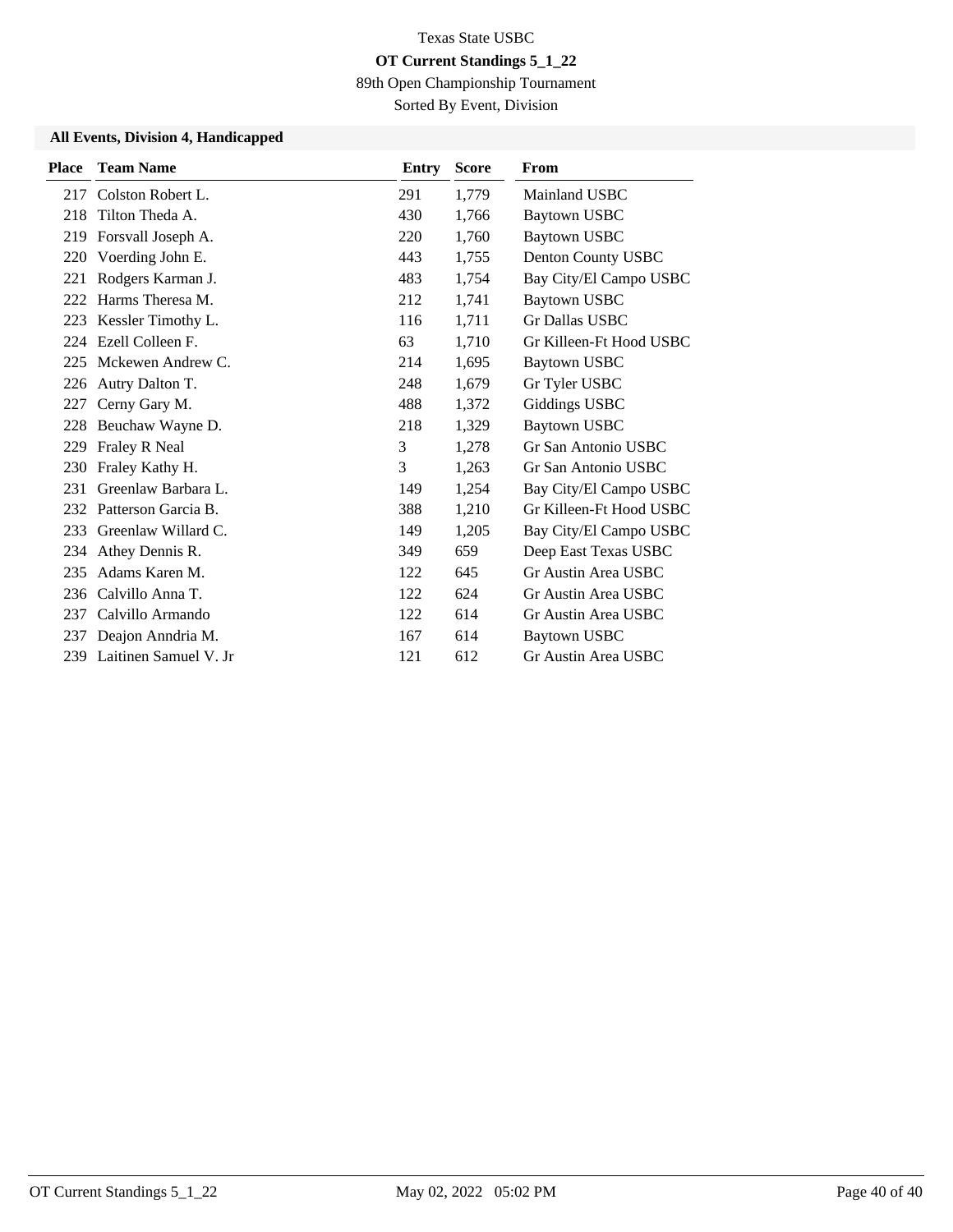Texas State USBC

**OT Current Standings 5_1_22**

89th Open Championship Tournament

Sorted By Event, Division

### All Events, Division 4, Handicapped

| Place | Team Name | Entry | Score | From |
|---|---|---|---|---|
| 217 | Colston Robert L. | 291 | 1,779 | Mainland USBC |
| 218 | Tilton Theda A. | 430 | 1,766 | Baytown USBC |
| 219 | Forsvall Joseph A. | 220 | 1,760 | Baytown USBC |
| 220 | Voerding John E. | 443 | 1,755 | Denton County USBC |
| 221 | Rodgers Karman J. | 483 | 1,754 | Bay City/El Campo USBC |
| 222 | Harms Theresa M. | 212 | 1,741 | Baytown USBC |
| 223 | Kessler Timothy L. | 116 | 1,711 | Gr Dallas USBC |
| 224 | Ezell Colleen F. | 63 | 1,710 | Gr Killeen-Ft Hood USBC |
| 225 | Mckewen Andrew C. | 214 | 1,695 | Baytown USBC |
| 226 | Autry Dalton T. | 248 | 1,679 | Gr Tyler USBC |
| 227 | Cerny Gary M. | 488 | 1,372 | Giddings USBC |
| 228 | Beuchaw Wayne D. | 218 | 1,329 | Baytown USBC |
| 229 | Fraley R Neal | 3 | 1,278 | Gr San Antonio USBC |
| 230 | Fraley Kathy H. | 3 | 1,263 | Gr San Antonio USBC |
| 231 | Greenlaw Barbara L. | 149 | 1,254 | Bay City/El Campo USBC |
| 232 | Patterson Garcia B. | 388 | 1,210 | Gr Killeen-Ft Hood USBC |
| 233 | Greenlaw Willard C. | 149 | 1,205 | Bay City/El Campo USBC |
| 234 | Athey Dennis R. | 349 | 659 | Deep East Texas USBC |
| 235 | Adams Karen M. | 122 | 645 | Gr Austin Area USBC |
| 236 | Calvillo Anna T. | 122 | 624 | Gr Austin Area USBC |
| 237 | Calvillo Armando | 122 | 614 | Gr Austin Area USBC |
| 237 | Deajon Anndria M. | 167 | 614 | Baytown USBC |
| 239 | Laitinen Samuel V. Jr | 121 | 612 | Gr Austin Area USBC |